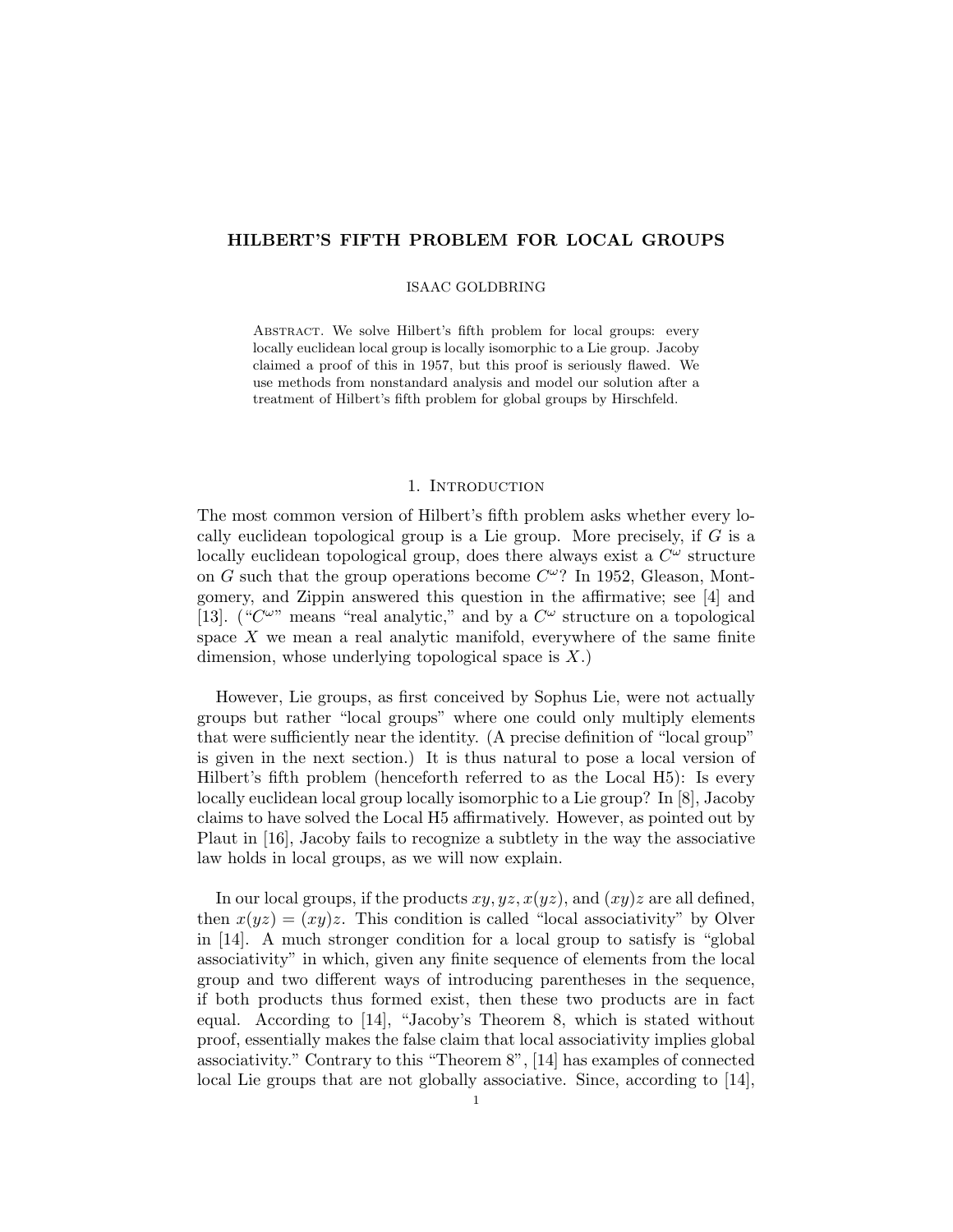# HILBERT'S FIFTH PROBLEM FOR LOCAL GROUPS

ISAAC GOLDBRING

Abstract. We solve Hilbert's fifth problem for local groups: every locally euclidean local group is locally isomorphic to a Lie group. Jacoby claimed a proof of this in 1957, but this proof is seriously flawed. We use methods from nonstandard analysis and model our solution after a treatment of Hilbert's fifth problem for global groups by Hirschfeld.

## 1. Introduction

The most common version of Hilbert's fifth problem asks whether every locally euclidean topological group is a Lie group. More precisely, if $G$ is a locally euclidean topological group, does there always exist a $C^\omega$ structure on $G$ such that the group operations become $C^\omega$? In 1952, Gleason, Montgomery, and Zippin answered this question in the affirmative; see [4] and [13]. ("$C^\omega$" means "real analytic," and by a $C^\omega$ structure on a topological space $X$ we mean a real analytic manifold, everywhere of the same finite dimension, whose underlying topological space is $X$.)

However, Lie groups, as first conceived by Sophus Lie, were not actually groups but rather "local groups" where one could only multiply elements that were sufficiently near the identity. (A precise definition of "local group" is given in the next section.) It is thus natural to pose a local version of Hilbert's fifth problem (henceforth referred to as the Local H5): Is every locally euclidean local group locally isomorphic to a Lie group? In [8], Jacoby claims to have solved the Local H5 affirmatively. However, as pointed out by Plaut in [16], Jacoby fails to recognize a subtlety in the way the associative law holds in local groups, as we will now explain.

In our local groups, if the products $xy, yz, x(yz)$, and $(xy)z$ are all defined, then $x(yz) = (xy)z$. This condition is called "local associativity" by Olver in [14]. A much stronger condition for a local group to satisfy is "global associativity" in which, given any finite sequence of elements from the local group and two different ways of introducing parentheses in the sequence, if both products thus formed exist, then these two products are in fact equal. According to [14], "Jacoby's Theorem 8, which is stated without proof, essentially makes the false claim that local associativity implies global associativity." Contrary to this "Theorem 8", [14] has examples of connected local Lie groups that are not globally associative. Since, according to [14],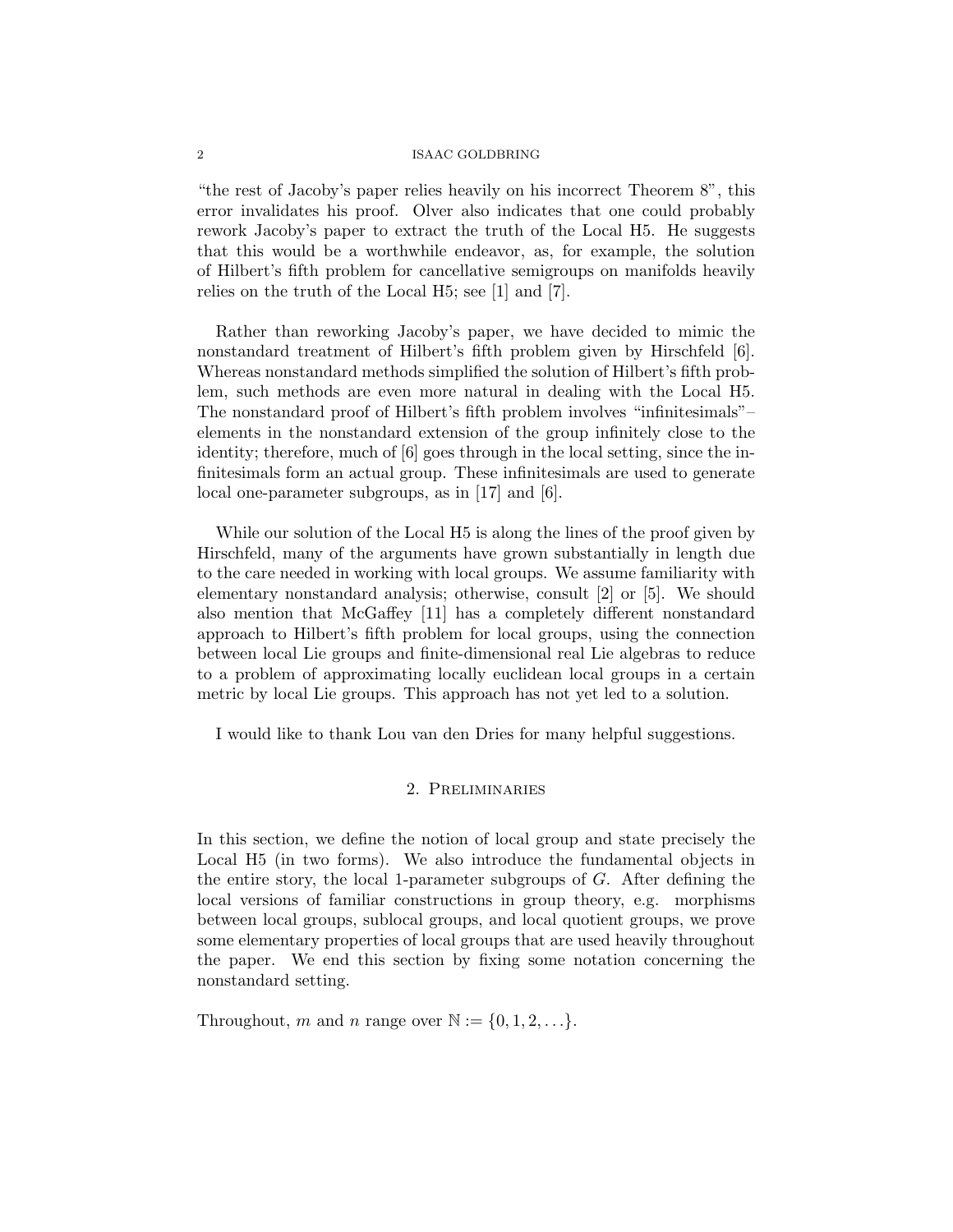"the rest of Jacoby's paper relies heavily on his incorrect Theorem 8", this error invalidates his proof. Olver also indicates that one could probably rework Jacoby's paper to extract the truth of the Local H5. He suggests that this would be a worthwhile endeavor, as, for example, the solution of Hilbert's fifth problem for cancellative semigroups on manifolds heavily relies on the truth of the Local H5; see [1] and [7].

Rather than reworking Jacoby's paper, we have decided to mimic the nonstandard treatment of Hilbert's fifth problem given by Hirschfeld [6]. Whereas nonstandard methods simplified the solution of Hilbert's fifth problem, such methods are even more natural in dealing with the Local H5. The nonstandard proof of Hilbert's fifth problem involves "infinitesimals"– elements in the nonstandard extension of the group infinitely close to the identity; therefore, much of [6] goes through in the local setting, since the infinitesimals form an actual group. These infinitesimals are used to generate local one-parameter subgroups, as in [17] and [6].

While our solution of the Local H5 is along the lines of the proof given by Hirschfeld, many of the arguments have grown substantially in length due to the care needed in working with local groups. We assume familiarity with elementary nonstandard analysis; otherwise, consult [2] or [5]. We should also mention that McGaffey [11] has a completely different nonstandard approach to Hilbert's fifth problem for local groups, using the connection between local Lie groups and finite-dimensional real Lie algebras to reduce to a problem of approximating locally euclidean local groups in a certain metric by local Lie groups. This approach has not yet led to a solution.

I would like to thank Lou van den Dries for many helpful suggestions.

## 2. Preliminaries

In this section, we define the notion of local group and state precisely the Local H5 (in two forms). We also introduce the fundamental objects in the entire story, the local 1-parameter subgroups of $G$. After defining the local versions of familiar constructions in group theory, e.g. morphisms between local groups, sublocal groups, and local quotient groups, we prove some elementary properties of local groups that are used heavily throughout the paper. We end this section by fixing some notation concerning the nonstandard setting.

Throughout, $m$ and $n$ range over $\mathbb{N} := \{0, 1, 2, \ldots\}$.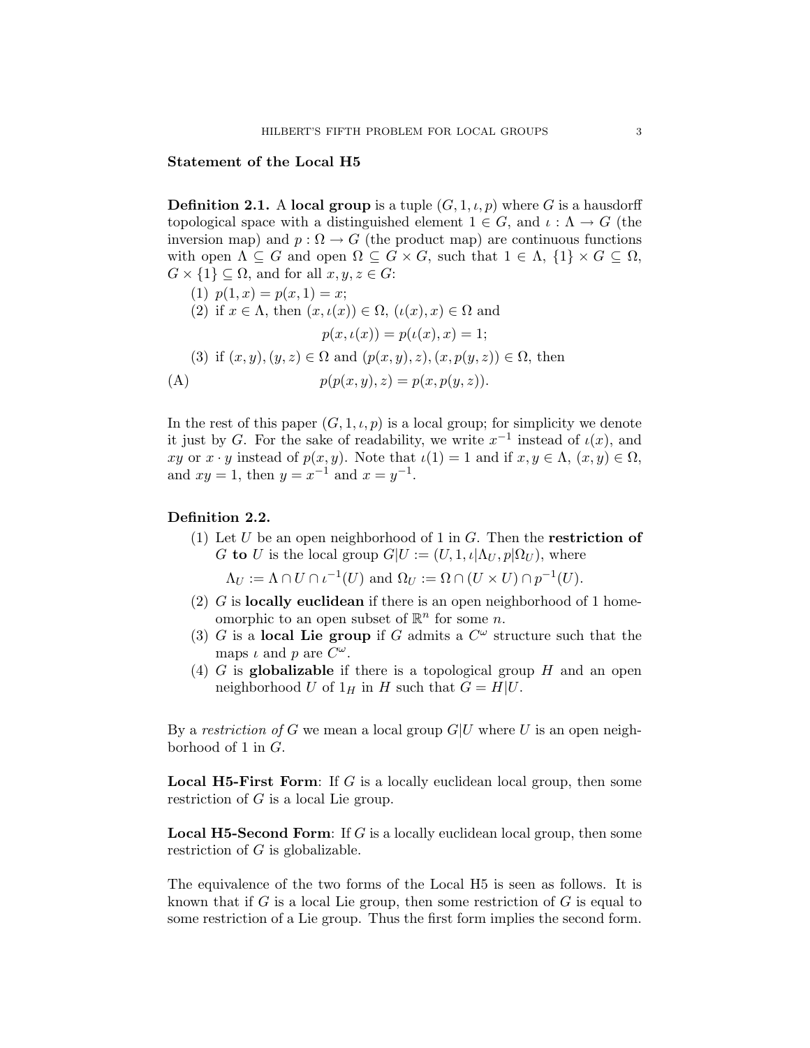### Statement of the Local H5

**Definition 2.1.** A **local group** is a tuple $(G, 1, \iota, p)$ where $G$ is a hausdorff topological space with a distinguished element $1 \in G$, and $\iota : \Lambda \to G$ (the inversion map) and $p : \Omega \to G$ (the product map) are continuous functions with open $\Lambda \subseteq G$ and open $\Omega \subseteq G \times G$, such that $1 \in \Lambda$, $\{1\} \times G \subseteq \Omega$, $G \times \{1\} \subseteq \Omega$, and for all $x, y, z \in G$:

1. $p(1, x) = p(x, 1) = x$;
2. if $x \in \Lambda$, then $(x, \iota(x)) \in \Omega$, $(\iota(x), x) \in \Omega$ and
$$p(x, \iota(x)) = p(\iota(x), x) = 1;$$
3. if $(x, y), (y, z) \in \Omega$ and $(p(x, y), z), (x, p(y, z)) \in \Omega$, then
$$p(p(x, y), z) = p(x, p(y, z)). \tag{A}$$

In the rest of this paper $(G, 1, \iota, p)$ is a local group; for simplicity we denote it just by $G$. For the sake of readability, we write $x^{-1}$ instead of $\iota(x)$, and $xy$ or $x \cdot y$ instead of $p(x, y)$. Note that $\iota(1) = 1$ and if $x, y \in \Lambda$, $(x, y) \in \Omega$, and $xy = 1$, then $y = x^{-1}$ and $x = y^{-1}$.

**Definition 2.2.**

1. Let $U$ be an open neighborhood of 1 in $G$. Then the **restriction of** $G$ **to** $U$ is the local group $G|U := (U, 1, \iota|\Lambda_U, p|\Omega_U)$, where
$$\Lambda_U := \Lambda \cap U \cap \iota^{-1}(U) \text{ and } \Omega_U := \Omega \cap (U \times U) \cap p^{-1}(U).$$
2. $G$ is **locally euclidean** if there is an open neighborhood of 1 homeomorphic to an open subset of $\mathbb{R}^n$ for some $n$.
3. $G$ is a **local Lie group** if $G$ admits a $C^\omega$ structure such that the maps $\iota$ and $p$ are $C^\omega$.
4. $G$ is **globalizable** if there is a topological group $H$ and an open neighborhood $U$ of $1_H$ in $H$ such that $G = H|U$.

By a *restriction of* $G$ we mean a local group $G|U$ where $U$ is an open neighborhood of 1 in $G$.

**Local H5-First Form**: If $G$ is a locally euclidean local group, then some restriction of $G$ is a local Lie group.

**Local H5-Second Form**: If $G$ is a locally euclidean local group, then some restriction of $G$ is globalizable.

The equivalence of the two forms of the Local H5 is seen as follows. It is known that if $G$ is a local Lie group, then some restriction of $G$ is equal to some restriction of a Lie group. Thus the first form implies the second form.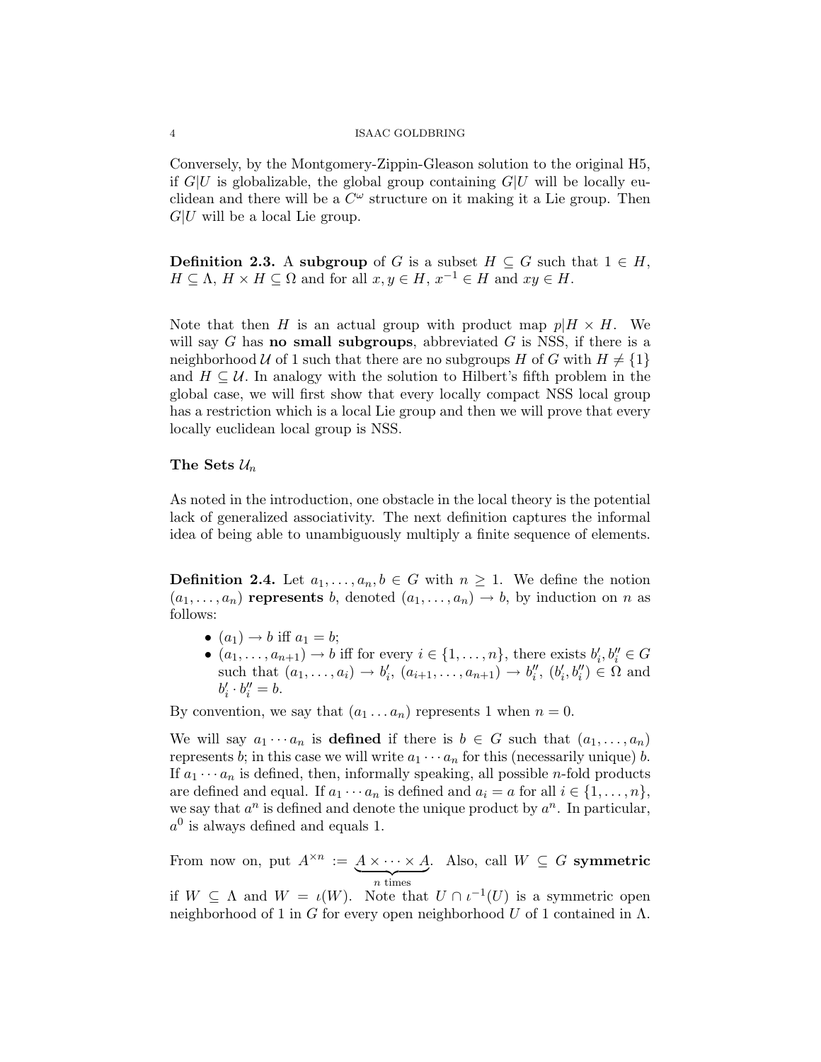Conversely, by the Montgomery-Zippin-Gleason solution to the original H5, if $G|U$ is globalizable, the global group containing $G|U$ will be locally euclidean and there will be a $C^\omega$ structure on it making it a Lie group. Then $G|U$ will be a local Lie group.

**Definition 2.3.** A **subgroup** of $G$ is a subset $H \subseteq G$ such that $1 \in H$, $H \subseteq \Lambda$, $H \times H \subseteq \Omega$ and for all $x, y \in H$, $x^{-1} \in H$ and $xy \in H$.

Note that then $H$ is an actual group with product map $p|H \times H$. We will say $G$ has **no small subgroups**, abbreviated $G$ is NSS, if there is a neighborhood $\mathcal{U}$ of 1 such that there are no subgroups $H$ of $G$ with $H \neq \{1\}$ and $H \subseteq \mathcal{U}$. In analogy with the solution to Hilbert's fifth problem in the global case, we will first show that every locally compact NSS local group has a restriction which is a local Lie group and then we will prove that every locally euclidean local group is NSS.

### The Sets $\mathcal{U}_n$

As noted in the introduction, one obstacle in the local theory is the potential lack of generalized associativity. The next definition captures the informal idea of being able to unambiguously multiply a finite sequence of elements.

**Definition 2.4.** Let $a_1, \ldots, a_n, b \in G$ with $n \geq 1$. We define the notion $(a_1, \ldots, a_n)$ **represents** $b$, denoted $(a_1, \ldots, a_n) \to b$, by induction on $n$ as follows:

- $(a_1) \to b$ iff $a_1 = b$;
- $(a_1, \ldots, a_{n+1}) \to b$ iff for every $i \in \{1, \ldots, n\}$, there exists $b_i', b_i'' \in G$ such that $(a_1, \ldots, a_i) \to b_i'$, $(a_{i+1}, \ldots, a_{n+1}) \to b_i''$, $(b_i', b_i'') \in \Omega$ and $b_i' \cdot b_i'' = b$.

By convention, we say that $(a_1 \ldots a_n)$ represents 1 when $n = 0$.

We will say $a_1 \cdots a_n$ is **defined** if there is $b \in G$ such that $(a_1, \ldots, a_n)$ represents $b$; in this case we will write $a_1 \cdots a_n$ for this (necessarily unique) $b$. If $a_1 \cdots a_n$ is defined, then, informally speaking, all possible $n$-fold products are defined and equal. If $a_1 \cdots a_n$ is defined and $a_i = a$ for all $i \in \{1, \ldots, n\}$, we say that $a^n$ is defined and denote the unique product by $a^n$. In particular, $a^0$ is always defined and equals 1.

From now on, put $A^{\times n} := \underbrace{A \times \cdots \times A}_{n \text{ times}}$. Also, call $W \subseteq G$ **symmetric** if $W \subseteq \Lambda$ and $W = \iota(W)$. Note that $U \cap \iota^{-1}(U)$ is a symmetric open neighborhood of 1 in $G$ for every open neighborhood $U$ of 1 contained in $\Lambda$.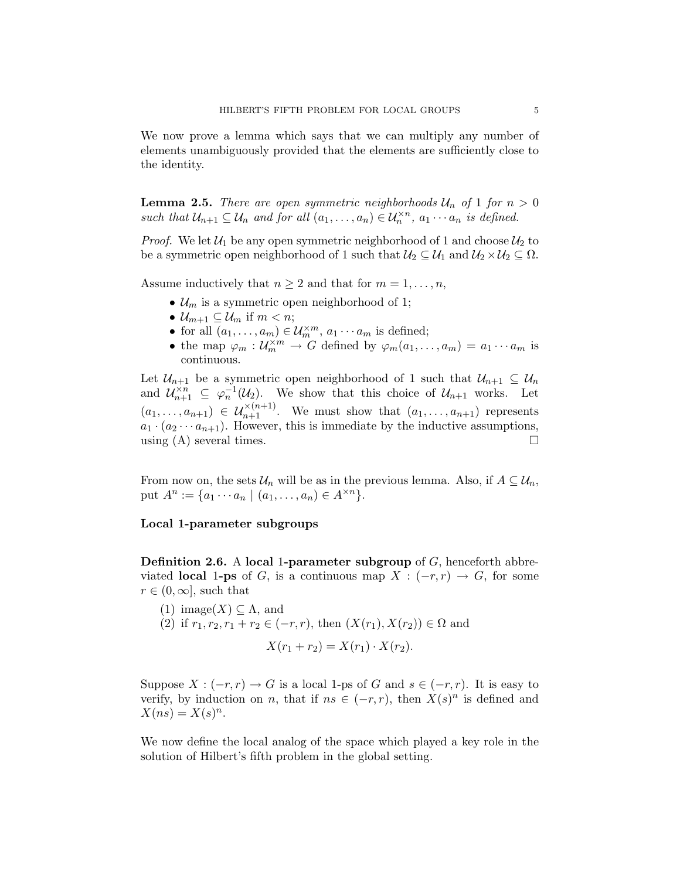We now prove a lemma which says that we can multiply any number of elements unambiguously provided that the elements are sufficiently close to the identity.

**Lemma 2.5.** *There are open symmetric neighborhoods $\mathcal{U}_n$ of 1 for $n > 0$ such that $\mathcal{U}_{n+1} \subseteq \mathcal{U}_n$ and for all $(a_1, \ldots, a_n) \in \mathcal{U}_n^{\times n}$, $a_1 \cdots a_n$ is defined.*

*Proof.* We let $\mathcal{U}_1$ be any open symmetric neighborhood of 1 and choose $\mathcal{U}_2$ to be a symmetric open neighborhood of 1 such that $\mathcal{U}_2 \subseteq \mathcal{U}_1$ and $\mathcal{U}_2 \times \mathcal{U}_2 \subseteq \Omega$.

Assume inductively that $n \geq 2$ and that for $m = 1, \ldots, n$,

- $\mathcal{U}_m$ is a symmetric open neighborhood of 1;
- $\mathcal{U}_{m+1} \subseteq \mathcal{U}_m$ if $m < n$;
- for all $(a_1, \ldots, a_m) \in \mathcal{U}_m^{\times m}$, $a_1 \cdots a_m$ is defined;
- the map $\varphi_m : \mathcal{U}_m^{\times m} \to G$ defined by $\varphi_m(a_1, \ldots, a_m) = a_1 \cdots a_m$ is continuous.

Let $\mathcal{U}_{n+1}$ be a symmetric open neighborhood of 1 such that $\mathcal{U}_{n+1} \subseteq \mathcal{U}_n$ and $\mathcal{U}_{n+1}^{\times n} \subseteq \varphi_n^{-1}(\mathcal{U}_2)$. We show that this choice of $\mathcal{U}_{n+1}$ works. Let $(a_1, \ldots, a_{n+1}) \in \mathcal{U}_{n+1}^{\times(n+1)}$. We must show that $(a_1, \ldots, a_{n+1})$ represents $a_1 \cdot (a_2 \cdots a_{n+1})$. However, this is immediate by the inductive assumptions, using (A) several times. $\square$

From now on, the sets $\mathcal{U}_n$ will be as in the previous lemma. Also, if $A \subseteq \mathcal{U}_n$, put $A^n := \{a_1 \cdots a_n \mid (a_1, \ldots, a_n) \in A^{\times n}\}$.

**Local 1-parameter subgroups**

**Definition 2.6.** A **local 1-parameter subgroup** of $G$, henceforth abbreviated **local 1-ps** of $G$, is a continuous map $X : (-r, r) \to G$, for some $r \in (0, \infty]$, such that

1. $\text{image}(X) \subseteq \Lambda$, and
2. if $r_1, r_2, r_1 + r_2 \in (-r, r)$, then $(X(r_1), X(r_2)) \in \Omega$ and
$$X(r_1 + r_2) = X(r_1) \cdot X(r_2).$$

Suppose $X : (-r, r) \to G$ is a local 1-ps of $G$ and $s \in (-r, r)$. It is easy to verify, by induction on $n$, that if $ns \in (-r, r)$, then $X(s)^n$ is defined and $X(ns) = X(s)^n$.

We now define the local analog of the space which played a key role in the solution of Hilbert's fifth problem in the global setting.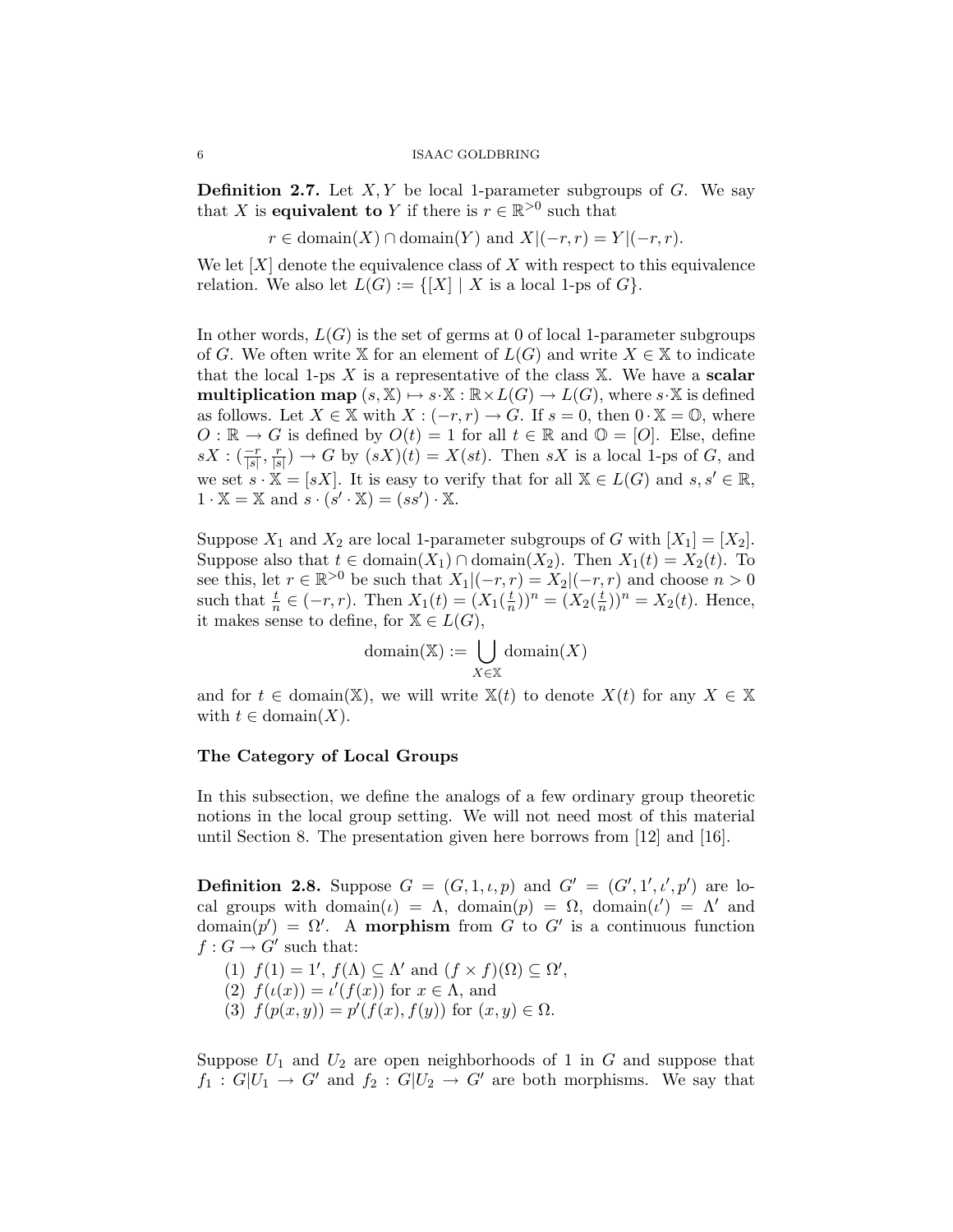**Definition 2.7.** Let $X, Y$ be local 1-parameter subgroups of $G$. We say that $X$ is **equivalent to** $Y$ if there is $r \in \mathbb{R}^{>0}$ such that

$$r \in \text{domain}(X) \cap \text{domain}(Y) \text{ and } X|(-r,r) = Y|(-r,r).$$

We let $[X]$ denote the equivalence class of $X$ with respect to this equivalence relation. We also let $L(G) := \{[X] \mid X \text{ is a local 1-ps of } G\}$.

In other words, $L(G)$ is the set of germs at 0 of local 1-parameter subgroups of $G$. We often write $\mathbb{X}$ for an element of $L(G)$ and write $X \in \mathbb{X}$ to indicate that the local 1-ps $X$ is a representative of the class $\mathbb{X}$. We have a **scalar multiplication map** $(s, \mathbb{X}) \mapsto s \cdot \mathbb{X} : \mathbb{R} \times L(G) \to L(G)$, where $s \cdot \mathbb{X}$ is defined as follows. Let $X \in \mathbb{X}$ with $X : (-r, r) \to G$. If $s = 0$, then $0 \cdot \mathbb{X} = \mathbb{O}$, where $O : \mathbb{R} \to G$ is defined by $O(t) = 1$ for all $t \in \mathbb{R}$ and $\mathbb{O} = [O]$. Else, define $sX : (\frac{-r}{|s|}, \frac{r}{|s|}) \to G$ by $(sX)(t) = X(st)$. Then $sX$ is a local 1-ps of $G$, and we set $s \cdot \mathbb{X} = [sX]$. It is easy to verify that for all $\mathbb{X} \in L(G)$ and $s, s' \in \mathbb{R}$, $1 \cdot \mathbb{X} = \mathbb{X}$ and $s \cdot (s' \cdot \mathbb{X}) = (ss') \cdot \mathbb{X}$.

Suppose $X_1$ and $X_2$ are local 1-parameter subgroups of $G$ with $[X_1] = [X_2]$. Suppose also that $t \in \text{domain}(X_1) \cap \text{domain}(X_2)$. Then $X_1(t) = X_2(t)$. To see this, let $r \in \mathbb{R}^{>0}$ be such that $X_1|(-r,r) = X_2|(-r,r)$ and choose $n > 0$ such that $\frac{t}{n} \in (-r, r)$. Then $X_1(t) = (X_1(\frac{t}{n}))^n = (X_2(\frac{t}{n}))^n = X_2(t)$. Hence, it makes sense to define, for $\mathbb{X} \in L(G)$,

$$\text{domain}(\mathbb{X}) := \bigcup_{X \in \mathbb{X}} \text{domain}(X)$$

and for $t \in \text{domain}(\mathbb{X})$, we will write $\mathbb{X}(t)$ to denote $X(t)$ for any $X \in \mathbb{X}$ with $t \in \text{domain}(X)$.

### The Category of Local Groups

In this subsection, we define the analogs of a few ordinary group theoretic notions in the local group setting. We will not need most of this material until Section 8. The presentation given here borrows from [12] and [16].

**Definition 2.8.** Suppose $G = (G, 1, \iota, p)$ and $G' = (G', 1', \iota', p')$ are local groups with $\text{domain}(\iota) = \Lambda$, $\text{domain}(p) = \Omega$, $\text{domain}(\iota') = \Lambda'$ and $\text{domain}(p') = \Omega'$. A **morphism** from $G$ to $G'$ is a continuous function $f : G \to G'$ such that:

1. $f(1) = 1'$, $f(\Lambda) \subseteq \Lambda'$ and $(f \times f)(\Omega) \subseteq \Omega'$,
2. $f(\iota(x)) = \iota'(f(x))$ for $x \in \Lambda$, and
3. $f(p(x,y)) = p'(f(x), f(y))$ for $(x,y) \in \Omega$.

Suppose $U_1$ and $U_2$ are open neighborhoods of 1 in $G$ and suppose that $f_1 : G|U_1 \to G'$ and $f_2 : G|U_2 \to G'$ are both morphisms. We say that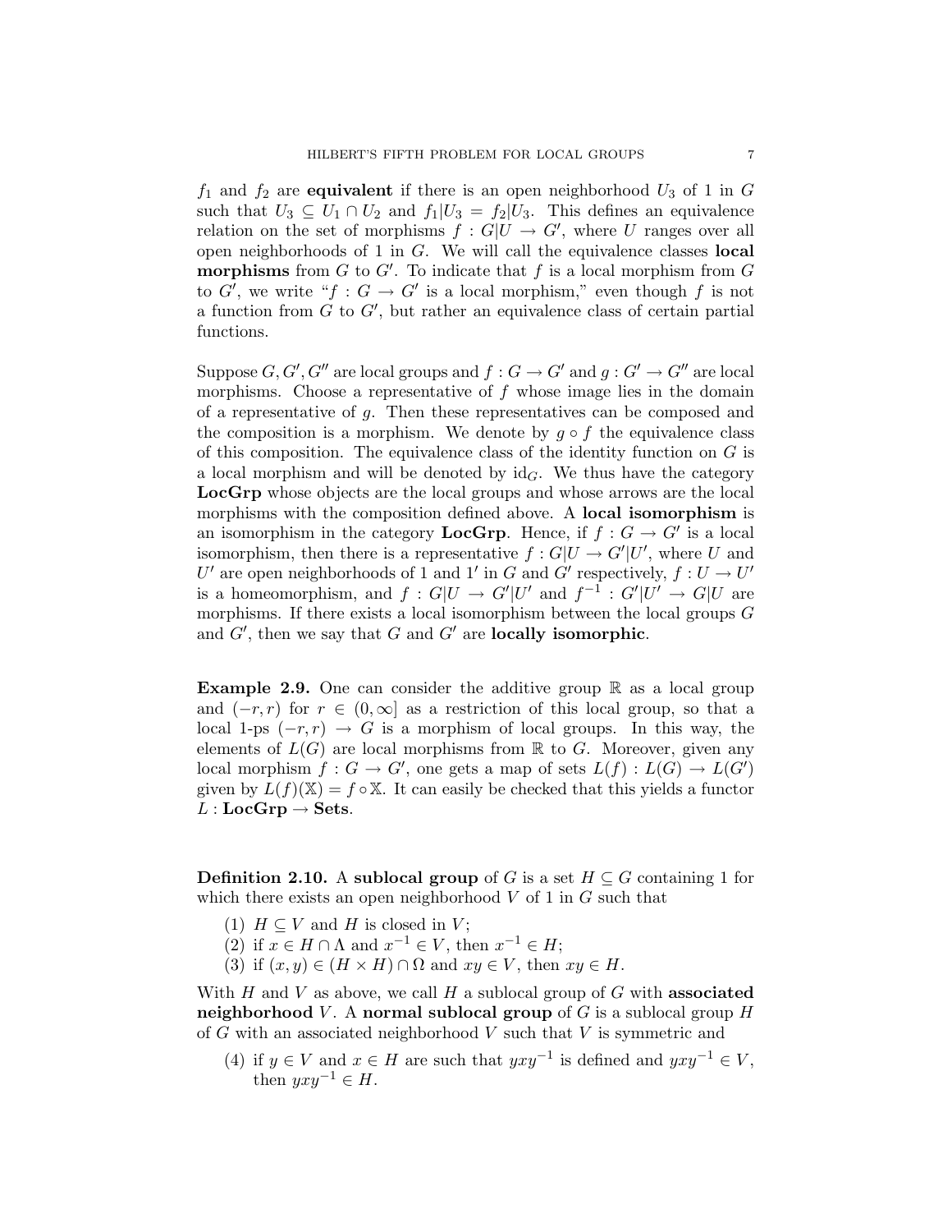$f_1$ and $f_2$ are **equivalent** if there is an open neighborhood $U_3$ of 1 in $G$ such that $U_3 \subseteq U_1 \cap U_2$ and $f_1|U_3 = f_2|U_3$. This defines an equivalence relation on the set of morphisms $f : G|U \to G'$, where $U$ ranges over all open neighborhoods of 1 in $G$. We will call the equivalence classes **local morphisms** from $G$ to $G'$. To indicate that $f$ is a local morphism from $G$ to $G'$, we write "$f : G \to G'$ is a local morphism," even though $f$ is not a function from $G$ to $G'$, but rather an equivalence class of certain partial functions.

Suppose $G, G', G''$ are local groups and $f : G \to G'$ and $g : G' \to G''$ are local morphisms. Choose a representative of $f$ whose image lies in the domain of a representative of $g$. Then these representatives can be composed and the composition is a morphism. We denote by $g \circ f$ the equivalence class of this composition. The equivalence class of the identity function on $G$ is a local morphism and will be denoted by $\mathrm{id}_G$. We thus have the category **LocGrp** whose objects are the local groups and whose arrows are the local morphisms with the composition defined above. A **local isomorphism** is an isomorphism in the category **LocGrp**. Hence, if $f : G \to G'$ is a local isomorphism, then there is a representative $f : G|U \to G'|U'$, where $U$ and $U'$ are open neighborhoods of 1 and $1'$ in $G$ and $G'$ respectively, $f : U \to U'$ is a homeomorphism, and $f : G|U \to G'|U'$ and $f^{-1} : G'|U' \to G|U$ are morphisms. If there exists a local isomorphism between the local groups $G$ and $G'$, then we say that $G$ and $G'$ are **locally isomorphic**.

**Example 2.9.** One can consider the additive group $\mathbb{R}$ as a local group and $(-r, r)$ for $r \in (0, \infty]$ as a restriction of this local group, so that a local 1-ps $(-r, r) \to G$ is a morphism of local groups. In this way, the elements of $L(G)$ are local morphisms from $\mathbb{R}$ to $G$. Moreover, given any local morphism $f : G \to G'$, one gets a map of sets $L(f) : L(G) \to L(G')$ given by $L(f)(\mathbb{X}) = f \circ \mathbb{X}$. It can easily be checked that this yields a functor $L : \mathbf{LocGrp} \to \mathbf{Sets}$.

**Definition 2.10.** A **sublocal group** of $G$ is a set $H \subseteq G$ containing 1 for which there exists an open neighborhood $V$ of 1 in $G$ such that

1. $H \subseteq V$ and $H$ is closed in $V$;
2. if $x \in H \cap \Lambda$ and $x^{-1} \in V$, then $x^{-1} \in H$;
3. if $(x, y) \in (H \times H) \cap \Omega$ and $xy \in V$, then $xy \in H$.

With $H$ and $V$ as above, we call $H$ a sublocal group of $G$ with **associated neighborhood** $V$. A **normal sublocal group** of $G$ is a sublocal group $H$ of $G$ with an associated neighborhood $V$ such that $V$ is symmetric and

4. if $y \in V$ and $x \in H$ are such that $yxy^{-1}$ is defined and $yxy^{-1} \in V$, then $yxy^{-1} \in H$.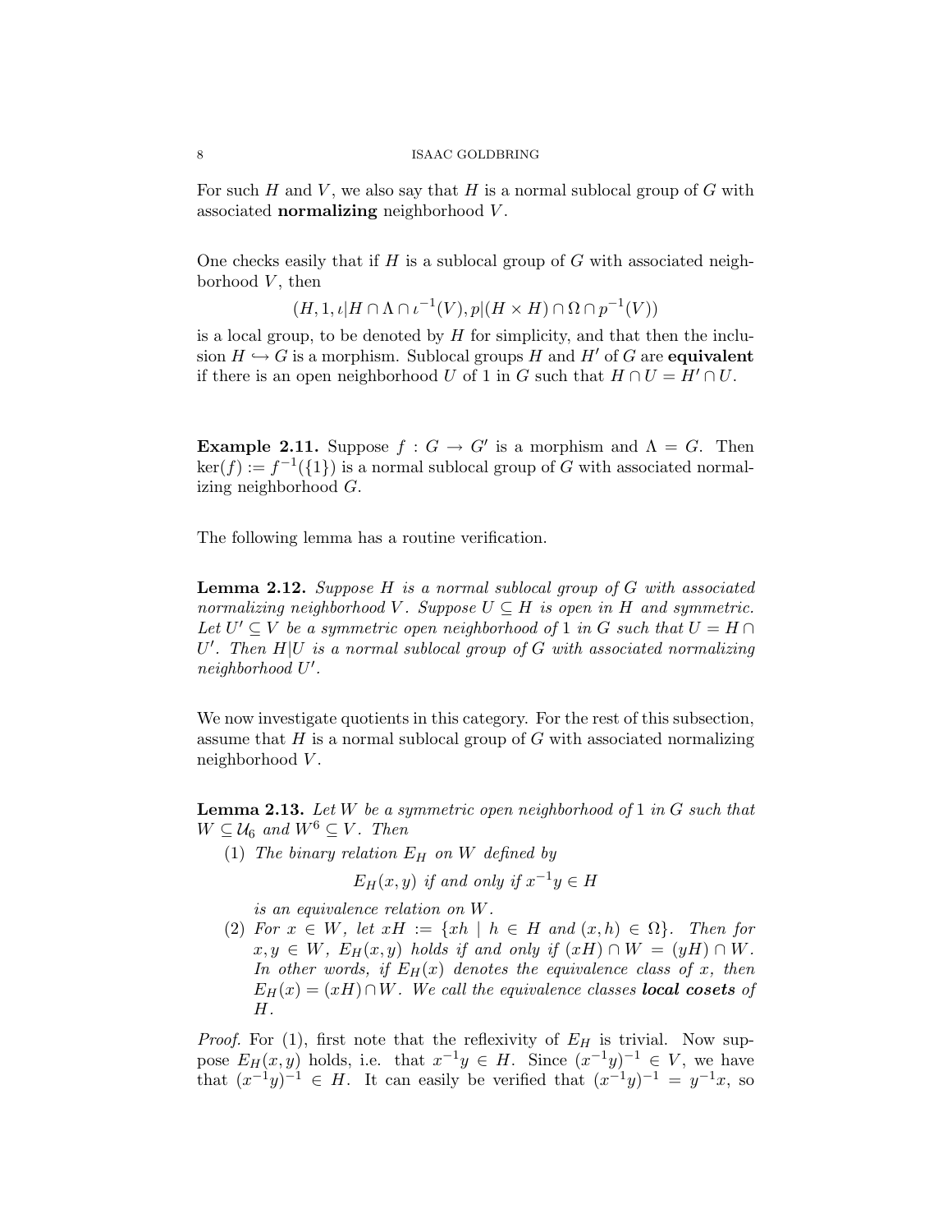For such $H$ and $V$, we also say that $H$ is a normal sublocal group of $G$ with associated **normalizing** neighborhood $V$.

One checks easily that if $H$ is a sublocal group of $G$ with associated neighborhood $V$, then

$$(H, 1, \iota|H \cap \Lambda \cap \iota^{-1}(V), p|(H \times H) \cap \Omega \cap p^{-1}(V))$$

is a local group, to be denoted by $H$ for simplicity, and that then the inclusion $H \hookrightarrow G$ is a morphism. Sublocal groups $H$ and $H'$ of $G$ are **equivalent** if there is an open neighborhood $U$ of 1 in $G$ such that $H \cap U = H' \cap U$.

**Example 2.11.** Suppose $f : G \to G'$ is a morphism and $\Lambda = G$. Then $\ker(f) := f^{-1}(\{1\})$ is a normal sublocal group of $G$ with associated normalizing neighborhood $G$.

The following lemma has a routine verification.

**Lemma 2.12.** *Suppose $H$ is a normal sublocal group of $G$ with associated normalizing neighborhood $V$. Suppose $U \subseteq H$ is open in $H$ and symmetric. Let $U' \subseteq V$ be a symmetric open neighborhood of 1 in $G$ such that $U = H \cap U'$. Then $H|U$ is a normal sublocal group of $G$ with associated normalizing neighborhood $U'$.*

We now investigate quotients in this category. For the rest of this subsection, assume that $H$ is a normal sublocal group of $G$ with associated normalizing neighborhood $V$.

**Lemma 2.13.** *Let $W$ be a symmetric open neighborhood of 1 in $G$ such that $W \subseteq \mathcal{U}_6$ and $W^6 \subseteq V$. Then*

1. *The binary relation $E_H$ on $W$ defined by*

$$E_H(x, y) \text{ if and only if } x^{-1}y \in H$$

*is an equivalence relation on $W$.*

2. *For $x \in W$, let $xH := \{xh \mid h \in H \text{ and } (x, h) \in \Omega\}$. Then for $x, y \in W$, $E_H(x, y)$ holds if and only if $(xH) \cap W = (yH) \cap W$. In other words, if $E_H(x)$ denotes the equivalence class of $x$, then $E_H(x) = (xH) \cap W$. We call the equivalence classes* ***local cosets*** *of $H$.*

*Proof.* For (1), first note that the reflexivity of $E_H$ is trivial. Now suppose $E_H(x, y)$ holds, i.e. that $x^{-1}y \in H$. Since $(x^{-1}y)^{-1} \in V$, we have that $(x^{-1}y)^{-1} \in H$. It can easily be verified that $(x^{-1}y)^{-1} = y^{-1}x$, so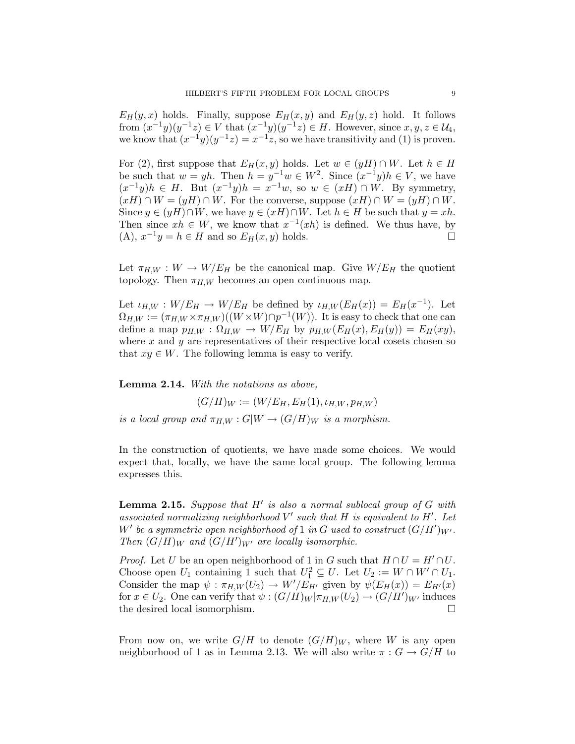$E_H(y,x)$ holds. Finally, suppose $E_H(x,y)$ and $E_H(y,z)$ hold. It follows from $(x^{-1}y)(y^{-1}z) \in V$ that $(x^{-1}y)(y^{-1}z) \in H$. However, since $x, y, z \in \mathcal{U}_4$, we know that $(x^{-1}y)(y^{-1}z) = x^{-1}z$, so we have transitivity and (1) is proven.

For (2), first suppose that $E_H(x,y)$ holds. Let $w \in (yH) \cap W$. Let $h \in H$ be such that $w = yh$. Then $h = y^{-1}w \in W^2$. Since $(x^{-1}y)h \in V$, we have $(x^{-1}y)h \in H$. But $(x^{-1}y)h = x^{-1}w$, so $w \in (xH) \cap W$. By symmetry, $(xH) \cap W = (yH) \cap W$. For the converse, suppose $(xH) \cap W = (yH) \cap W$. Since $y \in (yH) \cap W$, we have $y \in (xH) \cap W$. Let $h \in H$ be such that $y = xh$. Then since $xh \in W$, we know that $x^{-1}(xh)$ is defined. We thus have, by (A), $x^{-1}y = h \in H$ and so $E_H(x,y)$ holds. $\square$

Let $\pi_{H,W} : W \to W/E_H$ be the canonical map. Give $W/E_H$ the quotient topology. Then $\pi_{H,W}$ becomes an open continuous map.

Let $\iota_{H,W} : W/E_H \to W/E_H$ be defined by $\iota_{H,W}(E_H(x)) = E_H(x^{-1})$. Let $\Omega_{H,W} := (\pi_{H,W} \times \pi_{H,W})((W \times W) \cap p^{-1}(W))$. It is easy to check that one can define a map $p_{H,W} : \Omega_{H,W} \to W/E_H$ by $p_{H,W}(E_H(x), E_H(y)) = E_H(xy)$, where $x$ and $y$ are representatives of their respective local cosets chosen so that $xy \in W$. The following lemma is easy to verify.

**Lemma 2.14.** *With the notations as above,*

$$(G/H)_W := (W/E_H, E_H(1), \iota_{H,W}, p_{H,W})$$

*is a local group and $\pi_{H,W} : G|W \to (G/H)_W$ is a morphism.*

In the construction of quotients, we have made some choices. We would expect that, locally, we have the same local group. The following lemma expresses this.

**Lemma 2.15.** *Suppose that $H'$ is also a normal sublocal group of $G$ with associated normalizing neighborhood $V'$ such that $H$ is equivalent to $H'$. Let $W'$ be a symmetric open neighborhood of $1$ in $G$ used to construct $(G/H')_{W'}$. Then $(G/H)_W$ and $(G/H')_{W'}$ are locally isomorphic.*

*Proof.* Let $U$ be an open neighborhood of 1 in $G$ such that $H \cap U = H' \cap U$. Choose open $U_1$ containing 1 such that $U_1^2 \subseteq U$. Let $U_2 := W \cap W' \cap U_1$. Consider the map $\psi : \pi_{H,W}(U_2) \to W'/E_{H'}$ given by $\psi(E_H(x)) = E_{H'}(x)$ for $x \in U_2$. One can verify that $\psi : (G/H)_W|\pi_{H,W}(U_2) \to (G/H')_{W'}$ induces the desired local isomorphism. $\square$

From now on, we write $G/H$ to denote $(G/H)_W$, where $W$ is any open neighborhood of 1 as in Lemma 2.13. We will also write $\pi : G \to G/H$ to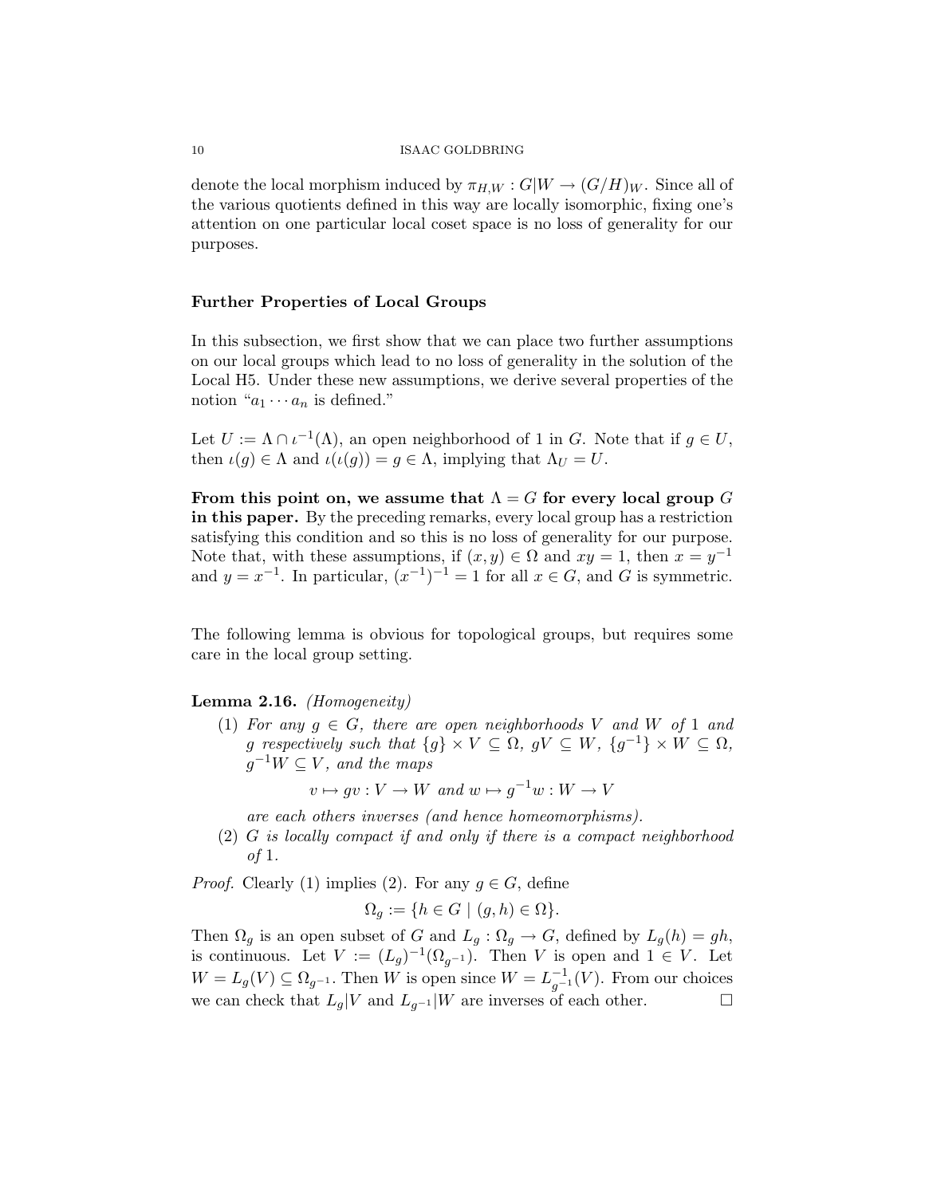denote the local morphism induced by $\pi_{H,W} : G|W \to (G/H)_W$. Since all of the various quotients defined in this way are locally isomorphic, fixing one's attention on one particular local coset space is no loss of generality for our purposes.

### Further Properties of Local Groups

In this subsection, we first show that we can place two further assumptions on our local groups which lead to no loss of generality in the solution of the Local H5. Under these new assumptions, we derive several properties of the notion "$a_1 \cdots a_n$ is defined."

Let $U := \Lambda \cap \iota^{-1}(\Lambda)$, an open neighborhood of 1 in $G$. Note that if $g \in U$, then $\iota(g) \in \Lambda$ and $\iota(\iota(g)) = g \in \Lambda$, implying that $\Lambda_U = U$.

**From this point on, we assume that $\Lambda = G$ for every local group $G$ in this paper.** By the preceding remarks, every local group has a restriction satisfying this condition and so this is no loss of generality for our purpose. Note that, with these assumptions, if $(x, y) \in \Omega$ and $xy = 1$, then $x = y^{-1}$ and $y = x^{-1}$. In particular, $(x^{-1})^{-1} = 1$ for all $x \in G$, and $G$ is symmetric.

The following lemma is obvious for topological groups, but requires some care in the local group setting.

**Lemma 2.16.** *(Homogeneity)*

1. *For any $g \in G$, there are open neighborhoods $V$ and $W$ of 1 and $g$ respectively such that $\{g\} \times V \subseteq \Omega$, $gV \subseteq W$, $\{g^{-1}\} \times W \subseteq \Omega$, $g^{-1}W \subseteq V$, and the maps*
$$v \mapsto gv : V \to W \text{ and } w \mapsto g^{-1}w : W \to V$$
*are each others inverses (and hence homeomorphisms).*
2. *$G$ is locally compact if and only if there is a compact neighborhood of 1.*

*Proof.* Clearly (1) implies (2). For any $g \in G$, define
$$\Omega_g := \{h \in G \mid (g, h) \in \Omega\}.$$
Then $\Omega_g$ is an open subset of $G$ and $L_g : \Omega_g \to G$, defined by $L_g(h) = gh$, is continuous. Let $V := (L_g)^{-1}(\Omega_{g^{-1}})$. Then $V$ is open and $1 \in V$. Let $W = L_g(V) \subseteq \Omega_{g^{-1}}$. Then $W$ is open since $W = L_{g^{-1}}^{-1}(V)$. From our choices we can check that $L_g|V$ and $L_{g^{-1}}|W$ are inverses of each other. $\square$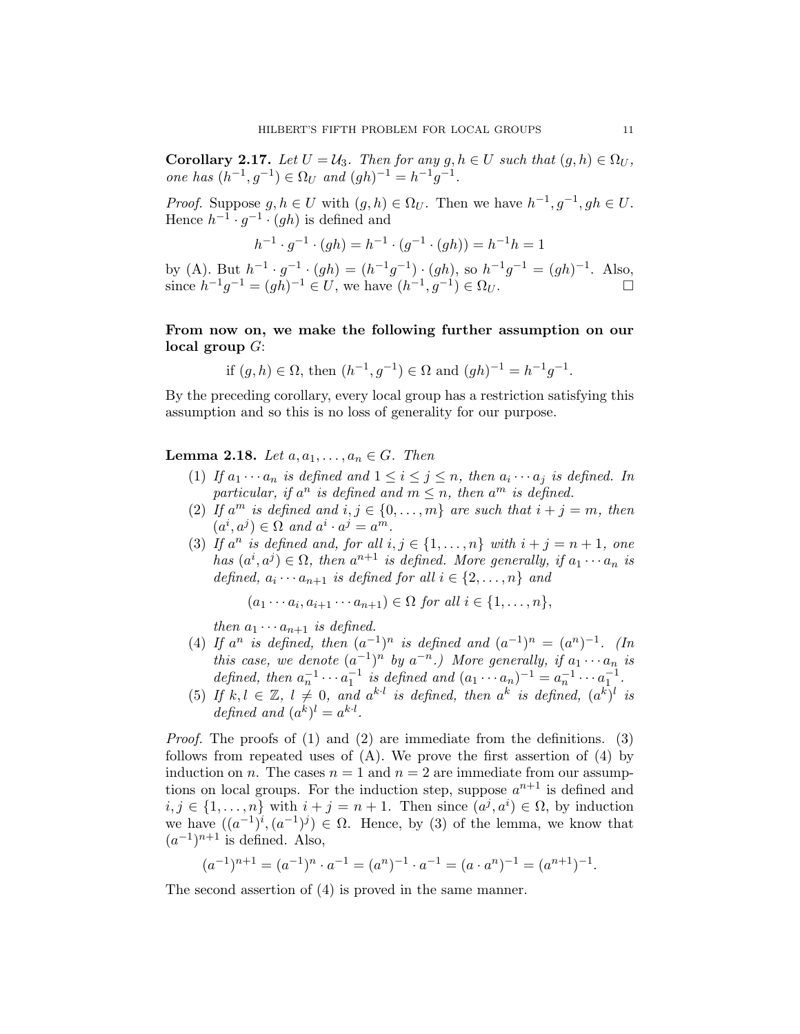**Corollary 2.17.** *Let $U = \mathcal{U}_3$. Then for any $g, h \in U$ such that $(g, h) \in \Omega_U$, one has $(h^{-1}, g^{-1}) \in \Omega_U$ and $(gh)^{-1} = h^{-1}g^{-1}$.*

*Proof.* Suppose $g, h \in U$ with $(g, h) \in \Omega_U$. Then we have $h^{-1}, g^{-1}, gh \in U$. Hence $h^{-1} \cdot g^{-1} \cdot (gh)$ is defined and

$$h^{-1} \cdot g^{-1} \cdot (gh) = h^{-1} \cdot (g^{-1} \cdot (gh)) = h^{-1}h = 1$$

by (A). But $h^{-1} \cdot g^{-1} \cdot (gh) = (h^{-1}g^{-1}) \cdot (gh)$, so $h^{-1}g^{-1} = (gh)^{-1}$. Also, since $h^{-1}g^{-1} = (gh)^{-1} \in U$, we have $(h^{-1}, g^{-1}) \in \Omega_U$. $\square$

**From now on, we make the following further assumption on our local group $G$:**

$$\text{if } (g, h) \in \Omega, \text{ then } (h^{-1}, g^{-1}) \in \Omega \text{ and } (gh)^{-1} = h^{-1}g^{-1}.$$

By the preceding corollary, every local group has a restriction satisfying this assumption and so this is no loss of generality for our purpose.

**Lemma 2.18.** *Let $a, a_1, \ldots, a_n \in G$. Then*

1. *If $a_1 \cdots a_n$ is defined and $1 \leq i \leq j \leq n$, then $a_i \cdots a_j$ is defined. In particular, if $a^n$ is defined and $m \leq n$, then $a^m$ is defined.*
2. *If $a^m$ is defined and $i, j \in \{0, \ldots, m\}$ are such that $i + j = m$, then $(a^i, a^j) \in \Omega$ and $a^i \cdot a^j = a^m$.*
3. *If $a^n$ is defined and, for all $i, j \in \{1, \ldots, n\}$ with $i + j = n + 1$, one has $(a^i, a^j) \in \Omega$, then $a^{n+1}$ is defined. More generally, if $a_1 \cdots a_n$ is defined, $a_i \cdots a_{n+1}$ is defined for all $i \in \{2, \ldots, n\}$ and*
$$(a_1 \cdots a_i, a_{i+1} \cdots a_{n+1}) \in \Omega \text{ for all } i \in \{1, \ldots, n\},$$
*then $a_1 \cdots a_{n+1}$ is defined.*
4. *If $a^n$ is defined, then $(a^{-1})^n$ is defined and $(a^{-1})^n = (a^n)^{-1}$. (In this case, we denote $(a^{-1})^n$ by $a^{-n}$.) More generally, if $a_1 \cdots a_n$ is defined, then $a_n^{-1} \cdots a_1^{-1}$ is defined and $(a_1 \cdots a_n)^{-1} = a_n^{-1} \cdots a_1^{-1}$.*
5. *If $k, l \in \mathbb{Z}$, $l \neq 0$, and $a^{k \cdot l}$ is defined, then $a^k$ is defined, $(a^k)^l$ is defined and $(a^k)^l = a^{k \cdot l}$.*

*Proof.* The proofs of (1) and (2) are immediate from the definitions. (3) follows from repeated uses of (A). We prove the first assertion of (4) by induction on $n$. The cases $n = 1$ and $n = 2$ are immediate from our assumptions on local groups. For the induction step, suppose $a^{n+1}$ is defined and $i, j \in \{1, \ldots, n\}$ with $i + j = n + 1$. Then since $(a^j, a^i) \in \Omega$, by induction we have $((a^{-1})^i, (a^{-1})^j) \in \Omega$. Hence, by (3) of the lemma, we know that $(a^{-1})^{n+1}$ is defined. Also,

$$(a^{-1})^{n+1} = (a^{-1})^n \cdot a^{-1} = (a^n)^{-1} \cdot a^{-1} = (a \cdot a^n)^{-1} = (a^{n+1})^{-1}.$$

The second assertion of (4) is proved in the same manner.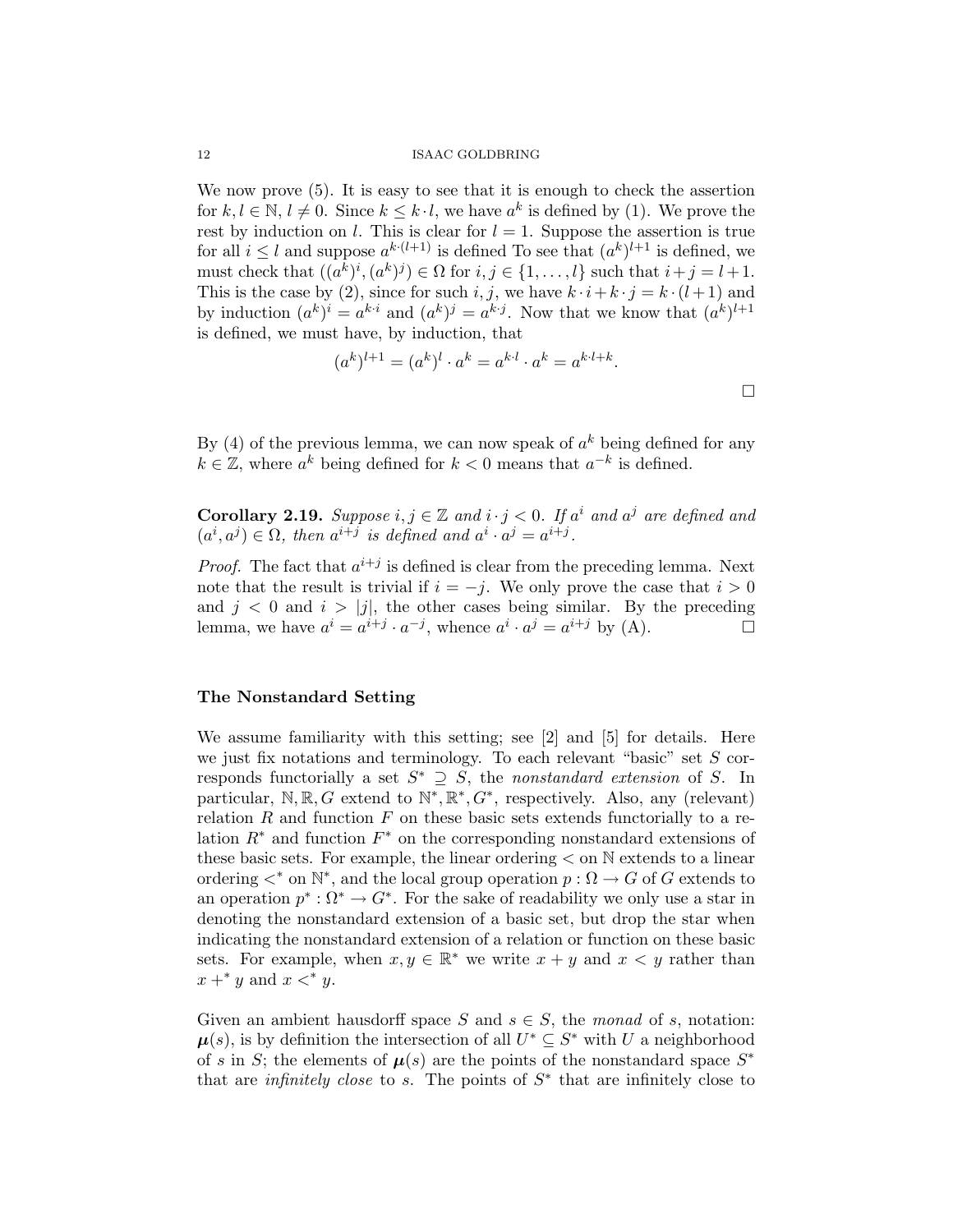We now prove (5). It is easy to see that it is enough to check the assertion for $k, l \in \mathbb{N}$, $l \neq 0$. Since $k \leq k \cdot l$, we have $a^k$ is defined by (1). We prove the rest by induction on $l$. This is clear for $l = 1$. Suppose the assertion is true for all $i \leq l$ and suppose $a^{k\cdot(l+1)}$ is defined To see that $(a^k)^{l+1}$ is defined, we must check that $((a^k)^i, (a^k)^j) \in \Omega$ for $i, j \in \{1, \ldots, l\}$ such that $i + j = l + 1$. This is the case by (2), since for such $i, j$, we have $k \cdot i + k \cdot j = k \cdot (l+1)$ and by induction $(a^k)^i = a^{k\cdot i}$ and $(a^k)^j = a^{k \cdot j}$. Now that we know that $(a^k)^{l+1}$ is defined, we must have, by induction, that

$$(a^k)^{l+1} = (a^k)^l \cdot a^k = a^{k\cdot l} \cdot a^k = a^{k\cdot l + k}.$$

□

By (4) of the previous lemma, we can now speak of $a^k$ being defined for any $k \in \mathbb{Z}$, where $a^k$ being defined for $k < 0$ means that $a^{-k}$ is defined.

**Corollary 2.19.** *Suppose $i, j \in \mathbb{Z}$ and $i \cdot j < 0$. If $a^i$ and $a^j$ are defined and $(a^i, a^j) \in \Omega$, then $a^{i+j}$ is defined and $a^i \cdot a^j = a^{i+j}$.*

*Proof.* The fact that $a^{i+j}$ is defined is clear from the preceding lemma. Next note that the result is trivial if $i = -j$. We only prove the case that $i > 0$ and $j < 0$ and $i > |j|$, the other cases being similar. By the preceding lemma, we have $a^i = a^{i+j} \cdot a^{-j}$, whence $a^i \cdot a^j = a^{i+j}$ by (A). □

**The Nonstandard Setting**

We assume familiarity with this setting; see [2] and [5] for details. Here we just fix notations and terminology. To each relevant "basic" set $S$ corresponds functorially a set $S^* \supseteq S$, the *nonstandard extension* of $S$. In particular, $\mathbb{N}, \mathbb{R}, G$ extend to $\mathbb{N}^*, \mathbb{R}^*, G^*$, respectively. Also, any (relevant) relation $R$ and function $F$ on these basic sets extends functorially to a relation $R^*$ and function $F^*$ on the corresponding nonstandard extensions of these basic sets. For example, the linear ordering $<$ on $\mathbb{N}$ extends to a linear ordering $<^*$ on $\mathbb{N}^*$, and the local group operation $p : \Omega \to G$ of $G$ extends to an operation $p^* : \Omega^* \to G^*$. For the sake of readability we only use a star in denoting the nonstandard extension of a basic set, but drop the star when indicating the nonstandard extension of a relation or function on these basic sets. For example, when $x, y \in \mathbb{R}^*$ we write $x + y$ and $x < y$ rather than $x +^* y$ and $x <^* y$.

Given an ambient hausdorff space $S$ and $s \in S$, the *monad* of $s$, notation: $\boldsymbol{\mu}(s)$, is by definition the intersection of all $U^* \subseteq S^*$ with $U$ a neighborhood of $s$ in $S$; the elements of $\boldsymbol{\mu}(s)$ are the points of the nonstandard space $S^*$ that are *infinitely close* to $s$. The points of $S^*$ that are infinitely close to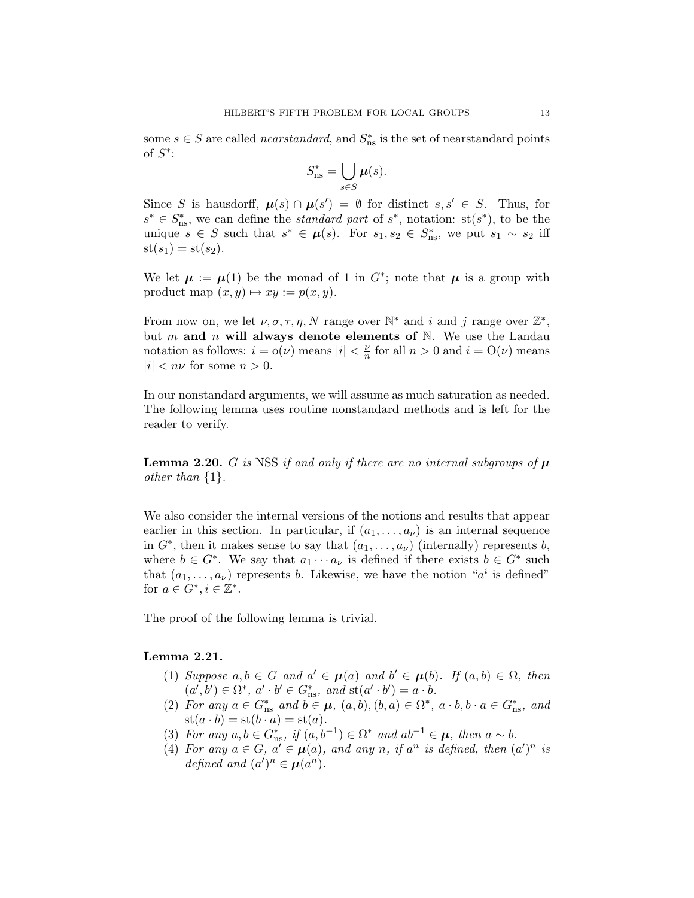some $s \in S$ are called *nearstandard*, and $S^*_{\text{ns}}$ is the set of nearstandard points of $S^*$:

$$S^*_{\text{ns}} = \bigcup_{s \in S} \boldsymbol{\mu}(s).$$

Since $S$ is hausdorff, $\boldsymbol{\mu}(s) \cap \boldsymbol{\mu}(s') = \emptyset$ for distinct $s, s' \in S$. Thus, for $s^* \in S^*_{\text{ns}}$, we can define the *standard part* of $s^*$, notation: $\text{st}(s^*)$, to be the unique $s \in S$ such that $s^* \in \boldsymbol{\mu}(s)$. For $s_1, s_2 \in S^*_{\text{ns}}$, we put $s_1 \sim s_2$ iff $\text{st}(s_1) = \text{st}(s_2)$.

We let $\boldsymbol{\mu} := \boldsymbol{\mu}(1)$ be the monad of 1 in $G^*$; note that $\boldsymbol{\mu}$ is a group with product map $(x, y) \mapsto xy := p(x, y)$.

From now on, we let $\nu, \sigma, \tau, \eta, N$ range over $\mathbb{N}^*$ and $i$ and $j$ range over $\mathbb{Z}^*$, but $m$ **and** $n$ **will always denote elements of** $\mathbb{N}$. We use the Landau notation as follows: $i = \text{o}(\nu)$ means $|i| < \frac{\nu}{n}$ for all $n > 0$ and $i = \text{O}(\nu)$ means $|i| < n\nu$ for some $n > 0$.

In our nonstandard arguments, we will assume as much saturation as needed. The following lemma uses routine nonstandard methods and is left for the reader to verify.

**Lemma 2.20.** *$G$ is NSS if and only if there are no internal subgroups of $\boldsymbol{\mu}$ other than $\{1\}$.*

We also consider the internal versions of the notions and results that appear earlier in this section. In particular, if $(a_1, \dots, a_\nu)$ is an internal sequence in $G^*$, then it makes sense to say that $(a_1, \dots, a_\nu)$ (internally) represents $b$, where $b \in G^*$. We say that $a_1 \cdots a_\nu$ is defined if there exists $b \in G^*$ such that $(a_1, \dots, a_\nu)$ represents $b$. Likewise, we have the notion "$a^i$ is defined" for $a \in G^*, i \in \mathbb{Z}^*$.

The proof of the following lemma is trivial.

**Lemma 2.21.**

1. *Suppose $a, b \in G$ and $a' \in \boldsymbol{\mu}(a)$ and $b' \in \boldsymbol{\mu}(b)$. If $(a, b) \in \Omega$, then $(a', b') \in \Omega^*$, $a' \cdot b' \in G^*_{\text{ns}}$, and $\text{st}(a' \cdot b') = a \cdot b$.*
2. *For any $a \in G^*_{\text{ns}}$ and $b \in \boldsymbol{\mu}$, $(a, b), (b, a) \in \Omega^*$, $a \cdot b, b \cdot a \in G^*_{\text{ns}}$, and $\text{st}(a \cdot b) = \text{st}(b \cdot a) = \text{st}(a)$.*
3. *For any $a, b \in G^*_{\text{ns}}$, if $(a, b^{-1}) \in \Omega^*$ and $ab^{-1} \in \boldsymbol{\mu}$, then $a \sim b$.*
4. *For any $a \in G$, $a' \in \boldsymbol{\mu}(a)$, and any $n$, if $a^n$ is defined, then $(a')^n$ is defined and $(a')^n \in \boldsymbol{\mu}(a^n)$.*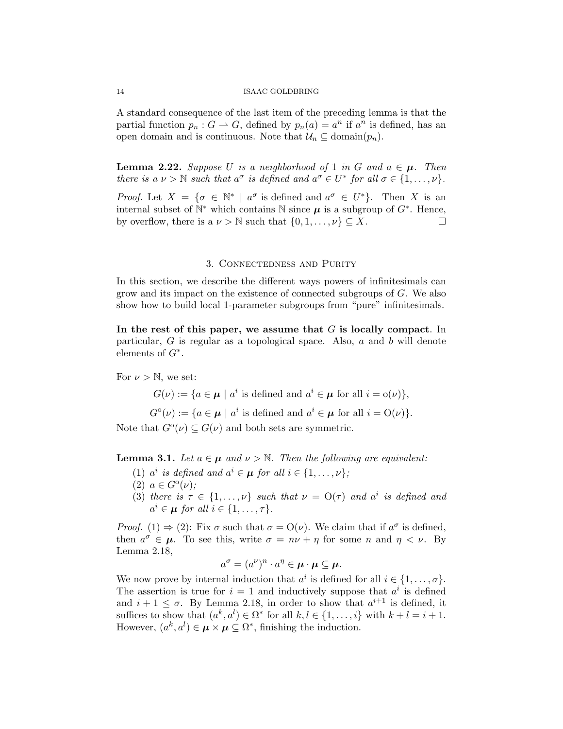A standard consequence of the last item of the preceding lemma is that the partial function $p_n : G \rightharpoonup G$, defined by $p_n(a) = a^n$ if $a^n$ is defined, has an open domain and is continuous. Note that $\mathcal{U}_n \subseteq \text{domain}(p_n)$.

**Lemma 2.22.** *Suppose $U$ is a neighborhood of 1 in $G$ and $a \in \boldsymbol{\mu}$. Then there is a $\nu > \mathbb{N}$ such that $a^\sigma$ is defined and $a^\sigma \in U^*$ for all $\sigma \in \{1, \ldots, \nu\}$.*

*Proof.* Let $X = \{\sigma \in \mathbb{N}^* \mid a^\sigma \text{ is defined and } a^\sigma \in U^*\}$. Then $X$ is an internal subset of $\mathbb{N}^*$ which contains $\mathbb{N}$ since $\boldsymbol{\mu}$ is a subgroup of $G^*$. Hence, by overflow, there is a $\nu > \mathbb{N}$ such that $\{0, 1, \ldots, \nu\} \subseteq X$. □

## 3. Connectedness and Purity

In this section, we describe the different ways powers of infinitesimals can grow and its impact on the existence of connected subgroups of $G$. We also show how to build local 1-parameter subgroups from "pure" infinitesimals.

**In the rest of this paper, we assume that** $G$ **is locally compact**. In particular, $G$ is regular as a topological space. Also, $a$ and $b$ will denote elements of $G^*$.

For $\nu > \mathbb{N}$, we set:

$$G(\nu) := \{a \in \boldsymbol{\mu} \mid a^i \text{ is defined and } a^i \in \boldsymbol{\mu} \text{ for all } i = \mathrm{o}(\nu)\},$$

$$G^{\mathrm{o}}(\nu) := \{a \in \boldsymbol{\mu} \mid a^i \text{ is defined and } a^i \in \boldsymbol{\mu} \text{ for all } i = \mathrm{O}(\nu)\}.$$

Note that $G^{\mathrm{o}}(\nu) \subseteq G(\nu)$ and both sets are symmetric.

**Lemma 3.1.** *Let $a \in \boldsymbol{\mu}$ and $\nu > \mathbb{N}$. Then the following are equivalent:*

1. *$a^i$ is defined and $a^i \in \boldsymbol{\mu}$ for all $i \in \{1, \ldots, \nu\}$;*
2. *$a \in G^{\mathrm{o}}(\nu)$;*
3. *there is $\tau \in \{1, \ldots, \nu\}$ such that $\nu = \mathrm{O}(\tau)$ and $a^i$ is defined and $a^i \in \boldsymbol{\mu}$ for all $i \in \{1, \ldots, \tau\}$.*

*Proof.* (1) $\Rightarrow$ (2): Fix $\sigma$ such that $\sigma = \mathrm{O}(\nu)$. We claim that if $a^\sigma$ is defined, then $a^\sigma \in \boldsymbol{\mu}$. To see this, write $\sigma = n\nu + \eta$ for some $n$ and $\eta < \nu$. By Lemma 2.18,

$$a^\sigma = (a^\nu)^n \cdot a^\eta \in \boldsymbol{\mu} \cdot \boldsymbol{\mu} \subseteq \boldsymbol{\mu}.$$

We now prove by internal induction that $a^i$ is defined for all $i \in \{1, \ldots, \sigma\}$. The assertion is true for $i = 1$ and inductively suppose that $a^i$ is defined and $i + 1 \leq \sigma$. By Lemma 2.18, in order to show that $a^{i+1}$ is defined, it suffices to show that $(a^k, a^l) \in \Omega^*$ for all $k, l \in \{1, \ldots, i\}$ with $k + l = i + 1$. However, $(a^k, a^l) \in \boldsymbol{\mu} \times \boldsymbol{\mu} \subseteq \Omega^*$, finishing the induction.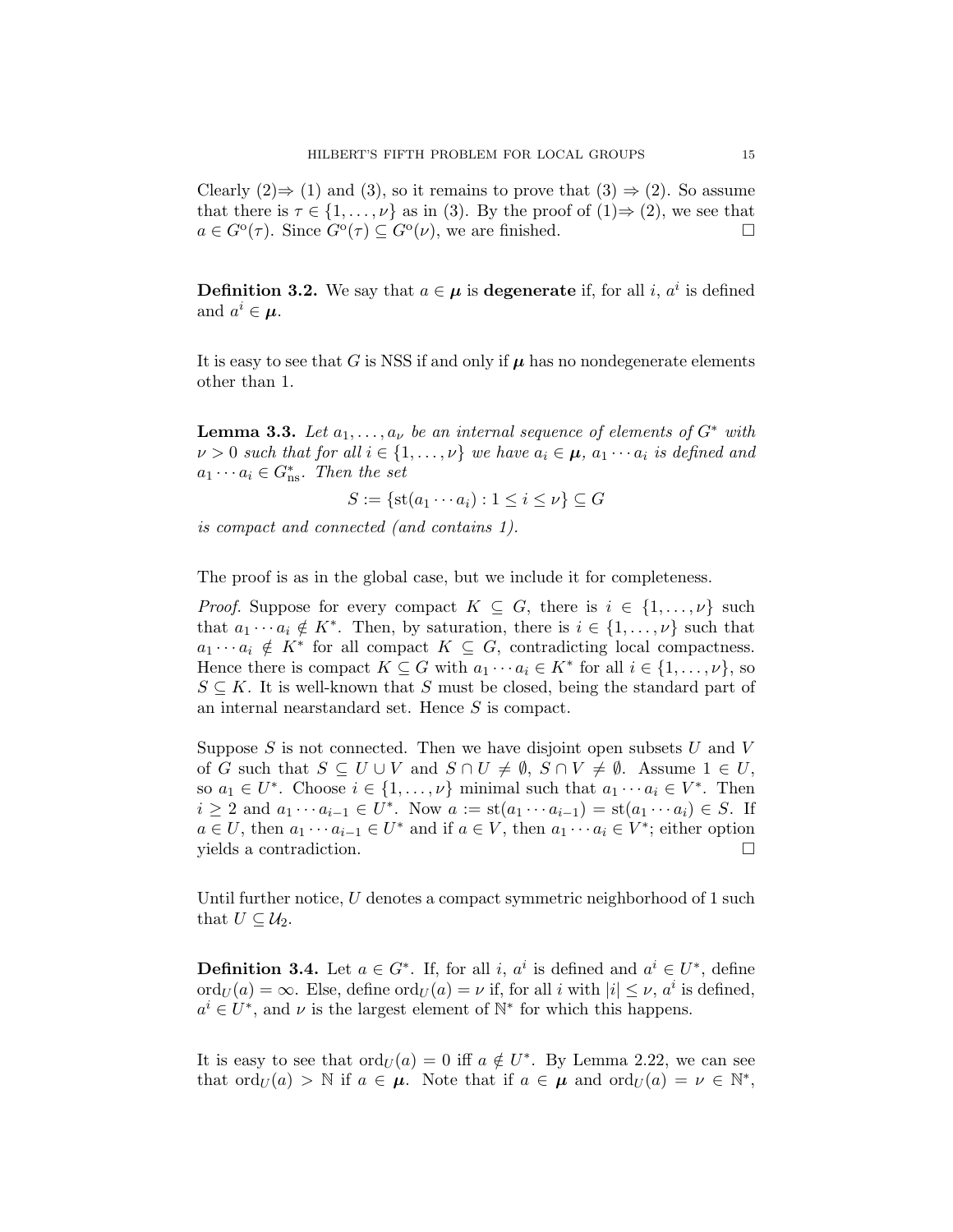Clearly (2)$\Rightarrow$ (1) and (3), so it remains to prove that (3) $\Rightarrow$ (2). So assume that there is $\tau \in \{1, \ldots, \nu\}$ as in (3). By the proof of (1)$\Rightarrow$ (2), we see that $a \in G^{\text{o}}(\tau)$. Since $G^{\text{o}}(\tau) \subseteq G^{\text{o}}(\nu)$, we are finished. □

**Definition 3.2.** We say that $a \in \boldsymbol{\mu}$ is **degenerate** if, for all $i$, $a^i$ is defined and $a^i \in \boldsymbol{\mu}$.

It is easy to see that $G$ is NSS if and only if $\boldsymbol{\mu}$ has no nondegenerate elements other than 1.

**Lemma 3.3.** *Let $a_1, \ldots, a_\nu$ be an internal sequence of elements of $G^*$ with $\nu > 0$ such that for all $i \in \{1, \ldots, \nu\}$ we have $a_i \in \boldsymbol{\mu}$, $a_1 \cdots a_i$ is defined and $a_1 \cdots a_i \in G^*_{\text{ns}}$. Then the set*

$$S := \{\text{st}(a_1 \cdots a_i) : 1 \leq i \leq \nu\} \subseteq G$$

*is compact and connected (and contains 1).*

The proof is as in the global case, but we include it for completeness.

*Proof.* Suppose for every compact $K \subseteq G$, there is $i \in \{1, \ldots, \nu\}$ such that $a_1 \cdots a_i \notin K^*$. Then, by saturation, there is $i \in \{1, \ldots, \nu\}$ such that $a_1 \cdots a_i \notin K^*$ for all compact $K \subseteq G$, contradicting local compactness. Hence there is compact $K \subseteq G$ with $a_1 \cdots a_i \in K^*$ for all $i \in \{1, \ldots, \nu\}$, so $S \subseteq K$. It is well-known that $S$ must be closed, being the standard part of an internal nearstandard set. Hence $S$ is compact.

Suppose $S$ is not connected. Then we have disjoint open subsets $U$ and $V$ of $G$ such that $S \subseteq U \cup V$ and $S \cap U \neq \emptyset$, $S \cap V \neq \emptyset$. Assume $1 \in U$, so $a_1 \in U^*$. Choose $i \in \{1, \ldots, \nu\}$ minimal such that $a_1 \cdots a_i \in V^*$. Then $i \geq 2$ and $a_1 \cdots a_{i-1} \in U^*$. Now $a := \text{st}(a_1 \cdots a_{i-1}) = \text{st}(a_1 \cdots a_i) \in S$. If $a \in U$, then $a_1 \cdots a_{i-1} \in U^*$ and if $a \in V$, then $a_1 \cdots a_i \in V^*$; either option yields a contradiction. □

Until further notice, $U$ denotes a compact symmetric neighborhood of 1 such that $U \subseteq \mathcal{U}_2$.

**Definition 3.4.** Let $a \in G^*$. If, for all $i$, $a^i$ is defined and $a^i \in U^*$, define $\text{ord}_U(a) = \infty$. Else, define $\text{ord}_U(a) = \nu$ if, for all $i$ with $|i| \leq \nu$, $a^i$ is defined, $a^i \in U^*$, and $\nu$ is the largest element of $\mathbb{N}^*$ for which this happens.

It is easy to see that $\text{ord}_U(a) = 0$ iff $a \notin U^*$. By Lemma 2.22, we can see that $\text{ord}_U(a) > \mathbb{N}$ if $a \in \boldsymbol{\mu}$. Note that if $a \in \boldsymbol{\mu}$ and $\text{ord}_U(a) = \nu \in \mathbb{N}^*$,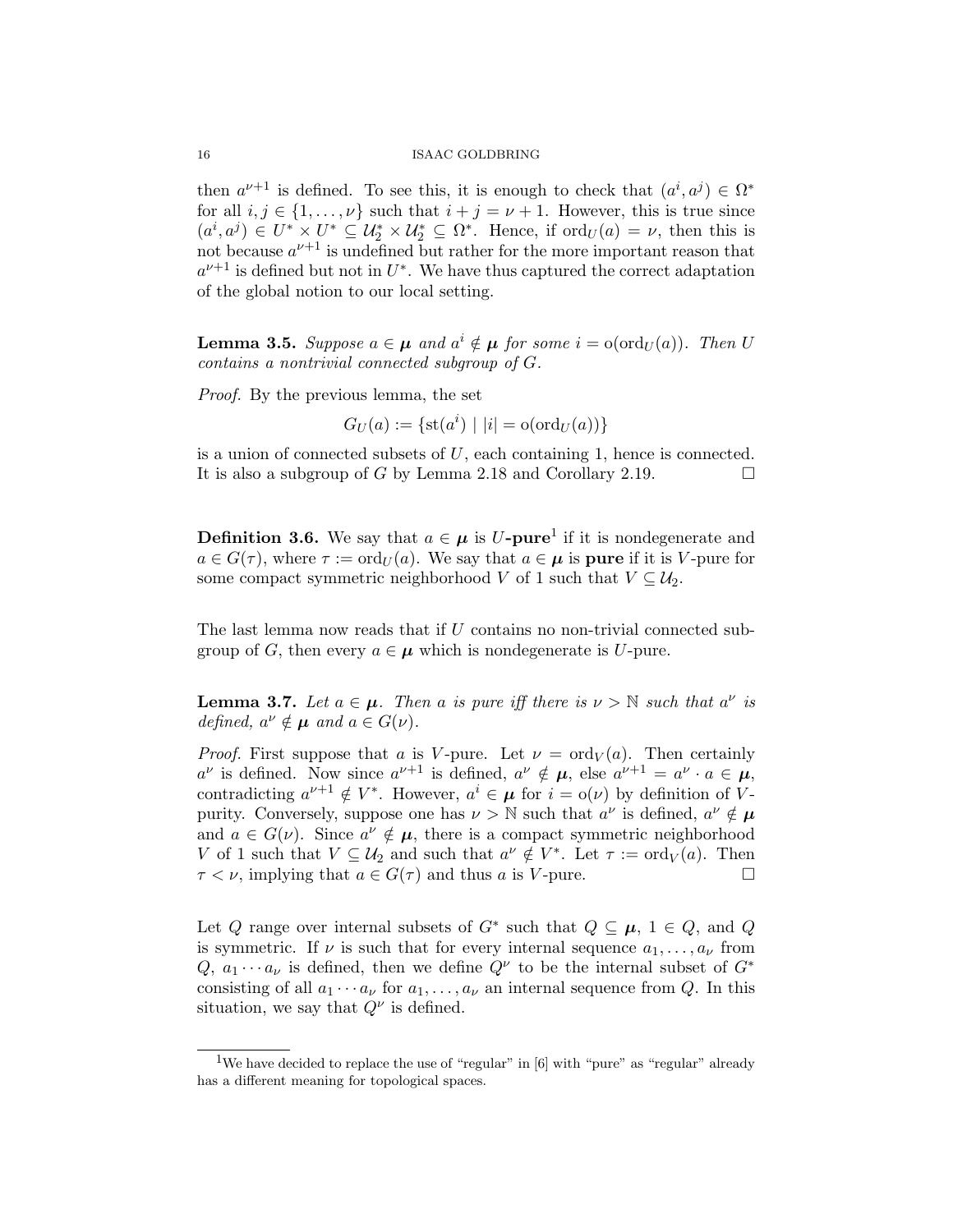then $a^{\nu+1}$ is defined. To see this, it is enough to check that $(a^i, a^j) \in \Omega^*$ for all $i, j \in \{1, \ldots, \nu\}$ such that $i + j = \nu + 1$. However, this is true since $(a^i, a^j) \in U^* \times U^* \subseteq \mathcal{U}_2^* \times \mathcal{U}_2^* \subseteq \Omega^*$. Hence, if $\text{ord}_U(a) = \nu$, then this is not because $a^{\nu+1}$ is undefined but rather for the more important reason that $a^{\nu+1}$ is defined but not in $U^*$. We have thus captured the correct adaptation of the global notion to our local setting.

**Lemma 3.5.** *Suppose $a \in \boldsymbol{\mu}$ and $a^i \notin \boldsymbol{\mu}$ for some $i = \text{o}(\text{ord}_U(a))$. Then $U$ contains a nontrivial connected subgroup of $G$.*

*Proof.* By the previous lemma, the set

$$G_U(a) := \{\text{st}(a^i) \mid |i| = \text{o}(\text{ord}_U(a))\}$$

is a union of connected subsets of $U$, each containing 1, hence is connected. It is also a subgroup of $G$ by Lemma 2.18 and Corollary 2.19. □

**Definition 3.6.** We say that $a \in \boldsymbol{\mu}$ is $U$**-pure**[1] if it is nondegenerate and $a \in G(\tau)$, where $\tau := \text{ord}_U(a)$. We say that $a \in \boldsymbol{\mu}$ is **pure** if it is $V$-pure for some compact symmetric neighborhood $V$ of 1 such that $V \subseteq \mathcal{U}_2$.

The last lemma now reads that if $U$ contains no non-trivial connected subgroup of $G$, then every $a \in \boldsymbol{\mu}$ which is nondegenerate is $U$-pure.

**Lemma 3.7.** *Let $a \in \boldsymbol{\mu}$. Then $a$ is pure iff there is $\nu > \mathbb{N}$ such that $a^\nu$ is defined, $a^\nu \notin \boldsymbol{\mu}$ and $a \in G(\nu)$.*

*Proof.* First suppose that $a$ is $V$-pure. Let $\nu = \text{ord}_V(a)$. Then certainly $a^\nu$ is defined. Now since $a^{\nu+1}$ is defined, $a^\nu \notin \boldsymbol{\mu}$, else $a^{\nu+1} = a^\nu \cdot a \in \boldsymbol{\mu}$, contradicting $a^{\nu+1} \notin V^*$. However, $a^i \in \boldsymbol{\mu}$ for $i = \text{o}(\nu)$ by definition of $V$-purity. Conversely, suppose one has $\nu > \mathbb{N}$ such that $a^\nu$ is defined, $a^\nu \notin \boldsymbol{\mu}$ and $a \in G(\nu)$. Since $a^\nu \notin \boldsymbol{\mu}$, there is a compact symmetric neighborhood $V$ of 1 such that $V \subseteq \mathcal{U}_2$ and such that $a^\nu \notin V^*$. Let $\tau := \text{ord}_V(a)$. Then $\tau < \nu$, implying that $a \in G(\tau)$ and thus $a$ is $V$-pure. □

Let $Q$ range over internal subsets of $G^*$ such that $Q \subseteq \boldsymbol{\mu}$, $1 \in Q$, and $Q$ is symmetric. If $\nu$ is such that for every internal sequence $a_1, \ldots, a_\nu$ from $Q$, $a_1 \cdots a_\nu$ is defined, then we define $Q^\nu$ to be the internal subset of $G^*$ consisting of all $a_1 \cdots a_\nu$ for $a_1, \ldots, a_\nu$ an internal sequence from $Q$. In this situation, we say that $Q^\nu$ is defined.

[1] We have decided to replace the use of "regular" in [6] with "pure" as "regular" already has a different meaning for topological spaces.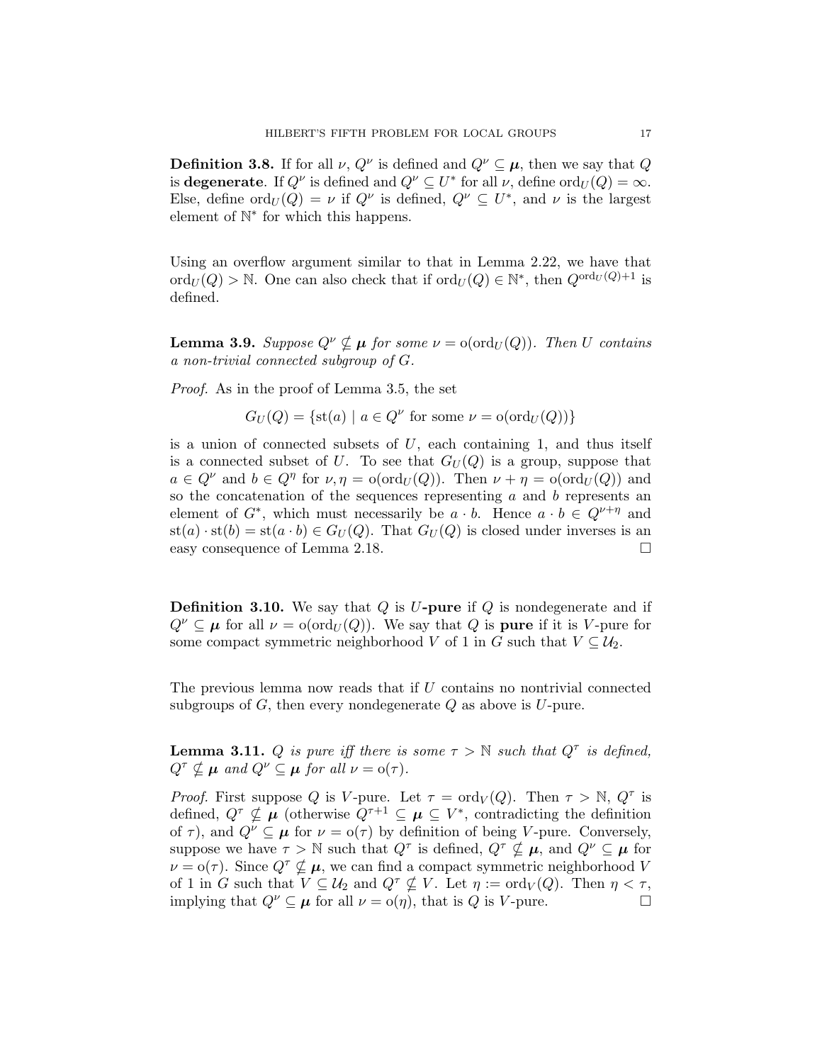**Definition 3.8.** If for all $\nu$, $Q^\nu$ is defined and $Q^\nu \subseteq \boldsymbol{\mu}$, then we say that $Q$ is **degenerate**. If $Q^\nu$ is defined and $Q^\nu \subseteq U^*$ for all $\nu$, define $\operatorname{ord}_U(Q) = \infty$. Else, define $\operatorname{ord}_U(Q) = \nu$ if $Q^\nu$ is defined, $Q^\nu \subseteq U^*$, and $\nu$ is the largest element of $\mathbb{N}^*$ for which this happens.

Using an overflow argument similar to that in Lemma 2.22, we have that $\operatorname{ord}_U(Q) > \mathbb{N}$. One can also check that if $\operatorname{ord}_U(Q) \in \mathbb{N}^*$, then $Q^{\operatorname{ord}_U(Q)+1}$ is defined.

**Lemma 3.9.** *Suppose $Q^\nu \not\subseteq \boldsymbol{\mu}$ for some $\nu = \mathrm{o}(\operatorname{ord}_U(Q))$. Then $U$ contains a non-trivial connected subgroup of $G$.*

*Proof.* As in the proof of Lemma 3.5, the set

$$G_U(Q) = \{\operatorname{st}(a) \mid a \in Q^\nu \text{ for some } \nu = \mathrm{o}(\operatorname{ord}_U(Q))\}$$

is a union of connected subsets of $U$, each containing 1, and thus itself is a connected subset of $U$. To see that $G_U(Q)$ is a group, suppose that $a \in Q^\nu$ and $b \in Q^\eta$ for $\nu, \eta = \mathrm{o}(\operatorname{ord}_U(Q))$. Then $\nu + \eta = \mathrm{o}(\operatorname{ord}_U(Q))$ and so the concatenation of the sequences representing $a$ and $b$ represents an element of $G^*$, which must necessarily be $a \cdot b$. Hence $a \cdot b \in Q^{\nu+\eta}$ and $\operatorname{st}(a) \cdot \operatorname{st}(b) = \operatorname{st}(a \cdot b) \in G_U(Q)$. That $G_U(Q)$ is closed under inverses is an easy consequence of Lemma 2.18. $\square$

**Definition 3.10.** We say that $Q$ is $U$**-pure** if $Q$ is nondegenerate and if $Q^\nu \subseteq \boldsymbol{\mu}$ for all $\nu = \mathrm{o}(\operatorname{ord}_U(Q))$. We say that $Q$ is **pure** if it is $V$-pure for some compact symmetric neighborhood $V$ of 1 in $G$ such that $V \subseteq \mathcal{U}_2$.

The previous lemma now reads that if $U$ contains no nontrivial connected subgroups of $G$, then every nondegenerate $Q$ as above is $U$-pure.

**Lemma 3.11.** *$Q$ is pure iff there is some $\tau > \mathbb{N}$ such that $Q^\tau$ is defined, $Q^\tau \not\subseteq \boldsymbol{\mu}$ and $Q^\nu \subseteq \boldsymbol{\mu}$ for all $\nu = \mathrm{o}(\tau)$.*

*Proof.* First suppose $Q$ is $V$-pure. Let $\tau = \operatorname{ord}_V(Q)$. Then $\tau > \mathbb{N}$, $Q^\tau$ is defined, $Q^\tau \not\subseteq \boldsymbol{\mu}$ (otherwise $Q^{\tau+1} \subseteq \boldsymbol{\mu} \subseteq V^*$, contradicting the definition of $\tau$), and $Q^\nu \subseteq \boldsymbol{\mu}$ for $\nu = \mathrm{o}(\tau)$ by definition of being $V$-pure. Conversely, suppose we have $\tau > \mathbb{N}$ such that $Q^\tau$ is defined, $Q^\tau \not\subseteq \boldsymbol{\mu}$, and $Q^\nu \subseteq \boldsymbol{\mu}$ for $\nu = \mathrm{o}(\tau)$. Since $Q^\tau \not\subseteq \boldsymbol{\mu}$, we can find a compact symmetric neighborhood $V$ of 1 in $G$ such that $V \subseteq \mathcal{U}_2$ and $Q^\tau \not\subseteq V$. Let $\eta := \operatorname{ord}_V(Q)$. Then $\eta < \tau$, implying that $Q^\nu \subseteq \boldsymbol{\mu}$ for all $\nu = \mathrm{o}(\eta)$, that is $Q$ is $V$-pure. $\square$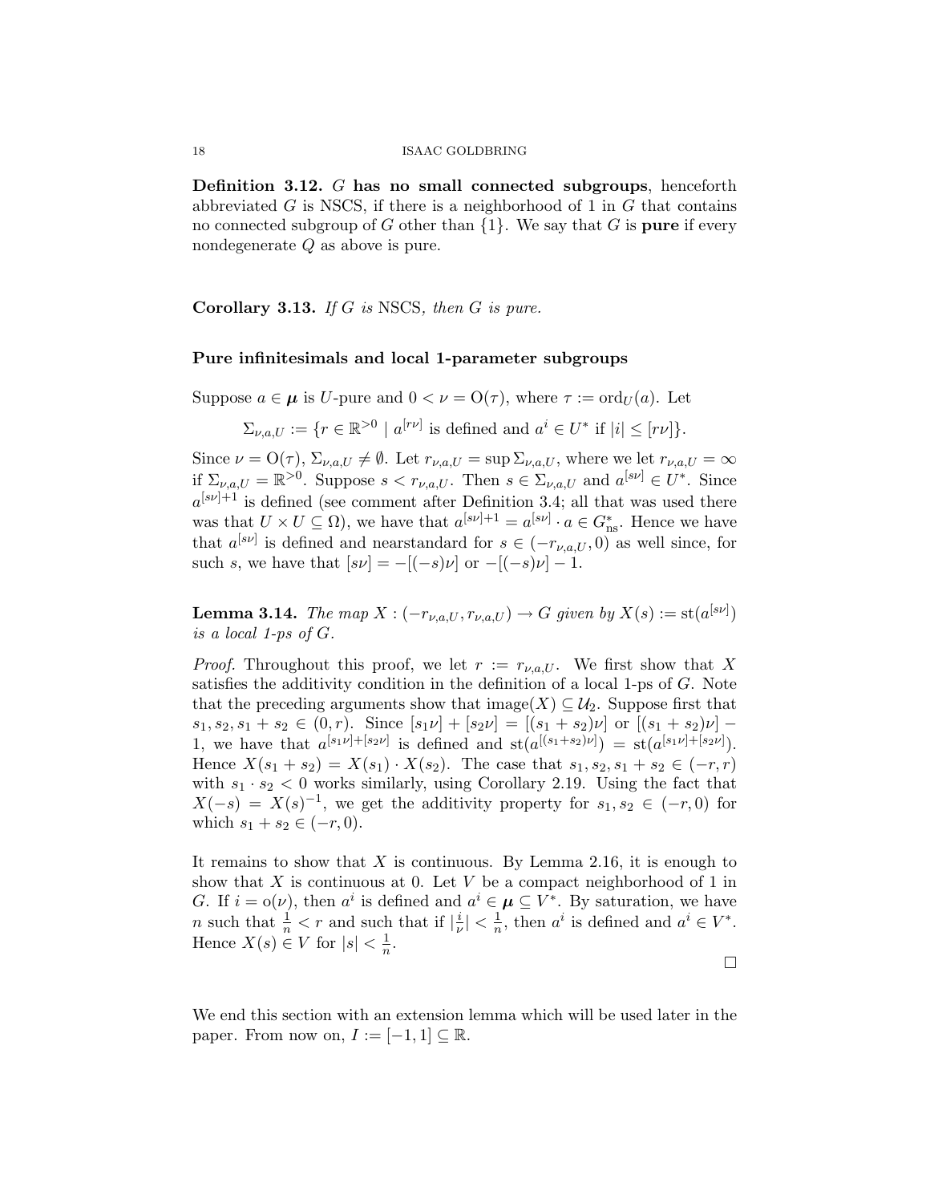**Definition 3.12.** $G$ **has no small connected subgroups**, henceforth abbreviated $G$ is NSCS, if there is a neighborhood of 1 in $G$ that contains no connected subgroup of $G$ other than $\{1\}$. We say that $G$ is **pure** if every nondegenerate $Q$ as above is pure.

**Corollary 3.13.** *If $G$ is* NSCS*, then $G$ is pure.*

**Pure infinitesimals and local 1-parameter subgroups**

Suppose $a \in \boldsymbol{\mu}$ is $U$-pure and $0 < \nu = \mathrm{O}(\tau)$, where $\tau := \mathrm{ord}_U(a)$. Let

$$\Sigma_{\nu,a,U} := \{r \in \mathbb{R}^{>0} \mid a^{[r\nu]} \text{ is defined and } a^i \in U^* \text{ if } |i| \leq [r\nu]\}.$$

Since $\nu = \mathrm{O}(\tau)$, $\Sigma_{\nu,a,U} \neq \emptyset$. Let $r_{\nu,a,U} = \sup \Sigma_{\nu,a,U}$, where we let $r_{\nu,a,U} = \infty$ if $\Sigma_{\nu,a,U} = \mathbb{R}^{>0}$. Suppose $s < r_{\nu,a,U}$. Then $s \in \Sigma_{\nu,a,U}$ and $a^{[s\nu]} \in U^*$. Since $a^{[s\nu]+1}$ is defined (see comment after Definition 3.4; all that was used there was that $U \times U \subseteq \Omega$), we have that $a^{[s\nu]+1} = a^{[s\nu]} \cdot a \in G^*_{\mathrm{ns}}$. Hence we have that $a^{[s\nu]}$ is defined and nearstandard for $s \in (-r_{\nu,a,U}, 0)$ as well since, for such $s$, we have that $[s\nu] = -[(-s)\nu]$ or $-[(-s)\nu] - 1$.

**Lemma 3.14.** *The map $X : (-r_{\nu,a,U}, r_{\nu,a,U}) \to G$ given by $X(s) := \mathrm{st}(a^{[s\nu]})$ is a local 1-ps of $G$.*

*Proof.* Throughout this proof, we let $r := r_{\nu,a,U}$. We first show that $X$ satisfies the additivity condition in the definition of a local 1-ps of $G$. Note that the preceding arguments show that $\mathrm{image}(X) \subseteq \mathcal{U}_2$. Suppose first that $s_1, s_2, s_1 + s_2 \in (0, r)$. Since $[s_1\nu] + [s_2\nu] = [(s_1 + s_2)\nu]$ or $[(s_1 + s_2)\nu] - 1$, we have that $a^{[s_1\nu]+[s_2\nu]}$ is defined and $\mathrm{st}(a^{[(s_1+s_2)\nu]}) = \mathrm{st}(a^{[s_1\nu]+[s_2\nu]})$. Hence $X(s_1 + s_2) = X(s_1) \cdot X(s_2)$. The case that $s_1, s_2, s_1 + s_2 \in (-r, r)$ with $s_1 \cdot s_2 < 0$ works similarly, using Corollary 2.19. Using the fact that $X(-s) = X(s)^{-1}$, we get the additivity property for $s_1, s_2 \in (-r, 0)$ for which $s_1 + s_2 \in (-r, 0)$.

It remains to show that $X$ is continuous. By Lemma 2.16, it is enough to show that $X$ is continuous at 0. Let $V$ be a compact neighborhood of 1 in $G$. If $i = \mathrm{o}(\nu)$, then $a^i$ is defined and $a^i \in \boldsymbol{\mu} \subseteq V^*$. By saturation, we have $n$ such that $\frac{1}{n} < r$ and such that if $|\frac{i}{\nu}| < \frac{1}{n}$, then $a^i$ is defined and $a^i \in V^*$. Hence $X(s) \in V$ for $|s| < \frac{1}{n}$.

$\square$

We end this section with an extension lemma which will be used later in the paper. From now on, $I := [-1, 1] \subseteq \mathbb{R}$.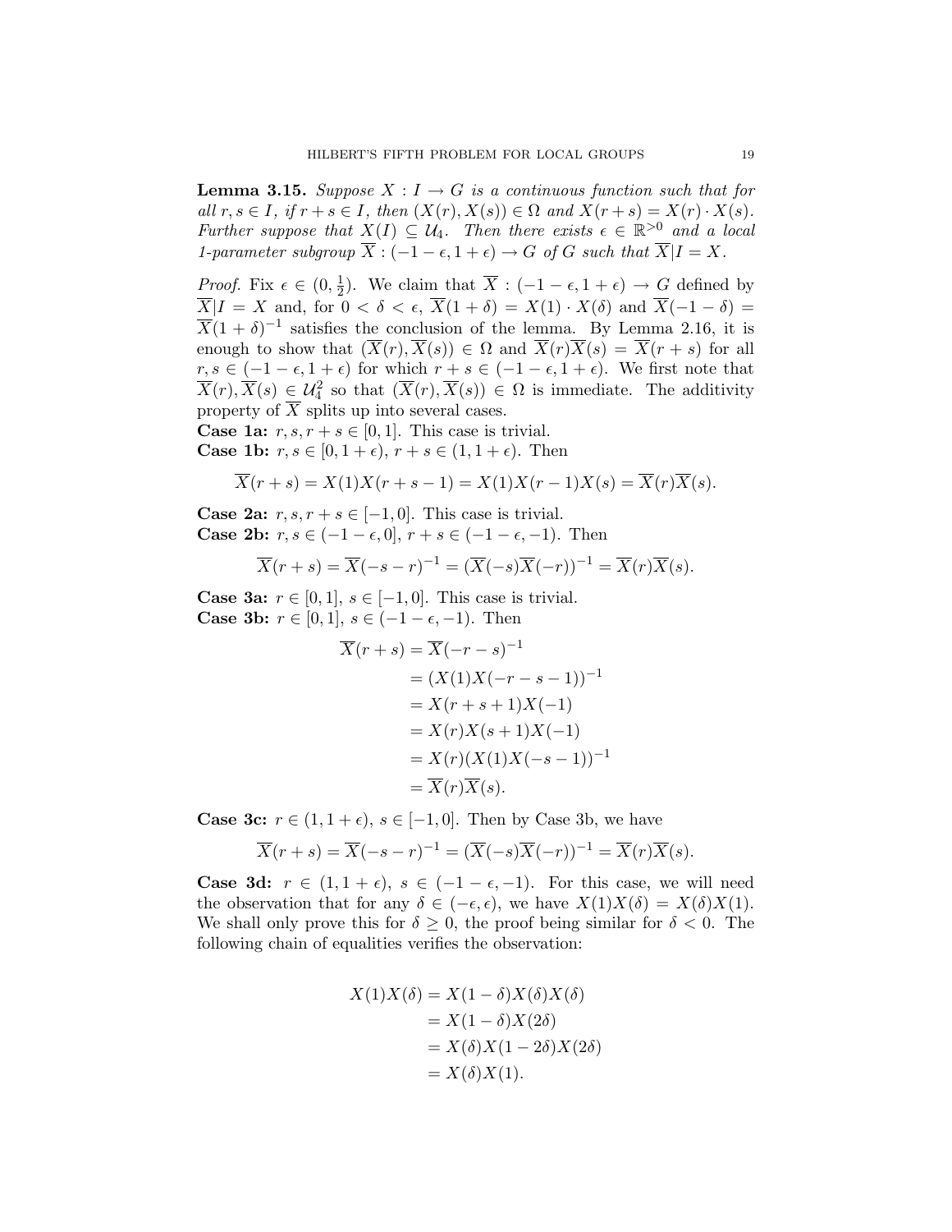**Lemma 3.15.** *Suppose $X : I \to G$ is a continuous function such that for all $r, s \in I$, if $r + s \in I$, then $(X(r), X(s)) \in \Omega$ and $X(r+s) = X(r) \cdot X(s)$. Further suppose that $X(I) \subseteq \mathcal{U}_4$. Then there exists $\epsilon \in \mathbb{R}^{>0}$ and a local 1-parameter subgroup $\overline{X} : (-1-\epsilon, 1+\epsilon) \to G$ of $G$ such that $\overline{X}|I = X$.*

*Proof.* Fix $\epsilon \in (0, \frac{1}{2})$. We claim that $\overline{X} : (-1-\epsilon, 1+\epsilon) \to G$ defined by $\overline{X}|I = X$ and, for $0 < \delta < \epsilon$, $\overline{X}(1+\delta) = X(1) \cdot X(\delta)$ and $\overline{X}(-1-\delta) = \overline{X}(1+\delta)^{-1}$ satisfies the conclusion of the lemma. By Lemma 2.16, it is enough to show that $(\overline{X}(r), \overline{X}(s)) \in \Omega$ and $\overline{X}(r)\overline{X}(s) = \overline{X}(r+s)$ for all $r, s \in (-1-\epsilon, 1+\epsilon)$ for which $r + s \in (-1-\epsilon, 1+\epsilon)$. We first note that $\overline{X}(r), \overline{X}(s) \in \mathcal{U}_4^2$ so that $(\overline{X}(r), \overline{X}(s)) \in \Omega$ is immediate. The additivity property of $\overline{X}$ splits up into several cases.

**Case 1a:** $r, s, r+s \in [0,1]$. This case is trivial.

**Case 1b:** $r, s \in [0, 1+\epsilon)$, $r + s \in (1, 1+\epsilon)$. Then

$$\overline{X}(r+s) = X(1)X(r+s-1) = X(1)X(r-1)X(s) = \overline{X}(r)\overline{X}(s).$$

**Case 2a:** $r, s, r+s \in [-1, 0]$. This case is trivial.

**Case 2b:** $r, s \in (-1-\epsilon, 0]$, $r + s \in (-1-\epsilon, -1)$. Then

$$\overline{X}(r+s) = \overline{X}(-s-r)^{-1} = (\overline{X}(-s)\overline{X}(-r))^{-1} = \overline{X}(r)\overline{X}(s).$$

**Case 3a:** $r \in [0,1]$, $s \in [-1, 0]$. This case is trivial.

**Case 3b:** $r \in [0,1]$, $s \in (-1-\epsilon, -1)$. Then

$$\begin{aligned}
\overline{X}(r+s) &= \overline{X}(-r-s)^{-1} \\
&= (X(1)X(-r-s-1))^{-1} \\
&= X(r+s+1)X(-1) \\
&= X(r)X(s+1)X(-1) \\
&= X(r)(X(1)X(-s-1))^{-1} \\
&= \overline{X}(r)\overline{X}(s).
\end{aligned}$$

**Case 3c:** $r \in (1, 1+\epsilon)$, $s \in [-1, 0]$. Then by Case 3b, we have

$$\overline{X}(r+s) = \overline{X}(-s-r)^{-1} = (\overline{X}(-s)\overline{X}(-r))^{-1} = \overline{X}(r)\overline{X}(s).$$

**Case 3d:** $r \in (1, 1+\epsilon)$, $s \in (-1-\epsilon, -1)$. For this case, we will need the observation that for any $\delta \in (-\epsilon, \epsilon)$, we have $X(1)X(\delta) = X(\delta)X(1)$. We shall only prove this for $\delta \geq 0$, the proof being similar for $\delta < 0$. The following chain of equalities verifies the observation:

$$\begin{aligned}
X(1)X(\delta) &= X(1-\delta)X(\delta)X(\delta) \\
&= X(1-\delta)X(2\delta) \\
&= X(\delta)X(1-2\delta)X(2\delta) \\
&= X(\delta)X(1).
\end{aligned}$$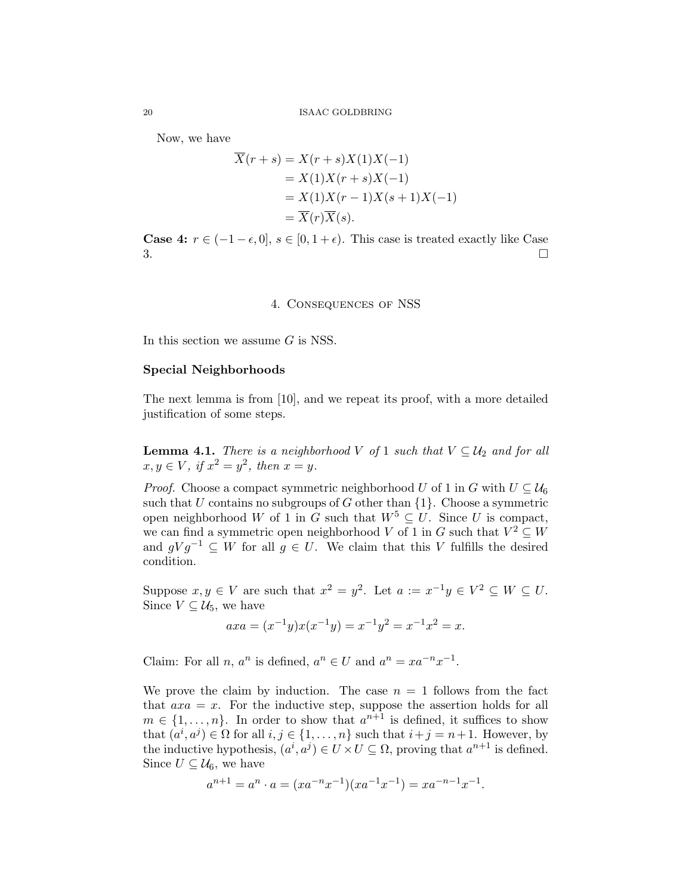Now, we have

$$
\begin{aligned}
\overline{X}(r+s) &= X(r+s)X(1)X(-1) \\
&= X(1)X(r+s)X(-1) \\
&= X(1)X(r-1)X(s+1)X(-1) \\
&= \overline{X}(r)\overline{X}(s).
\end{aligned}
$$

**Case 4:** $r \in (-1-\epsilon, 0]$, $s \in [0, 1+\epsilon)$. This case is treated exactly like Case 3. □

## 4. Consequences of NSS

In this section we assume $G$ is NSS.

### Special Neighborhoods

The next lemma is from [10], and we repeat its proof, with a more detailed justification of some steps.

**Lemma 4.1.** *There is a neighborhood $V$ of 1 such that $V \subseteq \mathcal{U}_2$ and for all $x, y \in V$, if $x^2 = y^2$, then $x = y$.*

*Proof.* Choose a compact symmetric neighborhood $U$ of 1 in $G$ with $U \subseteq \mathcal{U}_6$ such that $U$ contains no subgroups of $G$ other than $\{1\}$. Choose a symmetric open neighborhood $W$ of 1 in $G$ such that $W^5 \subseteq U$. Since $U$ is compact, we can find a symmetric open neighborhood $V$ of 1 in $G$ such that $V^2 \subseteq W$ and $gVg^{-1} \subseteq W$ for all $g \in U$. We claim that this $V$ fulfills the desired condition.

Suppose $x, y \in V$ are such that $x^2 = y^2$. Let $a := x^{-1}y \in V^2 \subseteq W \subseteq U$. Since $V \subseteq \mathcal{U}_5$, we have

$$axa = (x^{-1}y)x(x^{-1}y) = x^{-1}y^2 = x^{-1}x^2 = x.$$

Claim: For all $n$, $a^n$ is defined, $a^n \in U$ and $a^n = xa^{-n}x^{-1}$.

We prove the claim by induction. The case $n = 1$ follows from the fact that $axa = x$. For the inductive step, suppose the assertion holds for all $m \in \{1, \ldots, n\}$. In order to show that $a^{n+1}$ is defined, it suffices to show that $(a^i, a^j) \in \Omega$ for all $i, j \in \{1, \ldots, n\}$ such that $i+j = n+1$. However, by the inductive hypothesis, $(a^i, a^j) \in U \times U \subseteq \Omega$, proving that $a^{n+1}$ is defined. Since $U \subseteq \mathcal{U}_6$, we have

$$a^{n+1} = a^n \cdot a = (xa^{-n}x^{-1})(xa^{-1}x^{-1}) = xa^{-n-1}x^{-1}.$$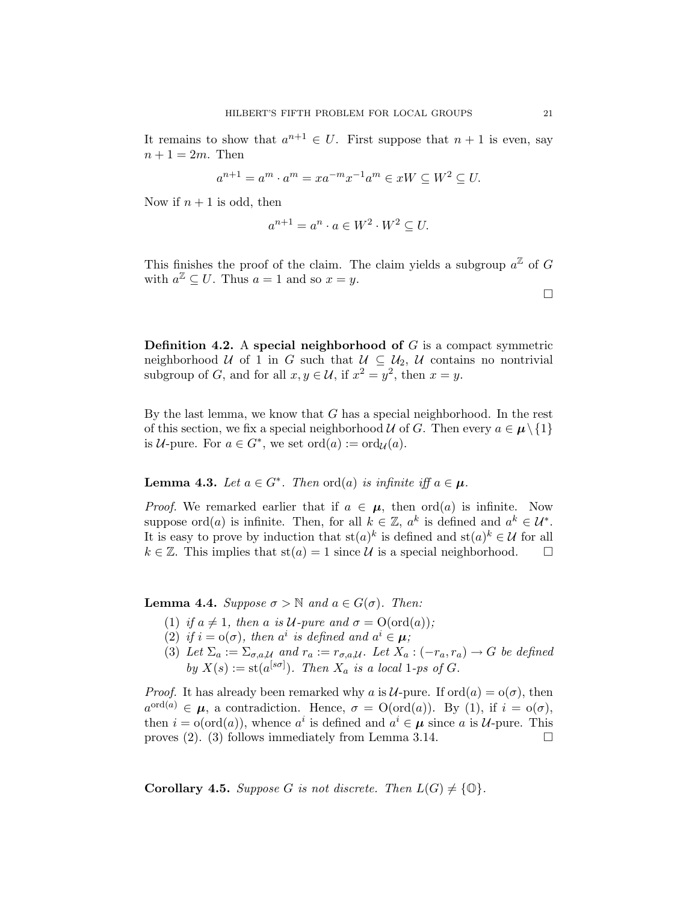It remains to show that $a^{n+1} \in U$. First suppose that $n+1$ is even, say $n+1 = 2m$. Then

$$a^{n+1} = a^m \cdot a^m = xa^{-m}x^{-1}a^m \in xW \subseteq W^2 \subseteq U.$$

Now if $n+1$ is odd, then

$$a^{n+1} = a^n \cdot a \in W^2 \cdot W^2 \subseteq U.$$

This finishes the proof of the claim. The claim yields a subgroup $a^{\mathbb{Z}}$ of $G$ with $a^{\mathbb{Z}} \subseteq U$. Thus $a = 1$ and so $x = y$.

□

**Definition 4.2.** A **special neighborhood of** $G$ is a compact symmetric neighborhood $\mathcal{U}$ of 1 in $G$ such that $\mathcal{U} \subseteq \mathcal{U}_2$, $\mathcal{U}$ contains no nontrivial subgroup of $G$, and for all $x, y \in \mathcal{U}$, if $x^2 = y^2$, then $x = y$.

By the last lemma, we know that $G$ has a special neighborhood. In the rest of this section, we fix a special neighborhood $\mathcal{U}$ of $G$. Then every $a \in \boldsymbol{\mu} \setminus \{1\}$ is $\mathcal{U}$-pure. For $a \in G^*$, we set $\operatorname{ord}(a) := \operatorname{ord}_{\mathcal{U}}(a)$.

**Lemma 4.3.** *Let $a \in G^*$. Then $\operatorname{ord}(a)$ is infinite iff $a \in \boldsymbol{\mu}$.*

*Proof.* We remarked earlier that if $a \in \boldsymbol{\mu}$, then $\operatorname{ord}(a)$ is infinite. Now suppose $\operatorname{ord}(a)$ is infinite. Then, for all $k \in \mathbb{Z}$, $a^k$ is defined and $a^k \in \mathcal{U}^*$. It is easy to prove by induction that $\operatorname{st}(a)^k$ is defined and $\operatorname{st}(a)^k \in \mathcal{U}$ for all $k \in \mathbb{Z}$. This implies that $\operatorname{st}(a) = 1$ since $\mathcal{U}$ is a special neighborhood. □

**Lemma 4.4.** *Suppose $\sigma > \mathbb{N}$ and $a \in G(\sigma)$. Then:*

1. *if $a \neq 1$, then $a$ is $\mathcal{U}$-pure and $\sigma = \operatorname{O}(\operatorname{ord}(a))$;*
2. *if $i = \operatorname{o}(\sigma)$, then $a^i$ is defined and $a^i \in \boldsymbol{\mu}$;*
3. *Let $\Sigma_a := \Sigma_{\sigma,a,\mathcal{U}}$ and $r_a := r_{\sigma,a,\mathcal{U}}$. Let $X_a : (-r_a, r_a) \to G$ be defined by $X(s) := \operatorname{st}(a^{[s\sigma]})$. Then $X_a$ is a local 1-ps of $G$.*

*Proof.* It has already been remarked why $a$ is $\mathcal{U}$-pure. If $\operatorname{ord}(a) = \operatorname{o}(\sigma)$, then $a^{\operatorname{ord}(a)} \in \boldsymbol{\mu}$, a contradiction. Hence, $\sigma = \operatorname{O}(\operatorname{ord}(a))$. By (1), if $i = \operatorname{o}(\sigma)$, then $i = \operatorname{o}(\operatorname{ord}(a))$, whence $a^i$ is defined and $a^i \in \boldsymbol{\mu}$ since $a$ is $\mathcal{U}$-pure. This proves (2). (3) follows immediately from Lemma 3.14. □

**Corollary 4.5.** *Suppose $G$ is not discrete. Then $L(G) \neq \{\mathbb{O}\}$.*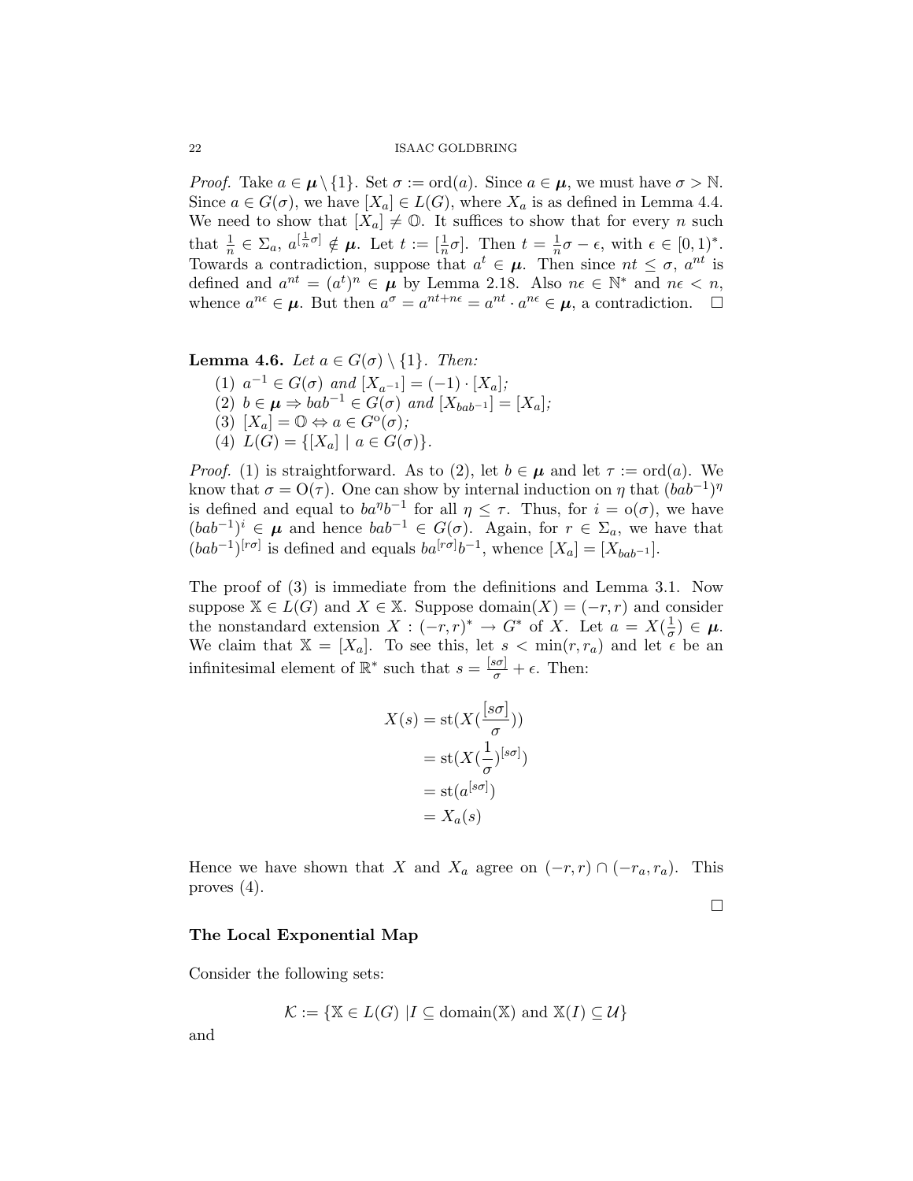*Proof.* Take $a \in \boldsymbol{\mu} \setminus \{1\}$. Set $\sigma := \text{ord}(a)$. Since $a \in \boldsymbol{\mu}$, we must have $\sigma > \mathbb{N}$. Since $a \in G(\sigma)$, we have $[X_a] \in L(G)$, where $X_a$ is as defined in Lemma 4.4. We need to show that $[X_a] \neq \mathbb{O}$. It suffices to show that for every $n$ such that $\frac{1}{n} \in \Sigma_a$, $a^{[\frac{1}{n}\sigma]} \notin \boldsymbol{\mu}$. Let $t := [\frac{1}{n}\sigma]$. Then $t = \frac{1}{n}\sigma - \epsilon$, with $\epsilon \in [0,1)^*$. Towards a contradiction, suppose that $a^t \in \boldsymbol{\mu}$. Then since $nt \leq \sigma$, $a^{nt}$ is defined and $a^{nt} = (a^t)^n \in \boldsymbol{\mu}$ by Lemma 2.18. Also $n\epsilon \in \mathbb{N}^*$ and $n\epsilon < n$, whence $a^{n\epsilon} \in \boldsymbol{\mu}$. But then $a^\sigma = a^{nt+n\epsilon} = a^{nt} \cdot a^{n\epsilon} \in \boldsymbol{\mu}$, a contradiction. $\square$

**Lemma 4.6.** *Let $a \in G(\sigma) \setminus \{1\}$. Then:*

1. $a^{-1} \in G(\sigma)$ *and* $[X_{a^{-1}}] = (-1) \cdot [X_a]$*;*
2. $b \in \boldsymbol{\mu} \Rightarrow bab^{-1} \in G(\sigma)$ *and* $[X_{bab^{-1}}] = [X_a]$*;*
3. $[X_a] = \mathbb{O} \Leftrightarrow a \in G^{\text{o}}(\sigma)$*;*
4. $L(G) = \{[X_a] \mid a \in G(\sigma)\}$.

*Proof.* (1) is straightforward. As to (2), let $b \in \boldsymbol{\mu}$ and let $\tau := \text{ord}(a)$. We know that $\sigma = \text{O}(\tau)$. One can show by internal induction on $\eta$ that $(bab^{-1})^\eta$ is defined and equal to $ba^\eta b^{-1}$ for all $\eta \leq \tau$. Thus, for $i = \text{o}(\sigma)$, we have $(bab^{-1})^i \in \boldsymbol{\mu}$ and hence $bab^{-1} \in G(\sigma)$. Again, for $r \in \Sigma_a$, we have that $(bab^{-1})^{[r\sigma]}$ is defined and equals $ba^{[r\sigma]}b^{-1}$, whence $[X_a] = [X_{bab^{-1}}]$.

The proof of (3) is immediate from the definitions and Lemma 3.1. Now suppose $\mathbb{X} \in L(G)$ and $X \in \mathbb{X}$. Suppose domain$(X) = (-r,r)$ and consider the nonstandard extension $X : (-r,r)^* \to G^*$ of $X$. Let $a = X(\frac{1}{\sigma}) \in \boldsymbol{\mu}$. We claim that $\mathbb{X} = [X_a]$. To see this, let $s < \min(r, r_a)$ and let $\epsilon$ be an infinitesimal element of $\mathbb{R}^*$ such that $s = \frac{[s\sigma]}{\sigma} + \epsilon$. Then:

$$
\begin{aligned}
X(s) &= \text{st}(X(\frac{[s\sigma]}{\sigma})) \\
&= \text{st}(X(\frac{1}{\sigma})^{[s\sigma]}) \\
&= \text{st}(a^{[s\sigma]}) \\
&= X_a(s)
\end{aligned}
$$

Hence we have shown that $X$ and $X_a$ agree on $(-r,r) \cap (-r_a, r_a)$. This proves (4).

$\square$

**The Local Exponential Map**

Consider the following sets:

$$\mathcal{K} := \{\mathbb{X} \in L(G) \mid I \subseteq \text{domain}(\mathbb{X}) \text{ and } \mathbb{X}(I) \subseteq \mathcal{U}\}$$

and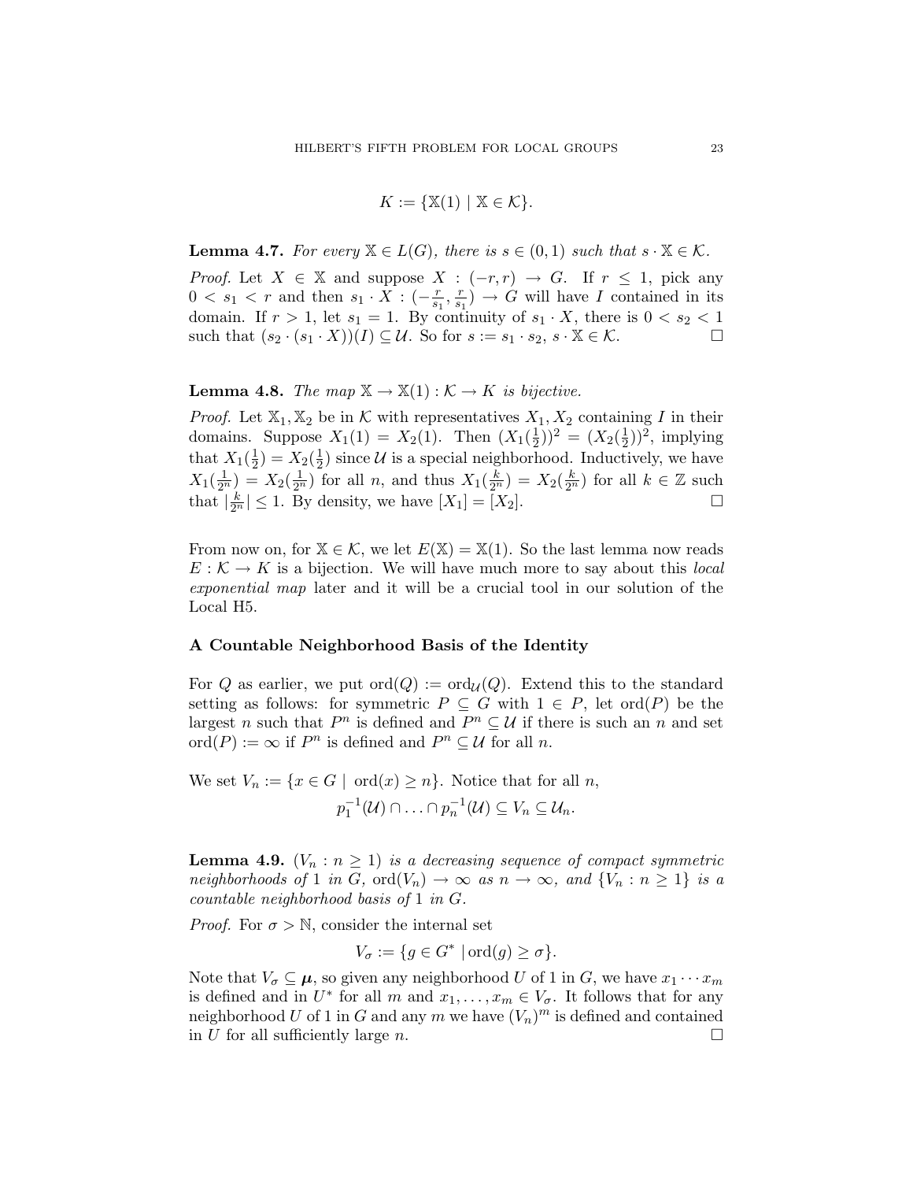$$K := \{\mathbb{X}(1) \mid \mathbb{X} \in \mathcal{K}\}.$$

**Lemma 4.7.** *For every $\mathbb{X} \in L(G)$, there is $s \in (0,1)$ such that $s \cdot \mathbb{X} \in \mathcal{K}$.*

*Proof.* Let $X \in \mathbb{X}$ and suppose $X : (-r, r) \to G$. If $r \leq 1$, pick any $0 < s_1 < r$ and then $s_1 \cdot X : (-\frac{r}{s_1}, \frac{r}{s_1}) \to G$ will have $I$ contained in its domain. If $r > 1$, let $s_1 = 1$. By continuity of $s_1 \cdot X$, there is $0 < s_2 < 1$ such that $(s_2 \cdot (s_1 \cdot X))(I) \subseteq \mathcal{U}$. So for $s := s_1 \cdot s_2$, $s \cdot \mathbb{X} \in \mathcal{K}$. □

**Lemma 4.8.** *The map $\mathbb{X} \to \mathbb{X}(1) : \mathcal{K} \to K$ is bijective.*

*Proof.* Let $\mathbb{X}_1, \mathbb{X}_2$ be in $\mathcal{K}$ with representatives $X_1, X_2$ containing $I$ in their domains. Suppose $X_1(1) = X_2(1)$. Then $(X_1(\frac{1}{2}))^2 = (X_2(\frac{1}{2}))^2$, implying that $X_1(\frac{1}{2}) = X_2(\frac{1}{2})$ since $\mathcal{U}$ is a special neighborhood. Inductively, we have $X_1(\frac{1}{2^n}) = X_2(\frac{1}{2^n})$ for all $n$, and thus $X_1(\frac{k}{2^n}) = X_2(\frac{k}{2^n})$ for all $k \in \mathbb{Z}$ such that $|\frac{k}{2^n}| \leq 1$. By density, we have $[X_1] = [X_2]$. □

From now on, for $\mathbb{X} \in \mathcal{K}$, we let $E(\mathbb{X}) = \mathbb{X}(1)$. So the last lemma now reads $E : \mathcal{K} \to K$ is a bijection. We will have much more to say about this *local exponential map* later and it will be a crucial tool in our solution of the Local H5.

### A Countable Neighborhood Basis of the Identity

For $Q$ as earlier, we put $\mathrm{ord}(Q) := \mathrm{ord}_{\mathcal{U}}(Q)$. Extend this to the standard setting as follows: for symmetric $P \subseteq G$ with $1 \in P$, let $\mathrm{ord}(P)$ be the largest $n$ such that $P^n$ is defined and $P^n \subseteq \mathcal{U}$ if there is such an $n$ and set $\mathrm{ord}(P) := \infty$ if $P^n$ is defined and $P^n \subseteq \mathcal{U}$ for all $n$.

We set $V_n := \{x \in G \mid \mathrm{ord}(x) \geq n\}$. Notice that for all $n$,
$$p_1^{-1}(\mathcal{U}) \cap \ldots \cap p_n^{-1}(\mathcal{U}) \subseteq V_n \subseteq \mathcal{U}_n.$$

**Lemma 4.9.** *$(V_n : n \geq 1)$ is a decreasing sequence of compact symmetric neighborhoods of 1 in $G$, $\mathrm{ord}(V_n) \to \infty$ as $n \to \infty$, and $\{V_n : n \geq 1\}$ is a countable neighborhood basis of 1 in $G$.*

*Proof.* For $\sigma > \mathbb{N}$, consider the internal set
$$V_\sigma := \{g \in G^* \mid \mathrm{ord}(g) \geq \sigma\}.$$
Note that $V_\sigma \subseteq \boldsymbol{\mu}$, so given any neighborhood $U$ of 1 in $G$, we have $x_1 \cdots x_m$ is defined and in $U^*$ for all $m$ and $x_1, \ldots, x_m \in V_\sigma$. It follows that for any neighborhood $U$ of 1 in $G$ and any $m$ we have $(V_n)^m$ is defined and contained in $U$ for all sufficiently large $n$. □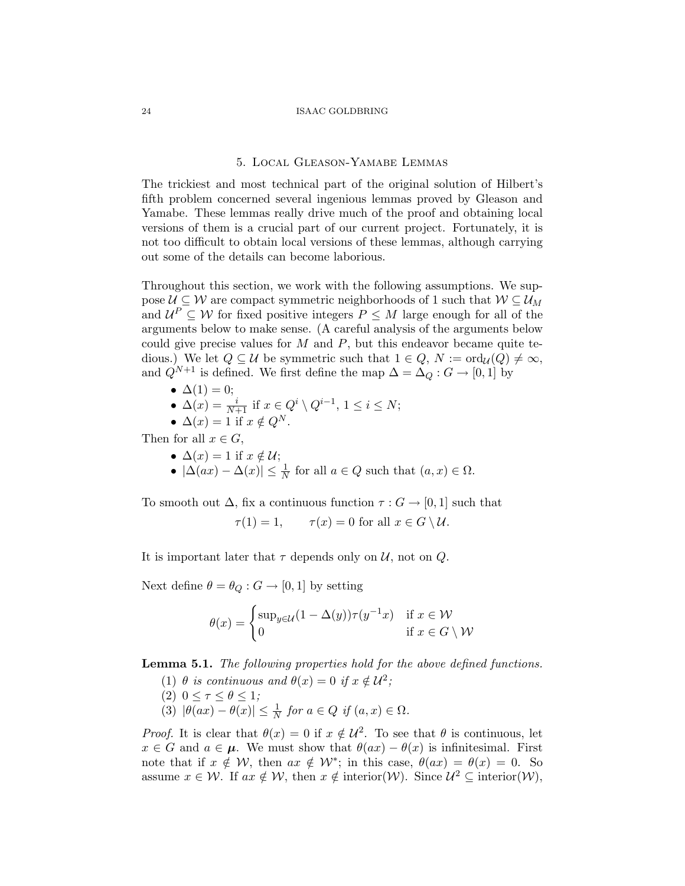## 5. Local Gleason-Yamabe Lemmas

The trickiest and most technical part of the original solution of Hilbert's fifth problem concerned several ingenious lemmas proved by Gleason and Yamabe. These lemmas really drive much of the proof and obtaining local versions of them is a crucial part of our current project. Fortunately, it is not too difficult to obtain local versions of these lemmas, although carrying out some of the details can become laborious.

Throughout this section, we work with the following assumptions. We suppose $\mathcal{U} \subseteq \mathcal{W}$ are compact symmetric neighborhoods of 1 such that $\mathcal{W} \subseteq \mathcal{U}_M$ and $\mathcal{U}^P \subseteq \mathcal{W}$ for fixed positive integers $P \leq M$ large enough for all of the arguments below to make sense. (A careful analysis of the arguments below could give precise values for $M$ and $P$, but this endeavor became quite tedious.) We let $Q \subseteq \mathcal{U}$ be symmetric such that $1 \in Q$, $N := \operatorname{ord}_{\mathcal{U}}(Q) \neq \infty$, and $Q^{N+1}$ is defined. We first define the map $\Delta = \Delta_Q : G \to [0,1]$ by

- $\Delta(1) = 0$;
- $\Delta(x) = \frac{i}{N+1}$ if $x \in Q^i \setminus Q^{i-1}$, $1 \leq i \leq N$;
- $\Delta(x) = 1$ if $x \notin Q^N$.

Then for all $x \in G$,

- $\Delta(x) = 1$ if $x \notin \mathcal{U}$;
- $|\Delta(ax) - \Delta(x)| \leq \frac{1}{N}$ for all $a \in Q$ such that $(a, x) \in \Omega$.

To smooth out $\Delta$, fix a continuous function $\tau : G \to [0,1]$ such that

$$\tau(1) = 1, \qquad \tau(x) = 0 \text{ for all } x \in G \setminus \mathcal{U}.$$

It is important later that $\tau$ depends only on $\mathcal{U}$, not on $Q$.

Next define $\theta = \theta_Q : G \to [0,1]$ by setting

$$\theta(x) = \begin{cases} \sup_{y \in \mathcal{U}} (1 - \Delta(y))\tau(y^{-1}x) & \text{if } x \in \mathcal{W} \\ 0 & \text{if } x \in G \setminus \mathcal{W} \end{cases}$$

**Lemma 5.1.** *The following properties hold for the above defined functions.*

1. *$\theta$ is continuous and $\theta(x) = 0$ if $x \notin \mathcal{U}^2$;*
2. *$0 \leq \tau \leq \theta \leq 1$;*
3. *$|\theta(ax) - \theta(x)| \leq \frac{1}{N}$ for $a \in Q$ if $(a, x) \in \Omega$.*

*Proof.* It is clear that $\theta(x) = 0$ if $x \notin \mathcal{U}^2$. To see that $\theta$ is continuous, let $x \in G$ and $a \in \boldsymbol{\mu}$. We must show that $\theta(ax) - \theta(x)$ is infinitesimal. First note that if $x \notin \mathcal{W}$, then $ax \notin \mathcal{W}^*$; in this case, $\theta(ax) = \theta(x) = 0$. So assume $x \in \mathcal{W}$. If $ax \notin \mathcal{W}$, then $x \notin \operatorname{interior}(\mathcal{W})$. Since $\mathcal{U}^2 \subseteq \operatorname{interior}(\mathcal{W})$,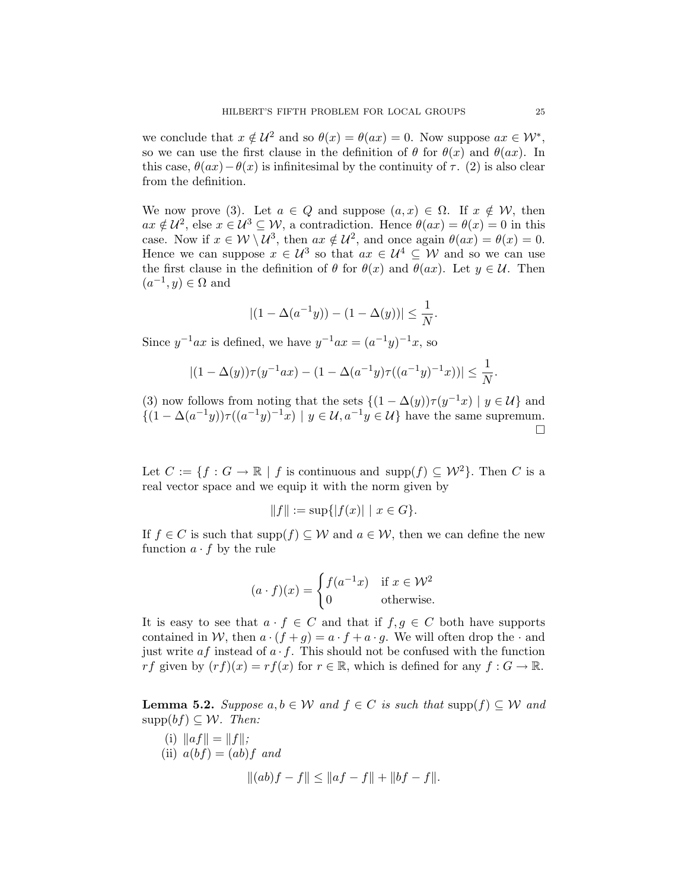we conclude that $x \notin \mathcal{U}^2$ and so $\theta(x) = \theta(ax) = 0$. Now suppose $ax \in \mathcal{W}^*$, so we can use the first clause in the definition of $\theta$ for $\theta(x)$ and $\theta(ax)$. In this case, $\theta(ax) - \theta(x)$ is infinitesimal by the continuity of $\tau$. (2) is also clear from the definition.

We now prove (3). Let $a \in Q$ and suppose $(a, x) \in \Omega$. If $x \notin \mathcal{W}$, then $ax \notin \mathcal{U}^2$, else $x \in \mathcal{U}^3 \subseteq \mathcal{W}$, a contradiction. Hence $\theta(ax) = \theta(x) = 0$ in this case. Now if $x \in \mathcal{W} \setminus \mathcal{U}^3$, then $ax \notin \mathcal{U}^2$, and once again $\theta(ax) = \theta(x) = 0$. Hence we can suppose $x \in \mathcal{U}^3$ so that $ax \in \mathcal{U}^4 \subseteq \mathcal{W}$ and so we can use the first clause in the definition of $\theta$ for $\theta(x)$ and $\theta(ax)$. Let $y \in \mathcal{U}$. Then $(a^{-1}, y) \in \Omega$ and

$$|(1 - \Delta(a^{-1}y)) - (1 - \Delta(y))| \leq \frac{1}{N}.$$

Since $y^{-1}ax$ is defined, we have $y^{-1}ax = (a^{-1}y)^{-1}x$, so

$$|(1 - \Delta(y))\tau(y^{-1}ax) - (1 - \Delta(a^{-1}y)\tau((a^{-1}y)^{-1}x))| \leq \frac{1}{N}.$$

(3) now follows from noting that the sets $\{(1 - \Delta(y))\tau(y^{-1}x) \mid y \in \mathcal{U}\}$ and $\{(1 - \Delta(a^{-1}y))\tau((a^{-1}y)^{-1}x) \mid y \in \mathcal{U}, a^{-1}y \in \mathcal{U}\}$ have the same supremum. □

Let $C := \{f : G \to \mathbb{R} \mid f \text{ is continuous and } \operatorname{supp}(f) \subseteq \mathcal{W}^2\}$. Then $C$ is a real vector space and we equip it with the norm given by

$$\|f\| := \sup\{|f(x)| \mid x \in G\}.$$

If $f \in C$ is such that $\operatorname{supp}(f) \subseteq \mathcal{W}$ and $a \in \mathcal{W}$, then we can define the new function $a \cdot f$ by the rule

$$(a \cdot f)(x) = \begin{cases} f(a^{-1}x) & \text{if } x \in \mathcal{W}^2 \\ 0 & \text{otherwise.} \end{cases}$$

It is easy to see that $a \cdot f \in C$ and that if $f, g \in C$ both have supports contained in $\mathcal{W}$, then $a \cdot (f + g) = a \cdot f + a \cdot g$. We will often drop the $\cdot$ and just write $af$ instead of $a \cdot f$. This should not be confused with the function $rf$ given by $(rf)(x) = rf(x)$ for $r \in \mathbb{R}$, which is defined for any $f : G \to \mathbb{R}$.

**Lemma 5.2.** *Suppose $a, b \in \mathcal{W}$ and $f \in C$ is such that $\operatorname{supp}(f) \subseteq \mathcal{W}$ and $\operatorname{supp}(bf) \subseteq \mathcal{W}$. Then:*

(i) $\|af\| = \|f\|$;
(ii) $a(bf) = (ab)f$ *and*

$$\|(ab)f - f\| \leq \|af - f\| + \|bf - f\|.$$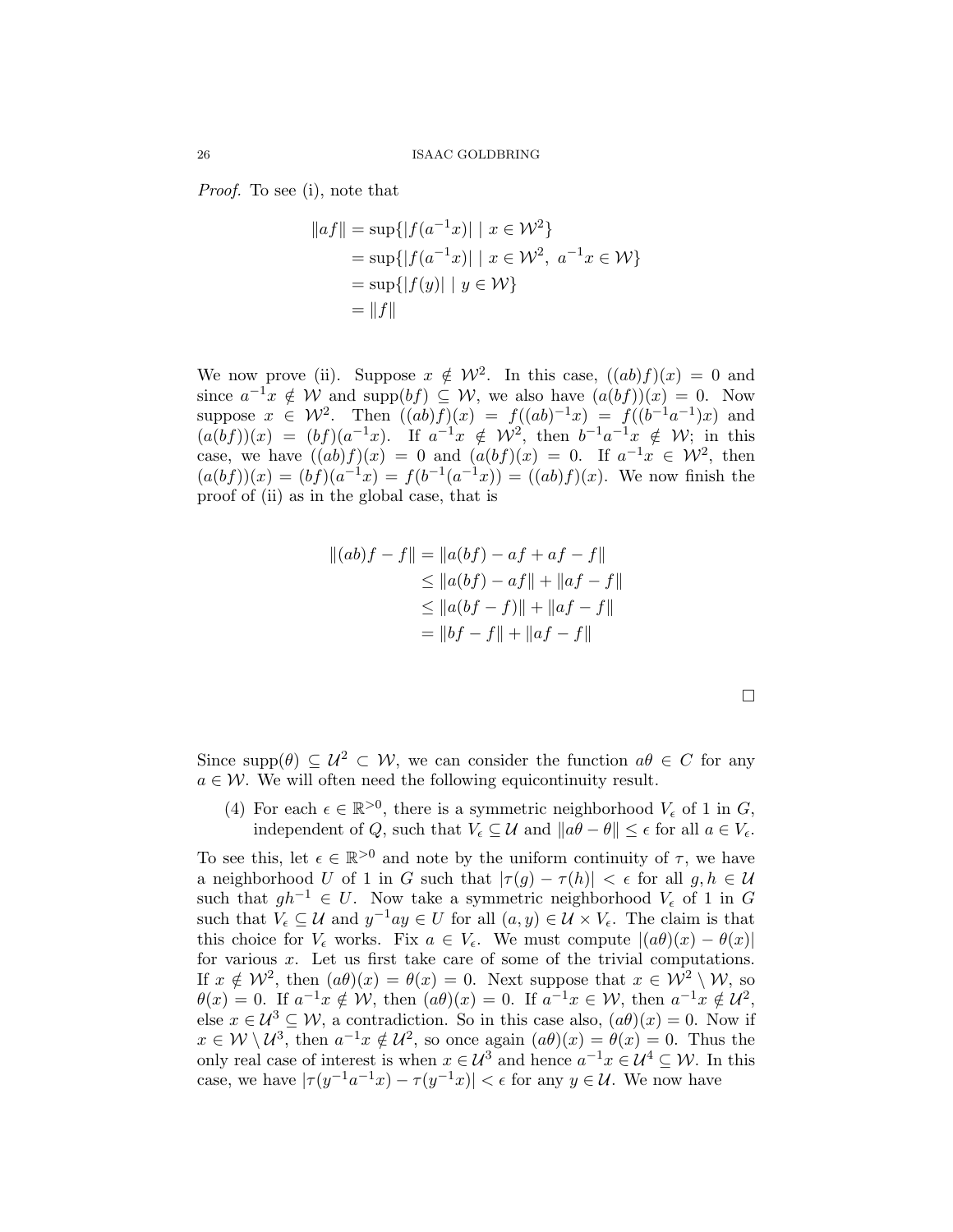*Proof.* To see (i), note that

$$
\begin{aligned}
\|af\| &= \sup\{|f(a^{-1}x)| \mid x \in \mathcal{W}^2\} \\
&= \sup\{|f(a^{-1}x)| \mid x \in \mathcal{W}^2,\ a^{-1}x \in \mathcal{W}\} \\
&= \sup\{|f(y)| \mid y \in \mathcal{W}\} \\
&= \|f\|
\end{aligned}
$$

We now prove (ii). Suppose $x \notin \mathcal{W}^2$. In this case, $((ab)f)(x) = 0$ and since $a^{-1}x \notin \mathcal{W}$ and $\mathrm{supp}(bf) \subseteq \mathcal{W}$, we also have $(a(bf))(x) = 0$. Now suppose $x \in \mathcal{W}^2$. Then $((ab)f)(x) = f((ab)^{-1}x) = f((b^{-1}a^{-1})x)$ and $(a(bf))(x) = (bf)(a^{-1}x)$. If $a^{-1}x \notin \mathcal{W}^2$, then $b^{-1}a^{-1}x \notin \mathcal{W}$; in this case, we have $((ab)f)(x) = 0$ and $(a(bf)(x) = 0$. If $a^{-1}x \in \mathcal{W}^2$, then $(a(bf))(x) = (bf)(a^{-1}x) = f(b^{-1}(a^{-1}x)) = ((ab)f)(x)$. We now finish the proof of (ii) as in the global case, that is

$$
\begin{aligned}
\|(ab)f - f\| &= \|a(bf) - af + af - f\| \\
&\leq \|a(bf) - af\| + \|af - f\| \\
&\leq \|a(bf - f)\| + \|af - f\| \\
&= \|bf - f\| + \|af - f\|
\end{aligned}
$$

$\square$

Since $\mathrm{supp}(\theta) \subseteq \mathcal{U}^2 \subset \mathcal{W}$, we can consider the function $a\theta \in C$ for any $a \in \mathcal{W}$. We will often need the following equicontinuity result.

(4) For each $\epsilon \in \mathbb{R}^{>0}$, there is a symmetric neighborhood $V_\epsilon$ of 1 in $G$, independent of $Q$, such that $V_\epsilon \subseteq \mathcal{U}$ and $\|a\theta - \theta\| \leq \epsilon$ for all $a \in V_\epsilon$.

To see this, let $\epsilon \in \mathbb{R}^{>0}$ and note by the uniform continuity of $\tau$, we have a neighborhood $U$ of 1 in $G$ such that $|\tau(g) - \tau(h)| < \epsilon$ for all $g, h \in \mathcal{U}$ such that $gh^{-1} \in U$. Now take a symmetric neighborhood $V_\epsilon$ of 1 in $G$ such that $V_\epsilon \subseteq \mathcal{U}$ and $y^{-1}ay \in U$ for all $(a, y) \in \mathcal{U} \times V_\epsilon$. The claim is that this choice for $V_\epsilon$ works. Fix $a \in V_\epsilon$. We must compute $|(a\theta)(x) - \theta(x)|$ for various $x$. Let us first take care of some of the trivial computations. If $x \notin \mathcal{W}^2$, then $(a\theta)(x) = \theta(x) = 0$. Next suppose that $x \in \mathcal{W}^2 \setminus \mathcal{W}$, so $\theta(x) = 0$. If $a^{-1}x \notin \mathcal{W}$, then $(a\theta)(x) = 0$. If $a^{-1}x \in \mathcal{W}$, then $a^{-1}x \notin \mathcal{U}^2$, else $x \in \mathcal{U}^3 \subseteq \mathcal{W}$, a contradiction. So in this case also, $(a\theta)(x) = 0$. Now if $x \in \mathcal{W} \setminus \mathcal{U}^3$, then $a^{-1}x \notin \mathcal{U}^2$, so once again $(a\theta)(x) = \theta(x) = 0$. Thus the only real case of interest is when $x \in \mathcal{U}^3$ and hence $a^{-1}x \in \mathcal{U}^4 \subseteq \mathcal{W}$. In this case, we have $|\tau(y^{-1}a^{-1}x) - \tau(y^{-1}x)| < \epsilon$ for any $y \in \mathcal{U}$. We now have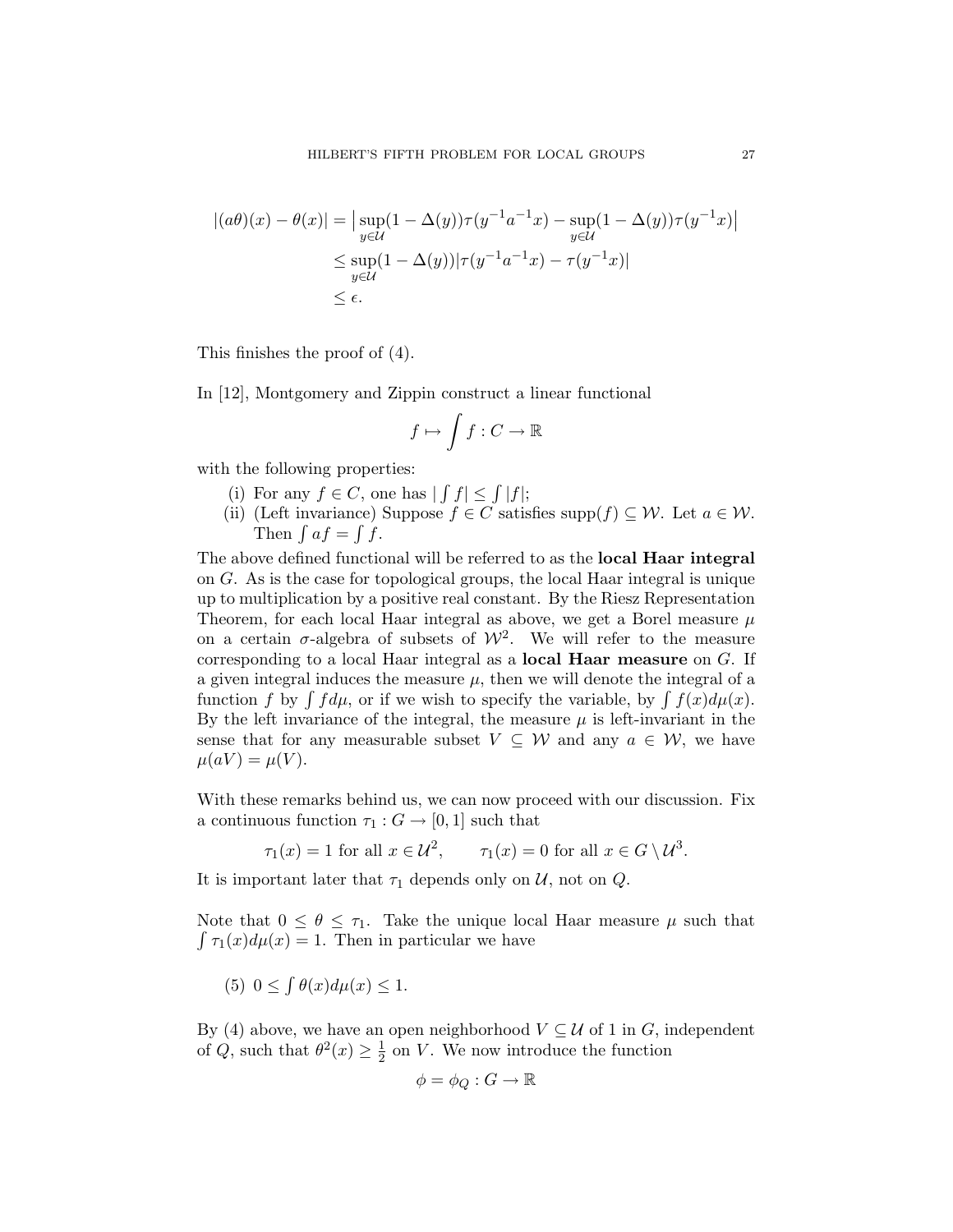$$
\begin{aligned}
|(a\theta)(x) - \theta(x)| &= \big|\sup_{y\in\mathcal{U}}(1-\Delta(y))\tau(y^{-1}a^{-1}x) - \sup_{y\in\mathcal{U}}(1-\Delta(y))\tau(y^{-1}x)\big| \\
&\le \sup_{y\in\mathcal{U}}(1-\Delta(y))|\tau(y^{-1}a^{-1}x) - \tau(y^{-1}x)| \\
&\le \epsilon.
\end{aligned}
$$

This finishes the proof of (4).

In [12], Montgomery and Zippin construct a linear functional

$$
f \mapsto \int f : C \to \mathbb{R}
$$

with the following properties:

(i) For any $f \in C$, one has $|\int f| \le \int |f|$;

(ii) (Left invariance) Suppose $f \in C$ satisfies $\mathrm{supp}(f) \subseteq \mathcal{W}$. Let $a \in \mathcal{W}$. Then $\int af = \int f$.

The above defined functional will be referred to as the **local Haar integral** on $G$. As is the case for topological groups, the local Haar integral is unique up to multiplication by a positive real constant. By the Riesz Representation Theorem, for each local Haar integral as above, we get a Borel measure $\mu$ on a certain $\sigma$-algebra of subsets of $\mathcal{W}^2$. We will refer to the measure corresponding to a local Haar integral as a **local Haar measure** on $G$. If a given integral induces the measure $\mu$, then we will denote the integral of a function $f$ by $\int f d\mu$, or if we wish to specify the variable, by $\int f(x)d\mu(x)$. By the left invariance of the integral, the measure $\mu$ is left-invariant in the sense that for any measurable subset $V \subseteq \mathcal{W}$ and any $a \in \mathcal{W}$, we have $\mu(aV) = \mu(V)$.

With these remarks behind us, we can now proceed with our discussion. Fix a continuous function $\tau_1 : G \to [0,1]$ such that

$$
\tau_1(x) = 1 \text{ for all } x \in \mathcal{U}^2, \qquad \tau_1(x) = 0 \text{ for all } x \in G \setminus \mathcal{U}^3.
$$

It is important later that $\tau_1$ depends only on $\mathcal{U}$, not on $Q$.

Note that $0 \le \theta \le \tau_1$. Take the unique local Haar measure $\mu$ such that $\int \tau_1(x)d\mu(x) = 1$. Then in particular we have

(5) $0 \le \int \theta(x)d\mu(x) \le 1$.

By (4) above, we have an open neighborhood $V \subseteq \mathcal{U}$ of 1 in $G$, independent of $Q$, such that $\theta^2(x) \ge \frac{1}{2}$ on $V$. We now introduce the function

$$
\phi = \phi_Q : G \to \mathbb{R}
$$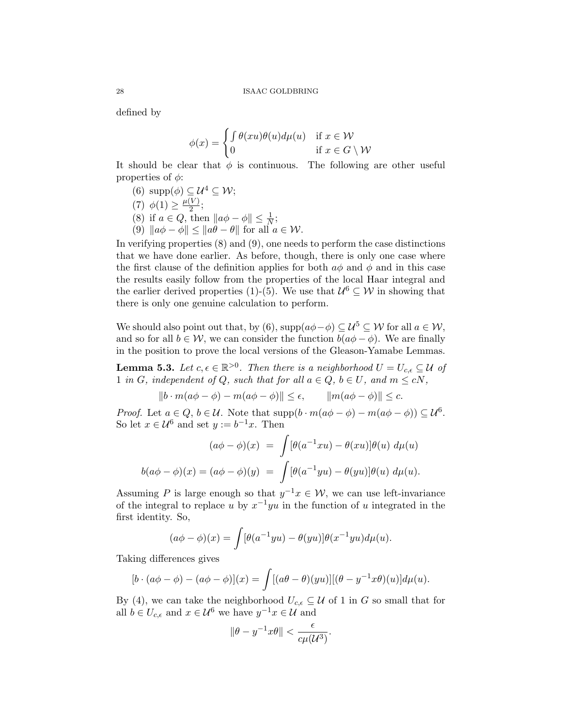defined by

$$\phi(x) = \begin{cases} \int \theta(xu)\theta(u)d\mu(u) & \text{if } x \in \mathcal{W} \\ 0 & \text{if } x \in G \setminus \mathcal{W} \end{cases}$$

It should be clear that $\phi$ is continuous. The following are other useful properties of $\phi$:

(6) $\text{supp}(\phi) \subseteq \mathcal{U}^4 \subseteq \mathcal{W}$;
(7) $\phi(1) \geq \frac{\mu(V)}{2}$;
(8) if $a \in Q$, then $\|a\phi - \phi\| \leq \frac{1}{N}$;
(9) $\|a\phi - \phi\| \leq \|a\theta - \theta\|$ for all $a \in \mathcal{W}$.

In verifying properties (8) and (9), one needs to perform the case distinctions that we have done earlier. As before, though, there is only one case where the first clause of the definition applies for both $a\phi$ and $\phi$ and in this case the results easily follow from the properties of the local Haar integral and the earlier derived properties (1)-(5). We use that $\mathcal{U}^6 \subseteq \mathcal{W}$ in showing that there is only one genuine calculation to perform.

We should also point out that, by (6), $\text{supp}(a\phi - \phi) \subseteq \mathcal{U}^5 \subseteq \mathcal{W}$ for all $a \in \mathcal{W}$, and so for all $b \in \mathcal{W}$, we can consider the function $b(a\phi - \phi)$. We are finally in the position to prove the local versions of the Gleason-Yamabe Lemmas.

**Lemma 5.3.** *Let $c, \epsilon \in \mathbb{R}^{>0}$. Then there is a neighborhood $U = U_{c,\epsilon} \subseteq \mathcal{U}$ of 1 in $G$, independent of $Q$, such that for all $a \in Q$, $b \in U$, and $m \leq cN$,*

$$\|b \cdot m(a\phi - \phi) - m(a\phi - \phi)\| \leq \epsilon, \qquad \|m(a\phi - \phi)\| \leq c.$$

*Proof.* Let $a \in Q$, $b \in \mathcal{U}$. Note that $\text{supp}(b \cdot m(a\phi - \phi) - m(a\phi - \phi)) \subseteq \mathcal{U}^6$. So let $x \in \mathcal{U}^6$ and set $y := b^{-1}x$. Then

$$(a\phi - \phi)(x) = \int [\theta(a^{-1}xu) - \theta(xu)]\theta(u)\ d\mu(u)$$

$$b(a\phi - \phi)(x) = (a\phi - \phi)(y) = \int [\theta(a^{-1}yu) - \theta(yu)]\theta(u)\ d\mu(u).$$

Assuming $P$ is large enough so that $y^{-1}x \in \mathcal{W}$, we can use left-invariance of the integral to replace $u$ by $x^{-1}yu$ in the function of $u$ integrated in the first identity. So,

$$(a\phi - \phi)(x) = \int [\theta(a^{-1}yu) - \theta(yu)]\theta(x^{-1}yu)d\mu(u).$$

Taking differences gives

$$[b \cdot (a\phi - \phi) - (a\phi - \phi)](x) = \int [(a\theta - \theta)(yu)][(\theta - y^{-1}x\theta)(u)]d\mu(u).$$

By (4), we can take the neighborhood $U_{c,\epsilon} \subseteq \mathcal{U}$ of 1 in $G$ so small that for all $b \in U_{c,\epsilon}$ and $x \in \mathcal{U}^6$ we have $y^{-1}x \in \mathcal{U}$ and

$$\|\theta - y^{-1}x\theta\| < \frac{\epsilon}{c\mu(\mathcal{U}^3)}.$$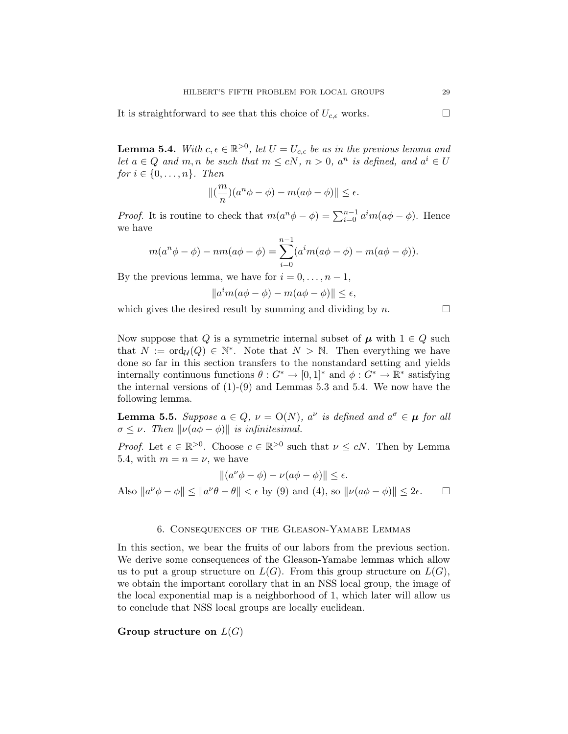It is straightforward to see that this choice of $U_{c,\epsilon}$ works. $\square$

**Lemma 5.4.** *With $c, \epsilon \in \mathbb{R}^{>0}$, let $U = U_{c,\epsilon}$ be as in the previous lemma and let $a \in Q$ and $m, n$ be such that $m \leq cN$, $n > 0$, $a^n$ is defined, and $a^i \in U$ for $i \in \{0, \ldots, n\}$. Then*

$$\|(\frac{m}{n})(a^n\phi - \phi) - m(a\phi - \phi)\| \leq \epsilon.$$

*Proof.* It is routine to check that $m(a^n\phi - \phi) = \sum_{i=0}^{n-1} a^i m(a\phi - \phi)$. Hence we have

$$m(a^n\phi - \phi) - nm(a\phi - \phi) = \sum_{i=0}^{n-1}(a^i m(a\phi - \phi) - m(a\phi - \phi)).$$

By the previous lemma, we have for $i = 0, \ldots, n-1$,

$$\|a^i m(a\phi - \phi) - m(a\phi - \phi)\| \leq \epsilon,$$

which gives the desired result by summing and dividing by $n$. $\square$

Now suppose that $Q$ is a symmetric internal subset of $\boldsymbol{\mu}$ with $1 \in Q$ such that $N := \mathrm{ord}_{\mathcal{U}}(Q) \in \mathbb{N}^*$. Note that $N > \mathbb{N}$. Then everything we have done so far in this section transfers to the nonstandard setting and yields internally continuous functions $\theta : G^* \to [0,1]^*$ and $\phi : G^* \to \mathbb{R}^*$ satisfying the internal versions of (1)-(9) and Lemmas 5.3 and 5.4. We now have the following lemma.

**Lemma 5.5.** *Suppose $a \in Q$, $\nu = \mathrm{O}(N)$, $a^\nu$ is defined and $a^\sigma \in \boldsymbol{\mu}$ for all $\sigma \leq \nu$. Then $\|\nu(a\phi - \phi)\|$ is infinitesimal.*

*Proof.* Let $\epsilon \in \mathbb{R}^{>0}$. Choose $c \in \mathbb{R}^{>0}$ such that $\nu \leq cN$. Then by Lemma 5.4, with $m = n = \nu$, we have

$$\|(a^\nu\phi - \phi) - \nu(a\phi - \phi)\| \leq \epsilon.$$

Also $\|a^\nu\phi - \phi\| \leq \|a^\nu\theta - \theta\| < \epsilon$ by (9) and (4), so $\|\nu(a\phi - \phi)\| \leq 2\epsilon$. $\square$

## 6. Consequences of the Gleason-Yamabe Lemmas

In this section, we bear the fruits of our labors from the previous section. We derive some consequences of the Gleason-Yamabe lemmas which allow us to put a group structure on $L(G)$. From this group structure on $L(G)$, we obtain the important corollary that in an NSS local group, the image of the local exponential map is a neighborhood of 1, which later will allow us to conclude that NSS local groups are locally euclidean.

**Group structure on $L(G)$**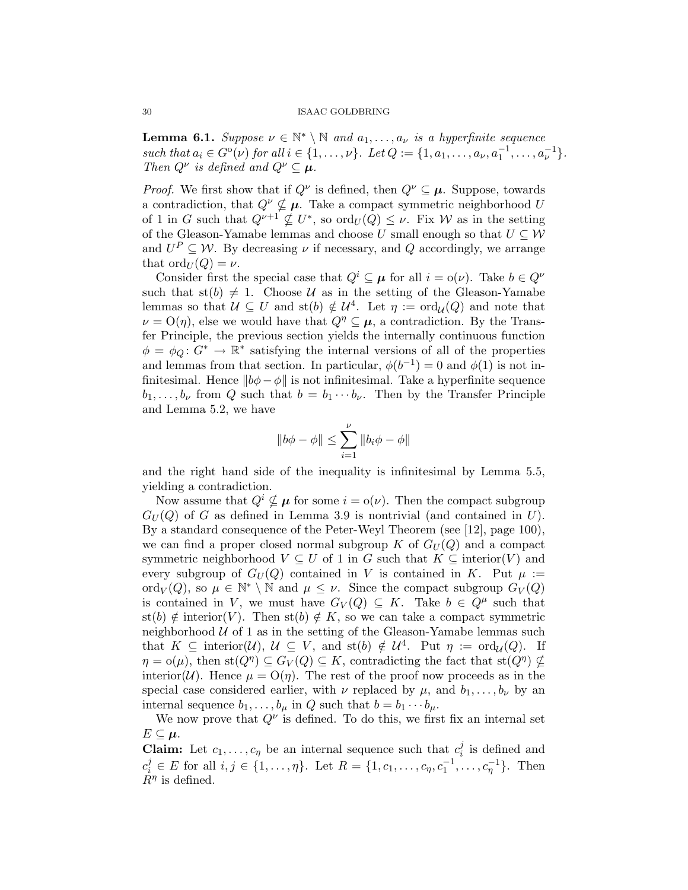**Lemma 6.1.** *Suppose $\nu \in \mathbb{N}^* \setminus \mathbb{N}$ and $a_1, \ldots, a_\nu$ is a hyperfinite sequence such that $a_i \in G^{\mathrm{o}}(\nu)$ for all $i \in \{1, \ldots, \nu\}$. Let $Q := \{1, a_1, \ldots, a_\nu, a_1^{-1}, \ldots, a_\nu^{-1}\}$. Then $Q^\nu$ is defined and $Q^\nu \subseteq \boldsymbol{\mu}$.*

*Proof.* We first show that if $Q^\nu$ is defined, then $Q^\nu \subseteq \boldsymbol{\mu}$. Suppose, towards a contradiction, that $Q^\nu \nsubseteq \boldsymbol{\mu}$. Take a compact symmetric neighborhood $U$ of 1 in $G$ such that $Q^{\nu+1} \nsubseteq U^*$, so $\mathrm{ord}_U(Q) \leq \nu$. Fix $\mathcal{W}$ as in the setting of the Gleason-Yamabe lemmas and choose $U$ small enough so that $U \subseteq \mathcal{W}$ and $U^P \subseteq \mathcal{W}$. By decreasing $\nu$ if necessary, and $Q$ accordingly, we arrange that $\mathrm{ord}_U(Q) = \nu$.

Consider first the special case that $Q^i \subseteq \boldsymbol{\mu}$ for all $i = \mathrm{o}(\nu)$. Take $b \in Q^\nu$ such that $\mathrm{st}(b) \neq 1$. Choose $\mathcal{U}$ as in the setting of the Gleason-Yamabe lemmas so that $\mathcal{U} \subseteq U$ and $\mathrm{st}(b) \notin \mathcal{U}^4$. Let $\eta := \mathrm{ord}_{\mathcal{U}}(Q)$ and note that $\nu = \mathrm{O}(\eta)$, else we would have that $Q^\eta \subseteq \boldsymbol{\mu}$, a contradiction. By the Transfer Principle, the previous section yields the internally continuous function $\phi = \phi_Q \colon G^* \to \mathbb{R}^*$ satisfying the internal versions of all of the properties and lemmas from that section. In particular, $\phi(b^{-1}) = 0$ and $\phi(1)$ is not infinitesimal. Hence $\|b\phi - \phi\|$ is not infinitesimal. Take a hyperfinite sequence $b_1, \ldots, b_\nu$ from $Q$ such that $b = b_1 \cdots b_\nu$. Then by the Transfer Principle and Lemma 5.2, we have

$$\|b\phi - \phi\| \leq \sum_{i=1}^{\nu} \|b_i\phi - \phi\|$$

and the right hand side of the inequality is infinitesimal by Lemma 5.5, yielding a contradiction.

Now assume that $Q^i \nsubseteq \boldsymbol{\mu}$ for some $i = \mathrm{o}(\nu)$. Then the compact subgroup $G_U(Q)$ of $G$ as defined in Lemma 3.9 is nontrivial (and contained in $U$). By a standard consequence of the Peter-Weyl Theorem (see [12], page 100), we can find a proper closed normal subgroup $K$ of $G_U(Q)$ and a compact symmetric neighborhood $V \subseteq U$ of 1 in $G$ such that $K \subseteq \mathrm{interior}(V)$ and every subgroup of $G_U(Q)$ contained in $V$ is contained in $K$. Put $\mu := \mathrm{ord}_V(Q)$, so $\mu \in \mathbb{N}^* \setminus \mathbb{N}$ and $\mu \leq \nu$. Since the compact subgroup $G_V(Q)$ is contained in $V$, we must have $G_V(Q) \subseteq K$. Take $b \in Q^\mu$ such that $\mathrm{st}(b) \notin \mathrm{interior}(V)$. Then $\mathrm{st}(b) \notin K$, so we can take a compact symmetric neighborhood $\mathcal{U}$ of 1 as in the setting of the Gleason-Yamabe lemmas such that $K \subseteq \mathrm{interior}(\mathcal{U})$, $\mathcal{U} \subseteq V$, and $\mathrm{st}(b) \notin \mathcal{U}^4$. Put $\eta := \mathrm{ord}_{\mathcal{U}}(Q)$. If $\eta = \mathrm{o}(\mu)$, then $\mathrm{st}(Q^\eta) \subseteq G_V(Q) \subseteq K$, contradicting the fact that $\mathrm{st}(Q^\eta) \nsubseteq \mathrm{interior}(\mathcal{U})$. Hence $\mu = \mathrm{O}(\eta)$. The rest of the proof now proceeds as in the special case considered earlier, with $\nu$ replaced by $\mu$, and $b_1, \ldots, b_\nu$ by an internal sequence $b_1, \ldots, b_\mu$ in $Q$ such that $b = b_1 \cdots b_\mu$.

We now prove that $Q^\nu$ is defined. To do this, we first fix an internal set $E \subseteq \boldsymbol{\mu}$.

**Claim:** Let $c_1, \ldots, c_\eta$ be an internal sequence such that $c_i^j$ is defined and $c_i^j \in E$ for all $i, j \in \{1, \ldots, \eta\}$. Let $R = \{1, c_1, \ldots, c_\eta, c_1^{-1}, \ldots, c_\eta^{-1}\}$. Then $R^\eta$ is defined.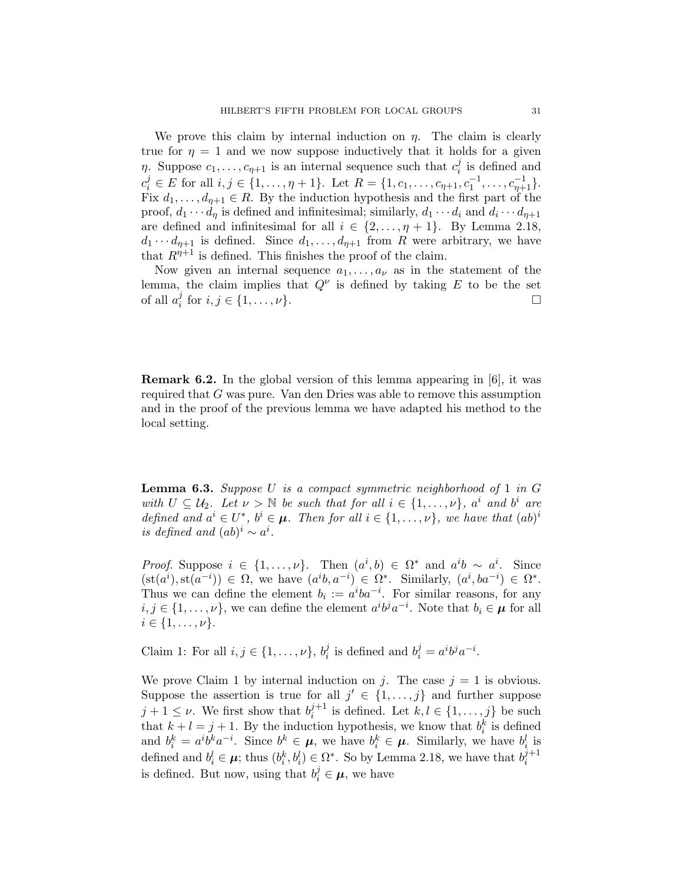We prove this claim by internal induction on $\eta$. The claim is clearly true for $\eta = 1$ and we now suppose inductively that it holds for a given $\eta$. Suppose $c_1, \ldots, c_{\eta+1}$ is an internal sequence such that $c_i^j$ is defined and $c_i^j \in E$ for all $i, j \in \{1, \ldots, \eta + 1\}$. Let $R = \{1, c_1, \ldots, c_{\eta+1}, c_1^{-1}, \ldots, c_{\eta+1}^{-1}\}$. Fix $d_1, \ldots, d_{\eta+1} \in R$. By the induction hypothesis and the first part of the proof, $d_1 \cdots d_\eta$ is defined and infinitesimal; similarly, $d_1 \cdots d_i$ and $d_i \cdots d_{\eta+1}$ are defined and infinitesimal for all $i \in \{2, \ldots, \eta + 1\}$. By Lemma 2.18, $d_1 \cdots d_{\eta+1}$ is defined. Since $d_1, \ldots, d_{\eta+1}$ from $R$ were arbitrary, we have that $R^{\eta+1}$ is defined. This finishes the proof of the claim.

Now given an internal sequence $a_1, \ldots, a_\nu$ as in the statement of the lemma, the claim implies that $Q^\nu$ is defined by taking $E$ to be the set of all $a_i^j$ for $i, j \in \{1, \ldots, \nu\}$. $\square$

**Remark 6.2.** In the global version of this lemma appearing in [6], it was required that $G$ was pure. Van den Dries was able to remove this assumption and in the proof of the previous lemma we have adapted his method to the local setting.

**Lemma 6.3.** *Suppose $U$ is a compact symmetric neighborhood of 1 in $G$ with $U \subseteq \mathcal{U}_2$. Let $\nu > \mathbb{N}$ be such that for all $i \in \{1, \ldots, \nu\}$, $a^i$ and $b^i$ are defined and $a^i \in U^*$, $b^i \in \boldsymbol{\mu}$. Then for all $i \in \{1, \ldots, \nu\}$, we have that $(ab)^i$ is defined and $(ab)^i \sim a^i$.*

*Proof.* Suppose $i \in \{1, \ldots, \nu\}$. Then $(a^i, b) \in \Omega^*$ and $a^i b \sim a^i$. Since $(\mathrm{st}(a^i), \mathrm{st}(a^{-i})) \in \Omega$, we have $(a^i b, a^{-i}) \in \Omega^*$. Similarly, $(a^i, ba^{-i}) \in \Omega^*$. Thus we can define the element $b_i := a^i b a^{-i}$. For similar reasons, for any $i, j \in \{1, \ldots, \nu\}$, we can define the element $a^i b^j a^{-i}$. Note that $b_i \in \boldsymbol{\mu}$ for all $i \in \{1, \ldots, \nu\}$.

Claim 1: For all $i, j \in \{1, \ldots, \nu\}$, $b_i^j$ is defined and $b_i^j = a^i b^j a^{-i}$.

We prove Claim 1 by internal induction on $j$. The case $j = 1$ is obvious. Suppose the assertion is true for all $j' \in \{1, \ldots, j\}$ and further suppose $j + 1 \leq \nu$. We first show that $b_i^{j+1}$ is defined. Let $k, l \in \{1, \ldots, j\}$ be such that $k + l = j + 1$. By the induction hypothesis, we know that $b_i^k$ is defined and $b_i^k = a^i b^k a^{-i}$. Since $b^k \in \boldsymbol{\mu}$, we have $b_i^k \in \boldsymbol{\mu}$. Similarly, we have $b_i^l$ is defined and $b_i^l \in \boldsymbol{\mu}$; thus $(b_i^k, b_i^l) \in \Omega^*$. So by Lemma 2.18, we have that $b_i^{j+1}$ is defined. But now, using that $b_i^j \in \boldsymbol{\mu}$, we have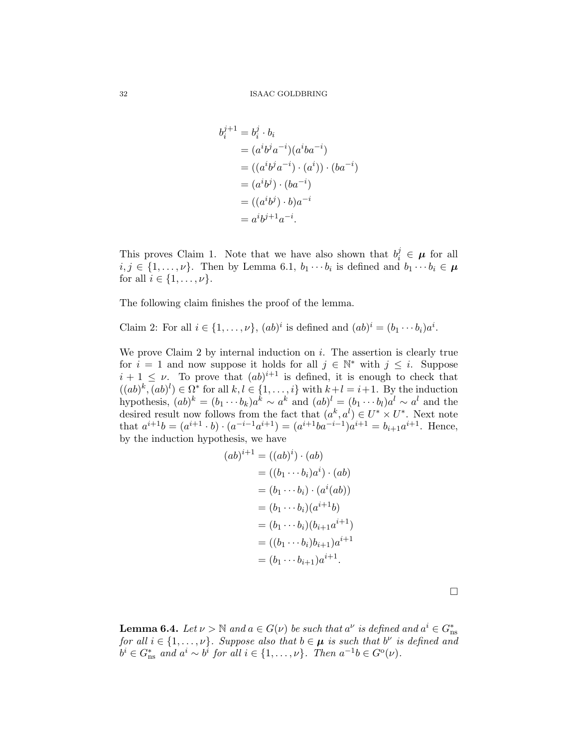$$
\begin{aligned}
b_i^{j+1} &= b_i^j \cdot b_i \\
&= (a^i b^j a^{-i})(a^i b a^{-i}) \\
&= ((a^i b^j a^{-i}) \cdot (a^i)) \cdot (b a^{-i}) \\
&= (a^i b^j) \cdot (b a^{-i}) \\
&= ((a^i b^j) \cdot b) a^{-i} \\
&= a^i b^{j+1} a^{-i}.
\end{aligned}
$$

This proves Claim 1. Note that we have also shown that $b_i^j \in \boldsymbol{\mu}$ for all $i, j \in \{1, \ldots, \nu\}$. Then by Lemma 6.1, $b_1 \cdots b_i$ is defined and $b_1 \cdots b_i \in \boldsymbol{\mu}$ for all $i \in \{1, \ldots, \nu\}$.

The following claim finishes the proof of the lemma.

Claim 2: For all $i \in \{1, \ldots, \nu\}$, $(ab)^i$ is defined and $(ab)^i = (b_1 \cdots b_i)a^i$.

We prove Claim 2 by internal induction on $i$. The assertion is clearly true for $i = 1$ and now suppose it holds for all $j \in \mathbb{N}^*$ with $j \leq i$. Suppose $i + 1 \leq \nu$. To prove that $(ab)^{i+1}$ is defined, it is enough to check that $((ab)^k, (ab)^l) \in \Omega^*$ for all $k, l \in \{1, \ldots, i\}$ with $k + l = i + 1$. By the induction hypothesis, $(ab)^k = (b_1 \cdots b_k)a^k \sim a^k$ and $(ab)^l = (b_1 \cdots b_l)a^l \sim a^l$ and the desired result now follows from the fact that $(a^k, a^l) \in U^* \times U^*$. Next note that $a^{i+1}b = (a^{i+1} \cdot b) \cdot (a^{-i-1}a^{i+1}) = (a^{i+1}ba^{-i-1})a^{i+1} = b_{i+1}a^{i+1}$. Hence, by the induction hypothesis, we have

$$
\begin{aligned}
(ab)^{i+1} &= ((ab)^i) \cdot (ab) \\
&= ((b_1 \cdots b_i)a^i) \cdot (ab) \\
&= (b_1 \cdots b_i) \cdot (a^i(ab)) \\
&= (b_1 \cdots b_i)(a^{i+1}b) \\
&= (b_1 \cdots b_i)(b_{i+1}a^{i+1}) \\
&= ((b_1 \cdots b_i)b_{i+1})a^{i+1} \\
&= (b_1 \cdots b_{i+1})a^{i+1}.
\end{aligned}
$$

$\square$

**Lemma 6.4.** *Let $\nu > \mathbb{N}$ and $a \in G(\nu)$ be such that $a^\nu$ is defined and $a^i \in G^*_{\text{ns}}$ for all $i \in \{1, \ldots, \nu\}$. Suppose also that $b \in \boldsymbol{\mu}$ is such that $b^\nu$ is defined and $b^i \in G^*_{\text{ns}}$ and $a^i \sim b^i$ for all $i \in \{1, \ldots, \nu\}$. Then $a^{-1}b \in G^{\text{o}}(\nu)$.*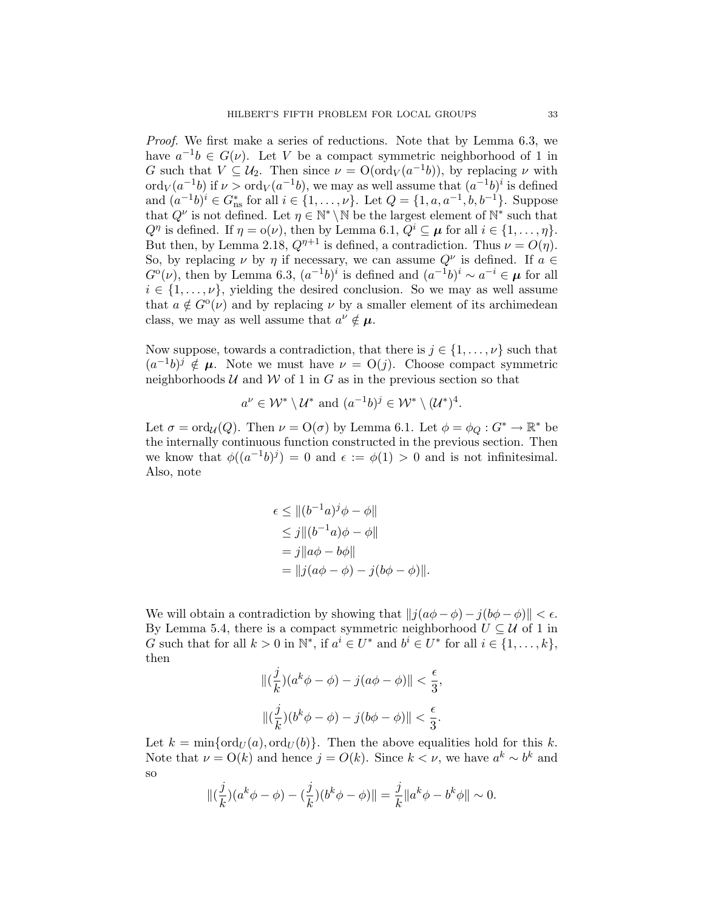*Proof.* We first make a series of reductions. Note that by Lemma 6.3, we have $a^{-1}b \in G(\nu)$. Let $V$ be a compact symmetric neighborhood of 1 in $G$ such that $V \subseteq \mathcal{U}_2$. Then since $\nu = \mathrm{O}(\mathrm{ord}_V(a^{-1}b))$, by replacing $\nu$ with $\mathrm{ord}_V(a^{-1}b)$ if $\nu > \mathrm{ord}_V(a^{-1}b)$, we may as well assume that $(a^{-1}b)^i$ is defined and $(a^{-1}b)^i \in G^*_{\mathrm{ns}}$ for all $i \in \{1, \ldots, \nu\}$. Let $Q = \{1, a, a^{-1}, b, b^{-1}\}$. Suppose that $Q^\nu$ is not defined. Let $\eta \in \mathbb{N}^* \setminus \mathbb{N}$ be the largest element of $\mathbb{N}^*$ such that $Q^\eta$ is defined. If $\eta = \mathrm{o}(\nu)$, then by Lemma 6.1, $Q^i \subseteq \boldsymbol{\mu}$ for all $i \in \{1, \ldots, \eta\}$. But then, by Lemma 2.18, $Q^{\eta+1}$ is defined, a contradiction. Thus $\nu = O(\eta)$. So, by replacing $\nu$ by $\eta$ if necessary, we can assume $Q^\nu$ is defined. If $a \in G^{\mathrm{o}}(\nu)$, then by Lemma 6.3, $(a^{-1}b)^i$ is defined and $(a^{-1}b)^i \sim a^{-i} \in \boldsymbol{\mu}$ for all $i \in \{1, \ldots, \nu\}$, yielding the desired conclusion. So we may as well assume that $a \notin G^{\mathrm{o}}(\nu)$ and by replacing $\nu$ by a smaller element of its archimedean class, we may as well assume that $a^\nu \notin \boldsymbol{\mu}$.

Now suppose, towards a contradiction, that there is $j \in \{1, \ldots, \nu\}$ such that $(a^{-1}b)^j \notin \boldsymbol{\mu}$. Note we must have $\nu = \mathrm{O}(j)$. Choose compact symmetric neighborhoods $\mathcal{U}$ and $\mathcal{W}$ of 1 in $G$ as in the previous section so that

$$a^\nu \in \mathcal{W}^* \setminus \mathcal{U}^* \text{ and } (a^{-1}b)^j \in \mathcal{W}^* \setminus (\mathcal{U}^*)^4.$$

Let $\sigma = \mathrm{ord}_{\mathcal{U}}(Q)$. Then $\nu = \mathrm{O}(\sigma)$ by Lemma 6.1. Let $\phi = \phi_Q : G^* \to \mathbb{R}^*$ be the internally continuous function constructed in the previous section. Then we know that $\phi((a^{-1}b)^j) = 0$ and $\epsilon := \phi(1) > 0$ and is not infinitesimal. Also, note

$$\begin{aligned}
\epsilon &\leq \|(b^{-1}a)^j\phi - \phi\| \\
&\leq j\|(b^{-1}a)\phi - \phi\| \\
&= j\|a\phi - b\phi\| \\
&= \|j(a\phi - \phi) - j(b\phi - \phi)\|.
\end{aligned}$$

We will obtain a contradiction by showing that $\|j(a\phi - \phi) - j(b\phi - \phi)\| < \epsilon$. By Lemma 5.4, there is a compact symmetric neighborhood $U \subseteq \mathcal{U}$ of 1 in $G$ such that for all $k > 0$ in $\mathbb{N}^*$, if $a^i \in U^*$ and $b^i \in U^*$ for all $i \in \{1, \ldots, k\}$, then

$$\|(\frac{j}{k})(a^k\phi - \phi) - j(a\phi - \phi)\| < \frac{\epsilon}{3},$$

$$\|(\frac{j}{k})(b^k\phi - \phi) - j(b\phi - \phi)\| < \frac{\epsilon}{3}.$$

Let $k = \min\{\mathrm{ord}_U(a), \mathrm{ord}_U(b)\}$. Then the above equalities hold for this $k$. Note that $\nu = \mathrm{O}(k)$ and hence $j = O(k)$. Since $k < \nu$, we have $a^k \sim b^k$ and so

$$\|(\frac{j}{k})(a^k\phi - \phi) - (\frac{j}{k})(b^k\phi - \phi)\| = \frac{j}{k}\|a^k\phi - b^k\phi\| \sim 0.$$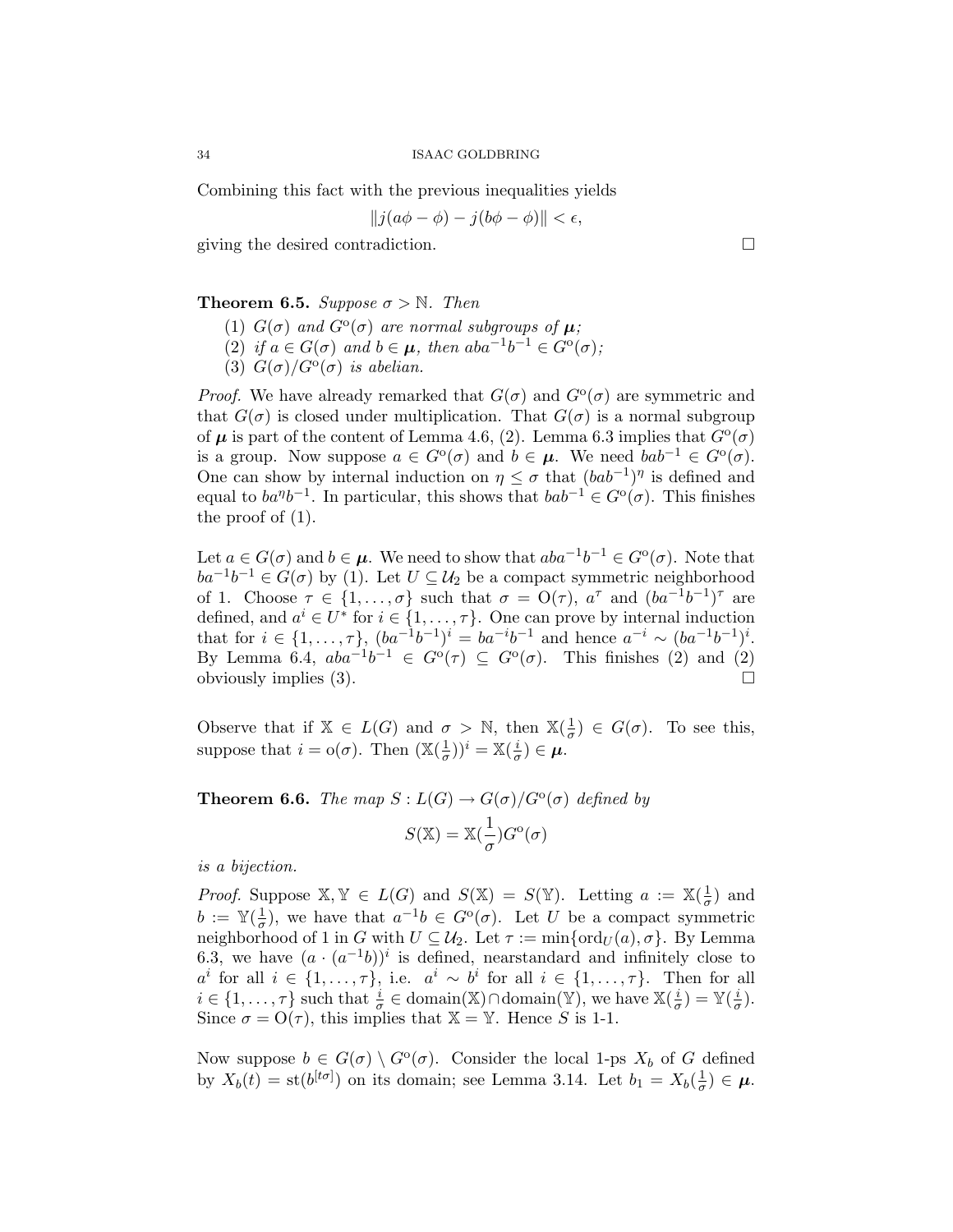Combining this fact with the previous inequalities yields

$$\|j(a\phi - \phi) - j(b\phi - \phi)\| < \epsilon,$$

giving the desired contradiction. $\square$

**Theorem 6.5.** *Suppose $\sigma > \mathbb{N}$. Then*

1. *$G(\sigma)$ and $G^{\mathrm{o}}(\sigma)$ are normal subgroups of $\boldsymbol{\mu}$;*
2. *if $a \in G(\sigma)$ and $b \in \boldsymbol{\mu}$, then $aba^{-1}b^{-1} \in G^{\mathrm{o}}(\sigma)$;*
3. *$G(\sigma)/G^{\mathrm{o}}(\sigma)$ is abelian.*

*Proof.* We have already remarked that $G(\sigma)$ and $G^{\mathrm{o}}(\sigma)$ are symmetric and that $G(\sigma)$ is closed under multiplication. That $G(\sigma)$ is a normal subgroup of $\boldsymbol{\mu}$ is part of the content of Lemma 4.6, (2). Lemma 6.3 implies that $G^{\mathrm{o}}(\sigma)$ is a group. Now suppose $a \in G^{\mathrm{o}}(\sigma)$ and $b \in \boldsymbol{\mu}$. We need $bab^{-1} \in G^{\mathrm{o}}(\sigma)$. One can show by internal induction on $\eta \leq \sigma$ that $(bab^{-1})^{\eta}$ is defined and equal to $ba^{\eta}b^{-1}$. In particular, this shows that $bab^{-1} \in G^{\mathrm{o}}(\sigma)$. This finishes the proof of (1).

Let $a \in G(\sigma)$ and $b \in \boldsymbol{\mu}$. We need to show that $aba^{-1}b^{-1} \in G^{\mathrm{o}}(\sigma)$. Note that $ba^{-1}b^{-1} \in G(\sigma)$ by (1). Let $U \subseteq \mathcal{U}_2$ be a compact symmetric neighborhood of 1. Choose $\tau \in \{1, \ldots, \sigma\}$ such that $\sigma = \mathrm{O}(\tau)$, $a^{\tau}$ and $(ba^{-1}b^{-1})^{\tau}$ are defined, and $a^i \in U^*$ for $i \in \{1, \ldots, \tau\}$. One can prove by internal induction that for $i \in \{1, \ldots, \tau\}$, $(ba^{-1}b^{-1})^i = ba^{-i}b^{-1}$ and hence $a^{-i} \sim (ba^{-1}b^{-1})^i$. By Lemma 6.4, $aba^{-1}b^{-1} \in G^{\mathrm{o}}(\tau) \subseteq G^{\mathrm{o}}(\sigma)$. This finishes (2) and (2) obviously implies (3). $\square$

Observe that if $\mathbb{X} \in L(G)$ and $\sigma > \mathbb{N}$, then $\mathbb{X}(\frac{1}{\sigma}) \in G(\sigma)$. To see this, suppose that $i = \mathrm{o}(\sigma)$. Then $(\mathbb{X}(\frac{1}{\sigma}))^i = \mathbb{X}(\frac{i}{\sigma}) \in \boldsymbol{\mu}$.

**Theorem 6.6.** *The map $S : L(G) \to G(\sigma)/G^{\mathrm{o}}(\sigma)$ defined by*

$$S(\mathbb{X}) = \mathbb{X}(\frac{1}{\sigma})G^{\mathrm{o}}(\sigma)$$

*is a bijection.*

*Proof.* Suppose $\mathbb{X}, \mathbb{Y} \in L(G)$ and $S(\mathbb{X}) = S(\mathbb{Y})$. Letting $a := \mathbb{X}(\frac{1}{\sigma})$ and $b := \mathbb{Y}(\frac{1}{\sigma})$, we have that $a^{-1}b \in G^{\mathrm{o}}(\sigma)$. Let $U$ be a compact symmetric neighborhood of 1 in $G$ with $U \subseteq \mathcal{U}_2$. Let $\tau := \min\{\mathrm{ord}_U(a), \sigma\}$. By Lemma 6.3, we have $(a \cdot (a^{-1}b))^i$ is defined, nearstandard and infinitely close to $a^i$ for all $i \in \{1, \ldots, \tau\}$, i.e. $a^i \sim b^i$ for all $i \in \{1, \ldots, \tau\}$. Then for all $i \in \{1, \ldots, \tau\}$ such that $\frac{i}{\sigma} \in \mathrm{domain}(\mathbb{X}) \cap \mathrm{domain}(\mathbb{Y})$, we have $\mathbb{X}(\frac{i}{\sigma}) = \mathbb{Y}(\frac{i}{\sigma})$. Since $\sigma = \mathrm{O}(\tau)$, this implies that $\mathbb{X} = \mathbb{Y}$. Hence $S$ is 1-1.

Now suppose $b \in G(\sigma) \setminus G^{\mathrm{o}}(\sigma)$. Consider the local 1-ps $X_b$ of $G$ defined by $X_b(t) = \mathrm{st}(b^{[t\sigma]})$ on its domain; see Lemma 3.14. Let $b_1 = X_b(\frac{1}{\sigma}) \in \boldsymbol{\mu}$.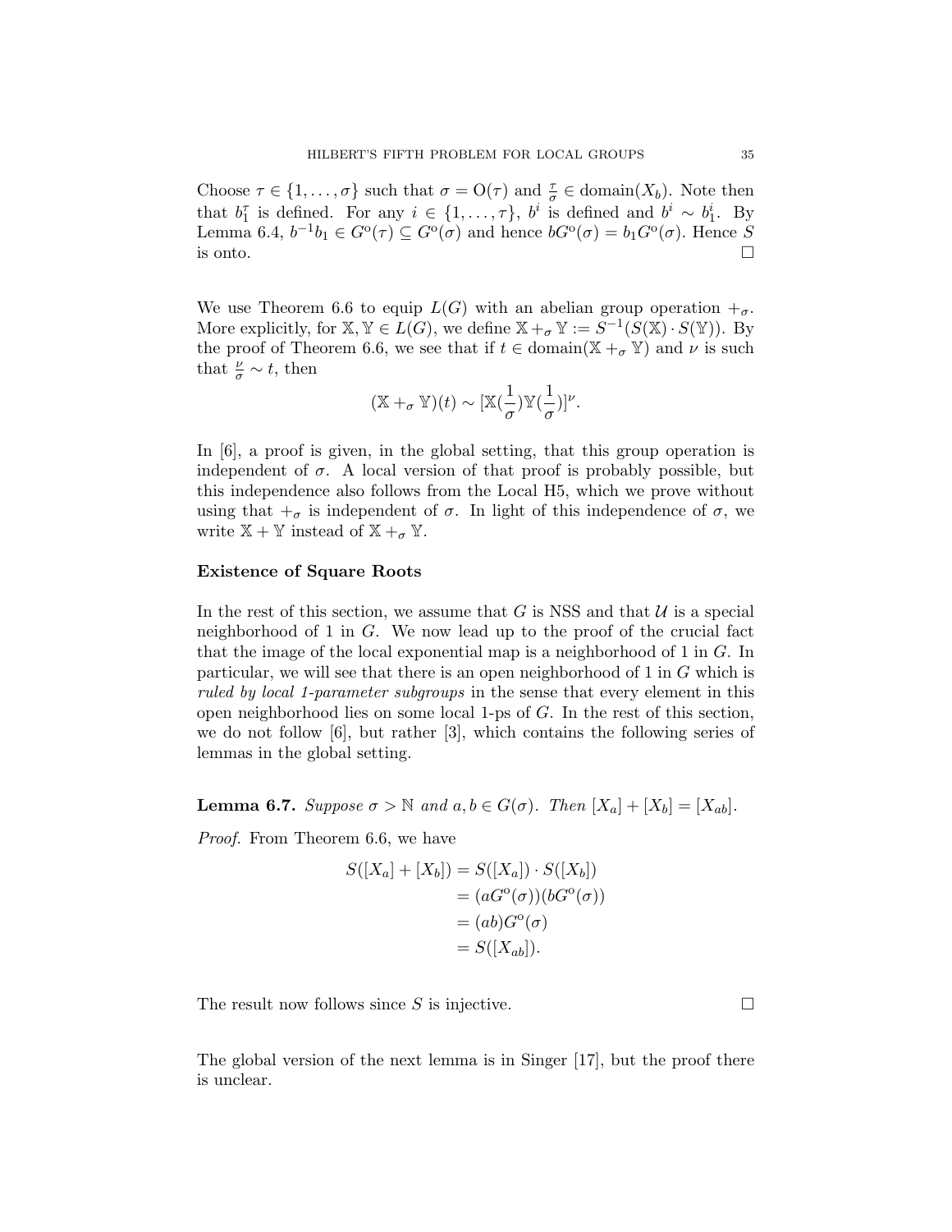Choose $\tau \in \{1, \ldots, \sigma\}$ such that $\sigma = \mathrm{O}(\tau)$ and $\frac{\tau}{\sigma} \in \mathrm{domain}(X_b)$. Note then that $b_1^\tau$ is defined. For any $i \in \{1, \ldots, \tau\}$, $b^i$ is defined and $b^i \sim b_1^i$. By Lemma 6.4, $b^{-1}b_1 \in G^{\mathrm{o}}(\tau) \subseteq G^{\mathrm{o}}(\sigma)$ and hence $bG^{\mathrm{o}}(\sigma) = b_1 G^{\mathrm{o}}(\sigma)$. Hence $S$ is onto. □

We use Theorem 6.6 to equip $L(G)$ with an abelian group operation $+_\sigma$. More explicitly, for $\mathbb{X}, \mathbb{Y} \in L(G)$, we define $\mathbb{X} +_\sigma \mathbb{Y} := S^{-1}(S(\mathbb{X}) \cdot S(\mathbb{Y}))$. By the proof of Theorem 6.6, we see that if $t \in \mathrm{domain}(\mathbb{X} +_\sigma \mathbb{Y})$ and $\nu$ is such that $\frac{\nu}{\sigma} \sim t$, then

$$(\mathbb{X} +_\sigma \mathbb{Y})(t) \sim [\mathbb{X}(\frac{1}{\sigma})\mathbb{Y}(\frac{1}{\sigma})]^\nu.$$

In [6], a proof is given, in the global setting, that this group operation is independent of $\sigma$. A local version of that proof is probably possible, but this independence also follows from the Local H5, which we prove without using that $+_\sigma$ is independent of $\sigma$. In light of this independence of $\sigma$, we write $\mathbb{X} + \mathbb{Y}$ instead of $\mathbb{X} +_\sigma \mathbb{Y}$.

**Existence of Square Roots**

In the rest of this section, we assume that $G$ is NSS and that $\mathcal{U}$ is a special neighborhood of 1 in $G$. We now lead up to the proof of the crucial fact that the image of the local exponential map is a neighborhood of 1 in $G$. In particular, we will see that there is an open neighborhood of 1 in $G$ which is *ruled by local 1-parameter subgroups* in the sense that every element in this open neighborhood lies on some local 1-ps of $G$. In the rest of this section, we do not follow [6], but rather [3], which contains the following series of lemmas in the global setting.

**Lemma 6.7.** *Suppose $\sigma > \mathbb{N}$ and $a, b \in G(\sigma)$. Then $[X_a] + [X_b] = [X_{ab}]$.*

*Proof.* From Theorem 6.6, we have

$$\begin{aligned}
S([X_a] + [X_b]) &= S([X_a]) \cdot S([X_b]) \\
&= (aG^{\mathrm{o}}(\sigma))(bG^{\mathrm{o}}(\sigma)) \\
&= (ab)G^{\mathrm{o}}(\sigma) \\
&= S([X_{ab}]).
\end{aligned}$$

The result now follows since $S$ is injective. □

The global version of the next lemma is in Singer [17], but the proof there is unclear.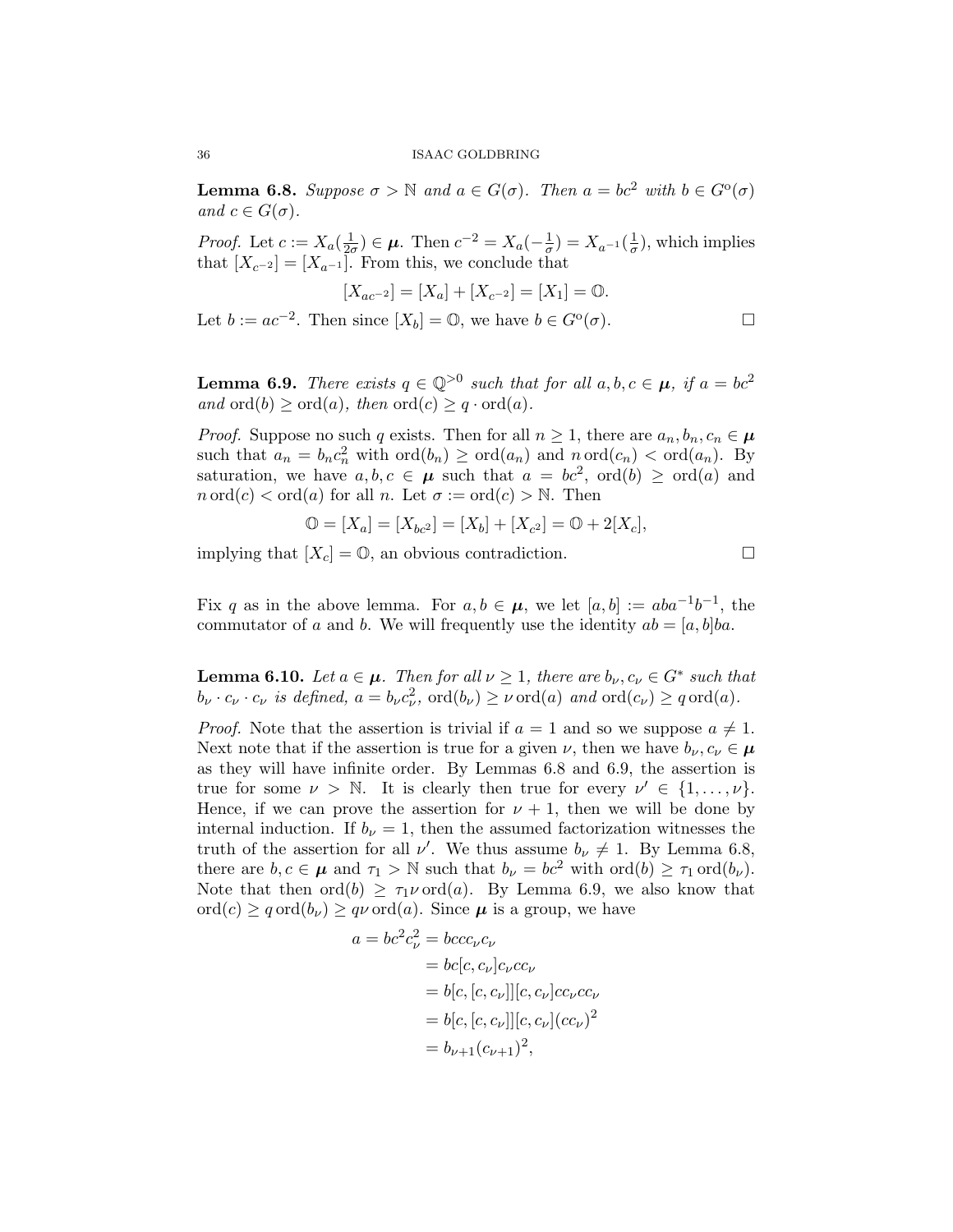**Lemma 6.8.** *Suppose $\sigma > \mathbb{N}$ and $a \in G(\sigma)$. Then $a = bc^2$ with $b \in G^{\mathrm{o}}(\sigma)$ and $c \in G(\sigma)$.*

*Proof.* Let $c := X_a(\frac{1}{2\sigma}) \in \boldsymbol{\mu}$. Then $c^{-2} = X_a(-\frac{1}{\sigma}) = X_{a^{-1}}(\frac{1}{\sigma})$, which implies that $[X_{c^{-2}}] = [X_{a^{-1}}]$. From this, we conclude that

$$[X_{ac^{-2}}] = [X_a] + [X_{c^{-2}}] = [X_1] = \mathbb{O}.$$

Let $b := ac^{-2}$. Then since $[X_b] = \mathbb{O}$, we have $b \in G^{\mathrm{o}}(\sigma)$. $\square$

**Lemma 6.9.** *There exists $q \in \mathbb{Q}^{>0}$ such that for all $a, b, c \in \boldsymbol{\mu}$, if $a = bc^2$ and $\mathrm{ord}(b) \geq \mathrm{ord}(a)$, then $\mathrm{ord}(c) \geq q \cdot \mathrm{ord}(a)$.*

*Proof.* Suppose no such $q$ exists. Then for all $n \geq 1$, there are $a_n, b_n, c_n \in \boldsymbol{\mu}$ such that $a_n = b_n c_n^2$ with $\mathrm{ord}(b_n) \geq \mathrm{ord}(a_n)$ and $n\,\mathrm{ord}(c_n) < \mathrm{ord}(a_n)$. By saturation, we have $a, b, c \in \boldsymbol{\mu}$ such that $a = bc^2$, $\mathrm{ord}(b) \geq \mathrm{ord}(a)$ and $n\,\mathrm{ord}(c) < \mathrm{ord}(a)$ for all $n$. Let $\sigma := \mathrm{ord}(c) > \mathbb{N}$. Then

$$\mathbb{O} = [X_a] = [X_{bc^2}] = [X_b] + [X_{c^2}] = \mathbb{O} + 2[X_c],$$

implying that $[X_c] = \mathbb{O}$, an obvious contradiction. $\square$

Fix $q$ as in the above lemma. For $a, b \in \boldsymbol{\mu}$, we let $[a, b] := aba^{-1}b^{-1}$, the commutator of $a$ and $b$. We will frequently use the identity $ab = [a, b]ba$.

**Lemma 6.10.** *Let $a \in \boldsymbol{\mu}$. Then for all $\nu \geq 1$, there are $b_\nu, c_\nu \in G^*$ such that $b_\nu \cdot c_\nu \cdot c_\nu$ is defined, $a = b_\nu c_\nu^2$, $\mathrm{ord}(b_\nu) \geq \nu\,\mathrm{ord}(a)$ and $\mathrm{ord}(c_\nu) \geq q\,\mathrm{ord}(a)$.*

*Proof.* Note that the assertion is trivial if $a = 1$ and so we suppose $a \neq 1$. Next note that if the assertion is true for a given $\nu$, then we have $b_\nu, c_\nu \in \boldsymbol{\mu}$ as they will have infinite order. By Lemmas 6.8 and 6.9, the assertion is true for some $\nu > \mathbb{N}$. It is clearly then true for every $\nu' \in \{1, \ldots, \nu\}$. Hence, if we can prove the assertion for $\nu + 1$, then we will be done by internal induction. If $b_\nu = 1$, then the assumed factorization witnesses the truth of the assertion for all $\nu'$. We thus assume $b_\nu \neq 1$. By Lemma 6.8, there are $b, c \in \boldsymbol{\mu}$ and $\tau_1 > \mathbb{N}$ such that $b_\nu = bc^2$ with $\mathrm{ord}(b) \geq \tau_1\,\mathrm{ord}(b_\nu)$. Note that then $\mathrm{ord}(b) \geq \tau_1 \nu\,\mathrm{ord}(a)$. By Lemma 6.9, we also know that $\mathrm{ord}(c) \geq q\,\mathrm{ord}(b_\nu) \geq q\nu\,\mathrm{ord}(a)$. Since $\boldsymbol{\mu}$ is a group, we have

$$\begin{aligned}
a = bc^2c_\nu^2 &= bccc_\nu c_\nu \\
&= bc[c, c_\nu]c_\nu c c_\nu \\
&= b[c, [c, c_\nu]][c, c_\nu]cc_\nu cc_\nu \\
&= b[c, [c, c_\nu]][c, c_\nu](cc_\nu)^2 \\
&= b_{\nu+1}(c_{\nu+1})^2,
\end{aligned}$$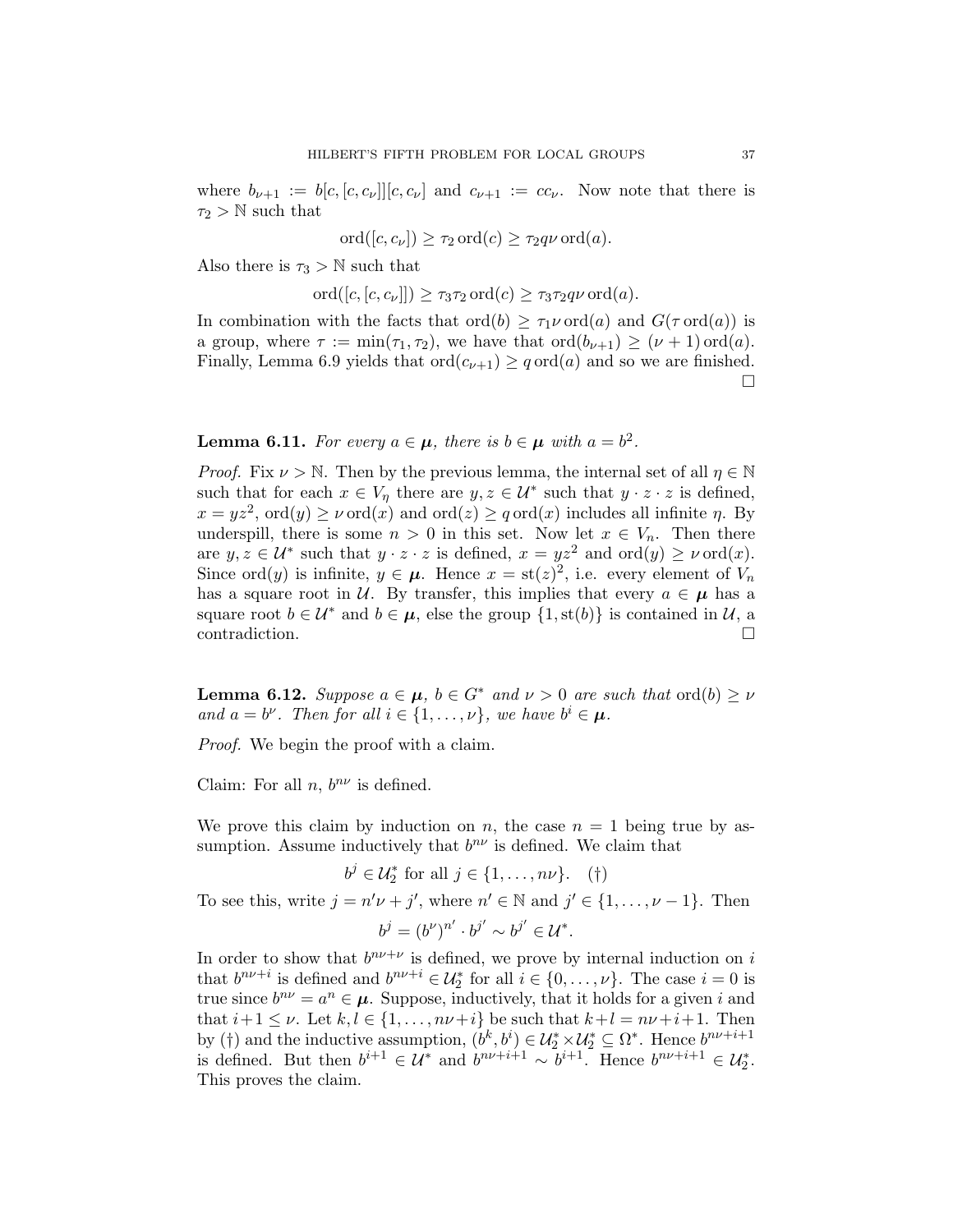where $b_{\nu+1} := b[c,[c,c_\nu]][c,c_\nu]$ and $c_{\nu+1} := cc_\nu$. Now note that there is $\tau_2 > \mathbb{N}$ such that

$$\operatorname{ord}([c,c_\nu]) \geq \tau_2 \operatorname{ord}(c) \geq \tau_2 q\nu \operatorname{ord}(a).$$

Also there is $\tau_3 > \mathbb{N}$ such that

$$\operatorname{ord}([c,[c,c_\nu]]) \geq \tau_3\tau_2 \operatorname{ord}(c) \geq \tau_3\tau_2 q\nu \operatorname{ord}(a).$$

In combination with the facts that $\operatorname{ord}(b) \geq \tau_1 \nu \operatorname{ord}(a)$ and $G(\tau \operatorname{ord}(a))$ is a group, where $\tau := \min(\tau_1, \tau_2)$, we have that $\operatorname{ord}(b_{\nu+1}) \geq (\nu+1)\operatorname{ord}(a)$. Finally, Lemma 6.9 yields that $\operatorname{ord}(c_{\nu+1}) \geq q \operatorname{ord}(a)$ and so we are finished. $\square$

**Lemma 6.11.** *For every $a \in \boldsymbol{\mu}$, there is $b \in \boldsymbol{\mu}$ with $a = b^2$.*

*Proof.* Fix $\nu > \mathbb{N}$. Then by the previous lemma, the internal set of all $\eta \in \mathbb{N}$ such that for each $x \in V_\eta$ there are $y, z \in \mathcal{U}^*$ such that $y \cdot z \cdot z$ is defined, $x = yz^2$, $\operatorname{ord}(y) \geq \nu \operatorname{ord}(x)$ and $\operatorname{ord}(z) \geq q \operatorname{ord}(x)$ includes all infinite $\eta$. By underspill, there is some $n > 0$ in this set. Now let $x \in V_n$. Then there are $y, z \in \mathcal{U}^*$ such that $y \cdot z \cdot z$ is defined, $x = yz^2$ and $\operatorname{ord}(y) \geq \nu \operatorname{ord}(x)$. Since $\operatorname{ord}(y)$ is infinite, $y \in \boldsymbol{\mu}$. Hence $x = \operatorname{st}(z)^2$, i.e. every element of $V_n$ has a square root in $\mathcal{U}$. By transfer, this implies that every $a \in \boldsymbol{\mu}$ has a square root $b \in \mathcal{U}^*$ and $b \in \boldsymbol{\mu}$, else the group $\{1, \operatorname{st}(b)\}$ is contained in $\mathcal{U}$, a contradiction. $\square$

**Lemma 6.12.** *Suppose $a \in \boldsymbol{\mu}$, $b \in G^*$ and $\nu > 0$ are such that $\operatorname{ord}(b) \geq \nu$ and $a = b^\nu$. Then for all $i \in \{1, \ldots, \nu\}$, we have $b^i \in \boldsymbol{\mu}$.*

*Proof.* We begin the proof with a claim.

Claim: For all $n$, $b^{n\nu}$ is defined.

We prove this claim by induction on $n$, the case $n = 1$ being true by assumption. Assume inductively that $b^{n\nu}$ is defined. We claim that

$$b^j \in \mathcal{U}_2^* \text{ for all } j \in \{1, \ldots, n\nu\}. \quad (\dagger)$$

To see this, write $j = n'\nu + j'$, where $n' \in \mathbb{N}$ and $j' \in \{1, \ldots, \nu - 1\}$. Then

$$b^j = (b^\nu)^{n'} \cdot b^{j'} \sim b^{j'} \in \mathcal{U}^*.$$

In order to show that $b^{n\nu+\nu}$ is defined, we prove by internal induction on $i$ that $b^{n\nu+i}$ is defined and $b^{n\nu+i} \in \mathcal{U}_2^*$ for all $i \in \{0, \ldots, \nu\}$. The case $i = 0$ is true since $b^{n\nu} = a^n \in \boldsymbol{\mu}$. Suppose, inductively, that it holds for a given $i$ and that $i+1 \leq \nu$. Let $k, l \in \{1, \ldots, n\nu + i\}$ be such that $k + l = n\nu + i + 1$. Then by ($\dagger$) and the inductive assumption, $(b^k, b^i) \in \mathcal{U}_2^* \times \mathcal{U}_2^* \subseteq \Omega^*$. Hence $b^{n\nu+i+1}$ is defined. But then $b^{i+1} \in \mathcal{U}^*$ and $b^{n\nu+i+1} \sim b^{i+1}$. Hence $b^{n\nu+i+1} \in \mathcal{U}_2^*$. This proves the claim.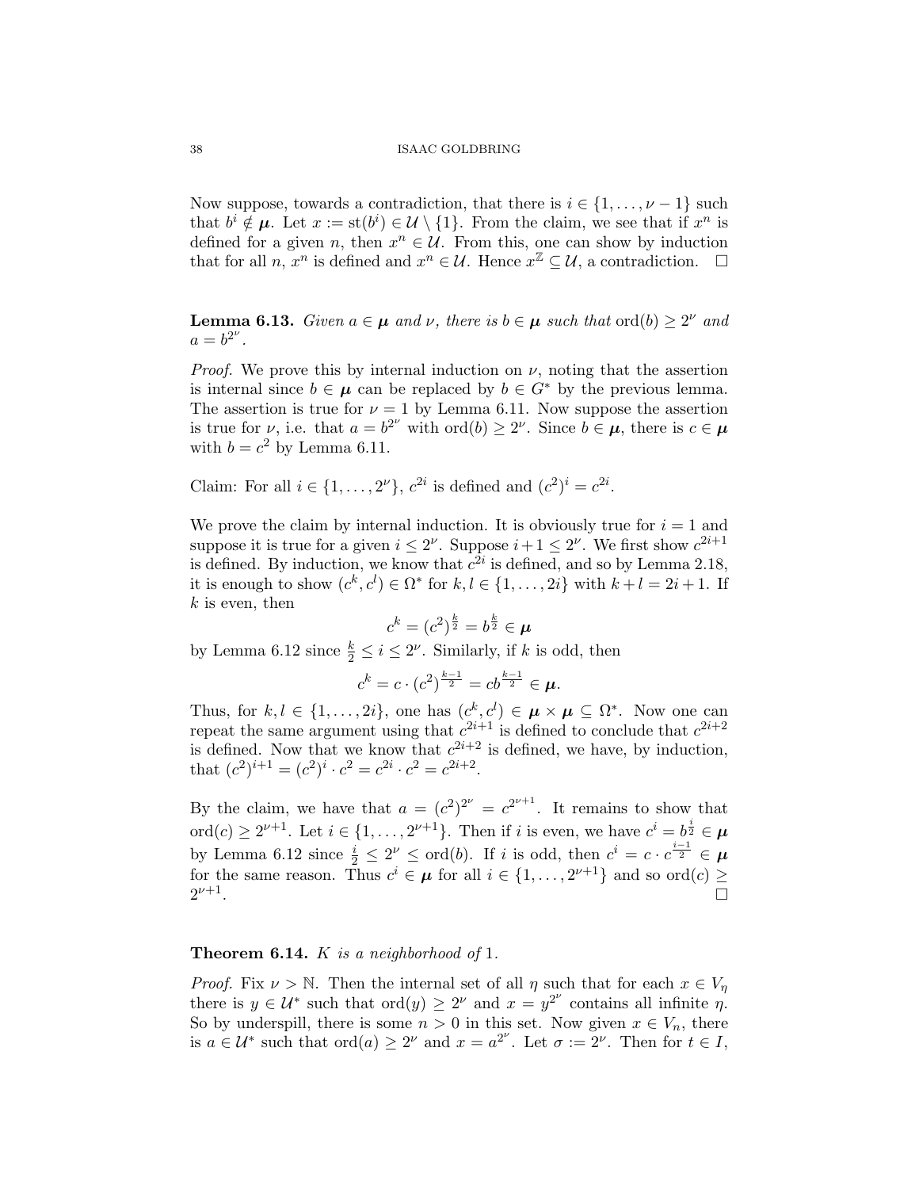Now suppose, towards a contradiction, that there is $i \in \{1, \ldots, \nu - 1\}$ such that $b^i \notin \boldsymbol{\mu}$. Let $x := \mathrm{st}(b^i) \in \mathcal{U} \setminus \{1\}$. From the claim, we see that if $x^n$ is defined for a given $n$, then $x^n \in \mathcal{U}$. From this, one can show by induction that for all $n$, $x^n$ is defined and $x^n \in \mathcal{U}$. Hence $x^{\mathbb{Z}} \subseteq \mathcal{U}$, a contradiction. $\square$

**Lemma 6.13.** *Given $a \in \boldsymbol{\mu}$ and $\nu$, there is $b \in \boldsymbol{\mu}$ such that* $\mathrm{ord}(b) \geq 2^\nu$ *and* $a = b^{2^\nu}$.

*Proof.* We prove this by internal induction on $\nu$, noting that the assertion is internal since $b \in \boldsymbol{\mu}$ can be replaced by $b \in G^*$ by the previous lemma. The assertion is true for $\nu = 1$ by Lemma 6.11. Now suppose the assertion is true for $\nu$, i.e. that $a = b^{2^\nu}$ with $\mathrm{ord}(b) \geq 2^\nu$. Since $b \in \boldsymbol{\mu}$, there is $c \in \boldsymbol{\mu}$ with $b = c^2$ by Lemma 6.11.

Claim: For all $i \in \{1, \ldots, 2^\nu\}$, $c^{2i}$ is defined and $(c^2)^i = c^{2i}$.

We prove the claim by internal induction. It is obviously true for $i = 1$ and suppose it is true for a given $i \leq 2^\nu$. Suppose $i + 1 \leq 2^\nu$. We first show $c^{2i+1}$ is defined. By induction, we know that $c^{2i}$ is defined, and so by Lemma 2.18, it is enough to show $(c^k, c^l) \in \Omega^*$ for $k, l \in \{1, \ldots, 2i\}$ with $k + l = 2i + 1$. If $k$ is even, then

$$c^k = (c^2)^{\frac{k}{2}} = b^{\frac{k}{2}} \in \boldsymbol{\mu}$$

by Lemma 6.12 since $\frac{k}{2} \leq i \leq 2^\nu$. Similarly, if $k$ is odd, then

$$c^k = c \cdot (c^2)^{\frac{k-1}{2}} = cb^{\frac{k-1}{2}} \in \boldsymbol{\mu}.$$

Thus, for $k, l \in \{1, \ldots, 2i\}$, one has $(c^k, c^l) \in \boldsymbol{\mu} \times \boldsymbol{\mu} \subseteq \Omega^*$. Now one can repeat the same argument using that $c^{2i+1}$ is defined to conclude that $c^{2i+2}$ is defined. Now that we know that $c^{2i+2}$ is defined, we have, by induction, that $(c^2)^{i+1} = (c^2)^i \cdot c^2 = c^{2i} \cdot c^2 = c^{2i+2}$.

By the claim, we have that $a = (c^2)^{2^\nu} = c^{2^{\nu+1}}$. It remains to show that $\mathrm{ord}(c) \geq 2^{\nu+1}$. Let $i \in \{1, \ldots, 2^{\nu+1}\}$. Then if $i$ is even, we have $c^i = b^{\frac{i}{2}} \in \boldsymbol{\mu}$ by Lemma 6.12 since $\frac{i}{2} \leq 2^\nu \leq \mathrm{ord}(b)$. If $i$ is odd, then $c^i = c \cdot c^{\frac{i-1}{2}} \in \boldsymbol{\mu}$ for the same reason. Thus $c^i \in \boldsymbol{\mu}$ for all $i \in \{1, \ldots, 2^{\nu+1}\}$ and so $\mathrm{ord}(c) \geq 2^{\nu+1}$. $\square$

**Theorem 6.14.** *$K$ is a neighborhood of* $1$.

*Proof.* Fix $\nu > \mathbb{N}$. Then the internal set of all $\eta$ such that for each $x \in V_\eta$ there is $y \in \mathcal{U}^*$ such that $\mathrm{ord}(y) \geq 2^\nu$ and $x = y^{2^\nu}$ contains all infinite $\eta$. So by underspill, there is some $n > 0$ in this set. Now given $x \in V_n$, there is $a \in \mathcal{U}^*$ such that $\mathrm{ord}(a) \geq 2^\nu$ and $x = a^{2^\nu}$. Let $\sigma := 2^\nu$. Then for $t \in I$,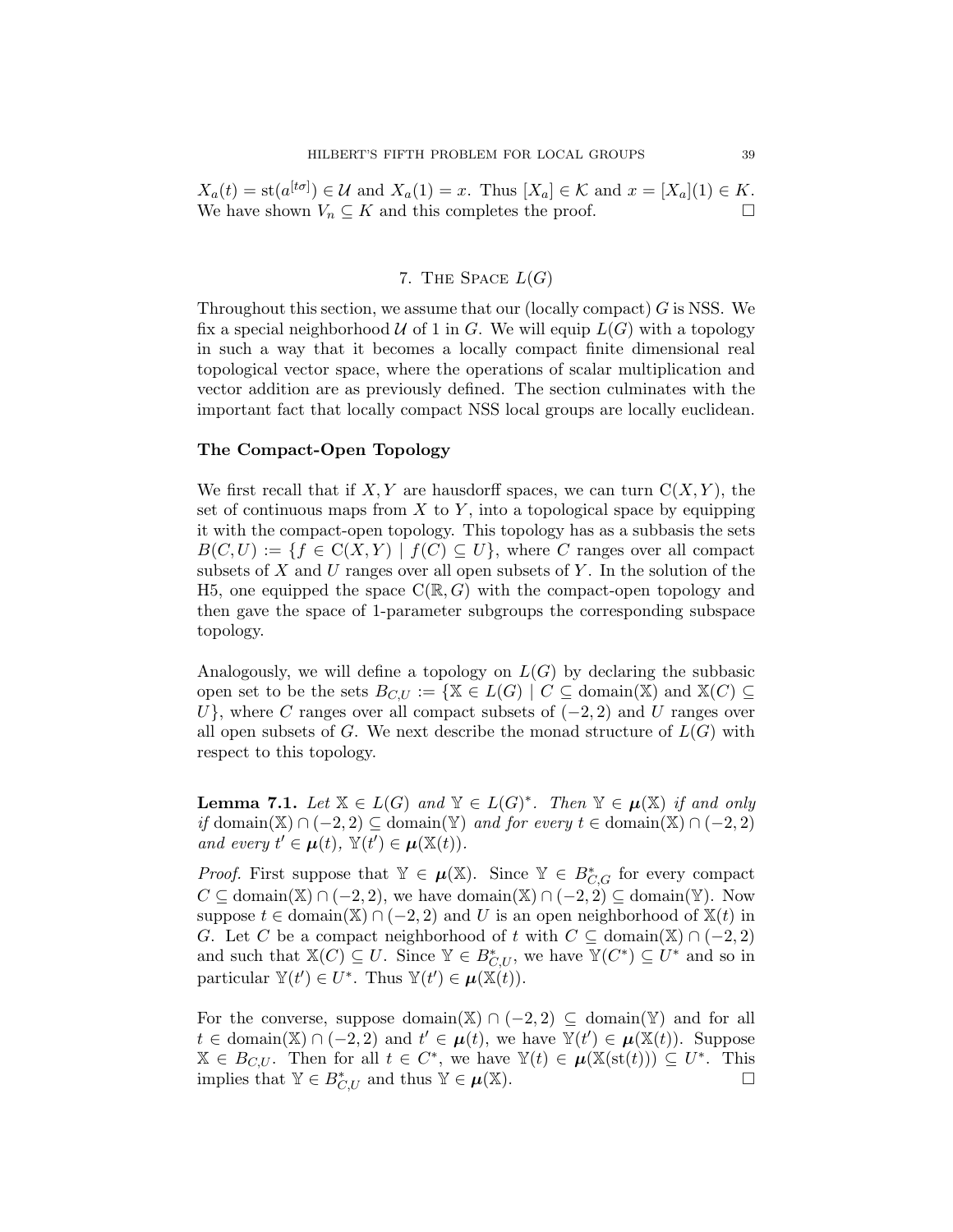$X_a(t) = \mathrm{st}(a^{[t\sigma]}) \in \mathcal{U}$ and $X_a(1) = x$. Thus $[X_a] \in \mathcal{K}$ and $x = [X_a](1) \in K$. We have shown $V_n \subseteq K$ and this completes the proof. $\square$

## 7. The Space $L(G)$

Throughout this section, we assume that our (locally compact) $G$ is NSS. We fix a special neighborhood $\mathcal{U}$ of 1 in $G$. We will equip $L(G)$ with a topology in such a way that it becomes a locally compact finite dimensional real topological vector space, where the operations of scalar multiplication and vector addition are as previously defined. The section culminates with the important fact that locally compact NSS local groups are locally euclidean.

### The Compact-Open Topology

We first recall that if $X, Y$ are hausdorff spaces, we can turn $\mathrm{C}(X,Y)$, the set of continuous maps from $X$ to $Y$, into a topological space by equipping it with the compact-open topology. This topology has as a subbasis the sets $B(C,U) := \{f \in \mathrm{C}(X,Y) \mid f(C) \subseteq U\}$, where $C$ ranges over all compact subsets of $X$ and $U$ ranges over all open subsets of $Y$. In the solution of the H5, one equipped the space $\mathrm{C}(\mathbb{R}, G)$ with the compact-open topology and then gave the space of 1-parameter subgroups the corresponding subspace topology.

Analogously, we will define a topology on $L(G)$ by declaring the subbasic open set to be the sets $B_{C,U} := \{\mathbb{X} \in L(G) \mid C \subseteq \mathrm{domain}(\mathbb{X}) \text{ and } \mathbb{X}(C) \subseteq U\}$, where $C$ ranges over all compact subsets of $(-2,2)$ and $U$ ranges over all open subsets of $G$. We next describe the monad structure of $L(G)$ with respect to this topology.

**Lemma 7.1.** *Let $\mathbb{X} \in L(G)$ and $\mathbb{Y} \in L(G)^*$. Then $\mathbb{Y} \in \boldsymbol{\mu}(\mathbb{X})$ if and only if $\mathrm{domain}(\mathbb{X}) \cap (-2,2) \subseteq \mathrm{domain}(\mathbb{Y})$ and for every $t \in \mathrm{domain}(\mathbb{X}) \cap (-2,2)$ and every $t' \in \boldsymbol{\mu}(t)$, $\mathbb{Y}(t') \in \boldsymbol{\mu}(\mathbb{X}(t))$.*

*Proof.* First suppose that $\mathbb{Y} \in \boldsymbol{\mu}(\mathbb{X})$. Since $\mathbb{Y} \in B^*_{C,G}$ for every compact $C \subseteq \mathrm{domain}(\mathbb{X}) \cap (-2,2)$, we have $\mathrm{domain}(\mathbb{X}) \cap (-2,2) \subseteq \mathrm{domain}(\mathbb{Y})$. Now suppose $t \in \mathrm{domain}(\mathbb{X}) \cap (-2,2)$ and $U$ is an open neighborhood of $\mathbb{X}(t)$ in $G$. Let $C$ be a compact neighborhood of $t$ with $C \subseteq \mathrm{domain}(\mathbb{X}) \cap (-2,2)$ and such that $\mathbb{X}(C) \subseteq U$. Since $\mathbb{Y} \in B^*_{C,U}$, we have $\mathbb{Y}(C^*) \subseteq U^*$ and so in particular $\mathbb{Y}(t') \in U^*$. Thus $\mathbb{Y}(t') \in \boldsymbol{\mu}(\mathbb{X}(t))$.

For the converse, suppose $\mathrm{domain}(\mathbb{X}) \cap (-2,2) \subseteq \mathrm{domain}(\mathbb{Y})$ and for all $t \in \mathrm{domain}(\mathbb{X}) \cap (-2,2)$ and $t' \in \boldsymbol{\mu}(t)$, we have $\mathbb{Y}(t') \in \boldsymbol{\mu}(\mathbb{X}(t))$. Suppose $\mathbb{X} \in B_{C,U}$. Then for all $t \in C^*$, we have $\mathbb{Y}(t) \in \boldsymbol{\mu}(\mathbb{X}(\mathrm{st}(t))) \subseteq U^*$. This implies that $\mathbb{Y} \in B^*_{C,U}$ and thus $\mathbb{Y} \in \boldsymbol{\mu}(\mathbb{X})$. $\square$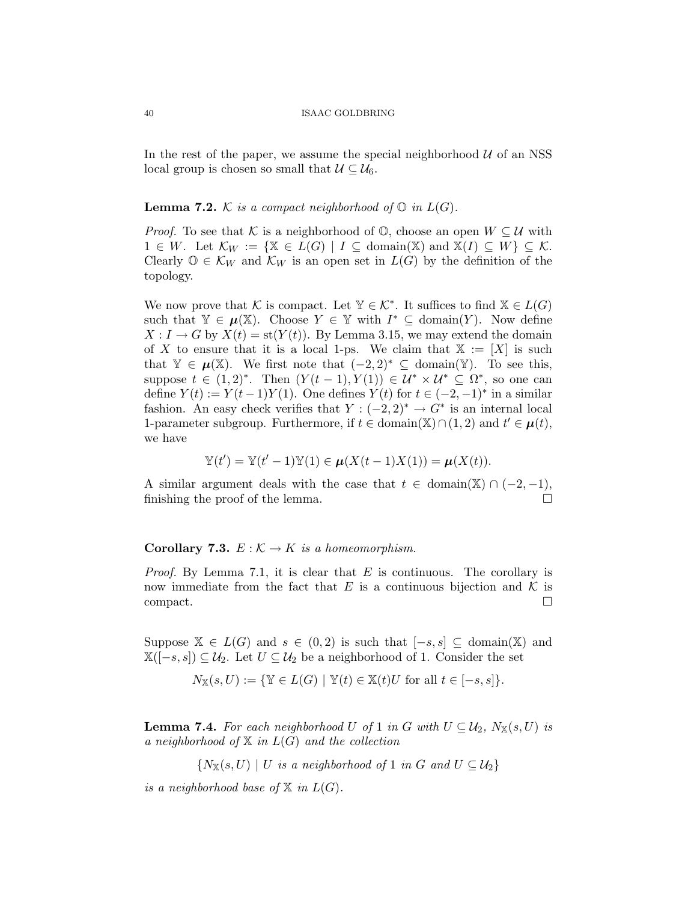In the rest of the paper, we assume the special neighborhood $\mathcal{U}$ of an NSS local group is chosen so small that $\mathcal{U} \subseteq \mathcal{U}_6$.

**Lemma 7.2.** *$\mathcal{K}$ is a compact neighborhood of $\mathbb{O}$ in $L(G)$.*

*Proof.* To see that $\mathcal{K}$ is a neighborhood of $\mathbb{O}$, choose an open $W \subseteq \mathcal{U}$ with $1 \in W$. Let $\mathcal{K}_W := \{\mathbb{X} \in L(G) \mid I \subseteq \text{domain}(\mathbb{X}) \text{ and } \mathbb{X}(I) \subseteq W\} \subseteq \mathcal{K}$. Clearly $\mathbb{O} \in \mathcal{K}_W$ and $\mathcal{K}_W$ is an open set in $L(G)$ by the definition of the topology.

We now prove that $\mathcal{K}$ is compact. Let $\mathbb{Y} \in \mathcal{K}^*$. It suffices to find $\mathbb{X} \in L(G)$ such that $\mathbb{Y} \in \boldsymbol{\mu}(\mathbb{X})$. Choose $Y \in \mathbb{Y}$ with $I^* \subseteq \text{domain}(Y)$. Now define $X : I \to G$ by $X(t) = \text{st}(Y(t))$. By Lemma 3.15, we may extend the domain of $X$ to ensure that it is a local 1-ps. We claim that $\mathbb{X} := [X]$ is such that $\mathbb{Y} \in \boldsymbol{\mu}(\mathbb{X})$. We first note that $(-2, 2)^* \subseteq \text{domain}(\mathbb{Y})$. To see this, suppose $t \in (1, 2)^*$. Then $(Y(t-1), Y(1)) \in \mathcal{U}^* \times \mathcal{U}^* \subseteq \Omega^*$, so one can define $Y(t) := Y(t-1)Y(1)$. One defines $Y(t)$ for $t \in (-2, -1)^*$ in a similar fashion. An easy check verifies that $Y : (-2, 2)^* \to G^*$ is an internal local 1-parameter subgroup. Furthermore, if $t \in \text{domain}(\mathbb{X}) \cap (1, 2)$ and $t' \in \boldsymbol{\mu}(t)$, we have

$$\mathbb{Y}(t') = \mathbb{Y}(t'-1)\mathbb{Y}(1) \in \boldsymbol{\mu}(X(t-1)X(1)) = \boldsymbol{\mu}(X(t)).$$

A similar argument deals with the case that $t \in \text{domain}(\mathbb{X}) \cap (-2, -1)$, finishing the proof of the lemma. $\square$

**Corollary 7.3.** *$E : \mathcal{K} \to K$ is a homeomorphism.*

*Proof.* By Lemma 7.1, it is clear that $E$ is continuous. The corollary is now immediate from the fact that $E$ is a continuous bijection and $\mathcal{K}$ is compact. $\square$

Suppose $\mathbb{X} \in L(G)$ and $s \in (0, 2)$ is such that $[-s, s] \subseteq \text{domain}(\mathbb{X})$ and $\mathbb{X}([-s, s]) \subseteq \mathcal{U}_2$. Let $U \subseteq \mathcal{U}_2$ be a neighborhood of 1. Consider the set

$$N_{\mathbb{X}}(s, U) := \{\mathbb{Y} \in L(G) \mid \mathbb{Y}(t) \in \mathbb{X}(t)U \text{ for all } t \in [-s, s]\}.$$

**Lemma 7.4.** *For each neighborhood $U$ of 1 in $G$ with $U \subseteq \mathcal{U}_2$, $N_{\mathbb{X}}(s, U)$ is a neighborhood of $\mathbb{X}$ in $L(G)$ and the collection*

$$\{N_{\mathbb{X}}(s, U) \mid U \text{ is a neighborhood of } 1 \text{ in } G \text{ and } U \subseteq \mathcal{U}_2\}$$

*is a neighborhood base of $\mathbb{X}$ in $L(G)$.*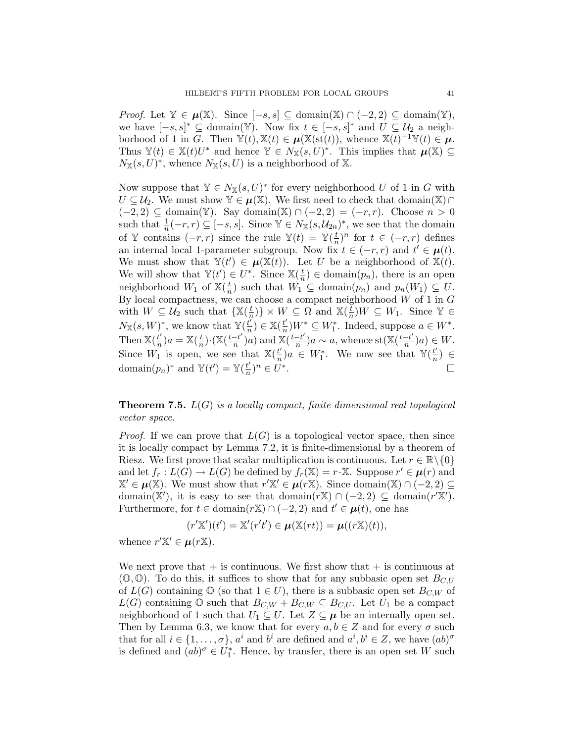*Proof.* Let $\mathbb{Y} \in \boldsymbol{\mu}(\mathbb{X})$. Since $[-s,s] \subseteq \text{domain}(\mathbb{X}) \cap (-2,2) \subseteq \text{domain}(\mathbb{Y})$, we have $[-s,s]^* \subseteq \text{domain}(\mathbb{Y})$. Now fix $t \in [-s,s]^*$ and $U \subseteq \mathcal{U}_2$ a neighborhood of 1 in $G$. Then $\mathbb{Y}(t), \mathbb{X}(t) \in \boldsymbol{\mu}(\mathbb{X}(\text{st}(t)))$, whence $\mathbb{X}(t)^{-1}\mathbb{Y}(t) \in \boldsymbol{\mu}$. Thus $\mathbb{Y}(t) \in \mathbb{X}(t)U^*$ and hence $\mathbb{Y} \in N_{\mathbb{X}}(s,U)^*$. This implies that $\boldsymbol{\mu}(\mathbb{X}) \subseteq N_{\mathbb{X}}(s,U)^*$, whence $N_{\mathbb{X}}(s,U)$ is a neighborhood of $\mathbb{X}$.

Now suppose that $\mathbb{Y} \in N_{\mathbb{X}}(s,U)^*$ for every neighborhood $U$ of 1 in $G$ with $U \subseteq \mathcal{U}_2$. We must show $\mathbb{Y} \in \boldsymbol{\mu}(\mathbb{X})$. We first need to check that $\text{domain}(\mathbb{X}) \cap (-2,2) \subseteq \text{domain}(\mathbb{Y})$. Say $\text{domain}(\mathbb{X}) \cap (-2,2) = (-r,r)$. Choose $n > 0$ such that $\frac{1}{n}(-r,r) \subseteq [-s,s]$. Since $\mathbb{Y} \in N_{\mathbb{X}}(s,\mathcal{U}_{2n})^*$, we see that the domain of $\mathbb{Y}$ contains $(-r,r)$ since the rule $\mathbb{Y}(t) = \mathbb{Y}(\frac{t}{n})^n$ for $t \in (-r,r)$ defines an internal local 1-parameter subgroup. Now fix $t \in (-r,r)$ and $t' \in \boldsymbol{\mu}(t)$. We must show that $\mathbb{Y}(t') \in \boldsymbol{\mu}(\mathbb{X}(t))$. Let $U$ be a neighborhood of $\mathbb{X}(t)$. We will show that $\mathbb{Y}(t') \in U^*$. Since $\mathbb{X}(\frac{t}{n}) \in \text{domain}(p_n)$, there is an open neighborhood $W_1$ of $\mathbb{X}(\frac{t}{n})$ such that $W_1 \subseteq \text{domain}(p_n)$ and $p_n(W_1) \subseteq U$. By local compactness, we can choose a compact neighborhood $W$ of 1 in $G$ with $W \subseteq \mathcal{U}_2$ such that $\{\mathbb{X}(\frac{t}{n})\} \times W \subseteq \Omega$ and $\mathbb{X}(\frac{t}{n})W \subseteq W_1$. Since $\mathbb{Y} \in N_{\mathbb{X}}(s,W)^*$, we know that $\mathbb{Y}(\frac{t'}{n}) \in \mathbb{X}(\frac{t'}{n})W^* \subseteq W_1^*$. Indeed, suppose $a \in W^*$. Then $\mathbb{X}(\frac{t'}{n})a = \mathbb{X}(\frac{t}{n}) \cdot (\mathbb{X}(\frac{t-t'}{n})a)$ and $\mathbb{X}(\frac{t-t'}{n})a \sim a$, whence $\text{st}(\mathbb{X}(\frac{t-t'}{n})a) \in W$. Since $W_1$ is open, we see that $\mathbb{X}(\frac{t'}{n})a \in W_1^*$. We now see that $\mathbb{Y}(\frac{t'}{n}) \in \text{domain}(p_n)^*$ and $\mathbb{Y}(t') = \mathbb{Y}(\frac{t'}{n})^n \in U^*$. $\square$

**Theorem 7.5.** *$L(G)$ is a locally compact, finite dimensional real topological vector space.*

*Proof.* If we can prove that $L(G)$ is a topological vector space, then since it is locally compact by Lemma 7.2, it is finite-dimensional by a theorem of Riesz. We first prove that scalar multiplication is continuous. Let $r \in \mathbb{R}\setminus\{0\}$ and let $f_r : L(G) \to L(G)$ be defined by $f_r(\mathbb{X}) = r \cdot \mathbb{X}$. Suppose $r' \in \boldsymbol{\mu}(r)$ and $\mathbb{X}' \in \boldsymbol{\mu}(\mathbb{X})$. We must show that $r'\mathbb{X}' \in \boldsymbol{\mu}(r\mathbb{X})$. Since $\text{domain}(\mathbb{X}) \cap (-2,2) \subseteq \text{domain}(\mathbb{X}')$, it is easy to see that $\text{domain}(r\mathbb{X}) \cap (-2,2) \subseteq \text{domain}(r'\mathbb{X}')$. Furthermore, for $t \in \text{domain}(r\mathbb{X}) \cap (-2,2)$ and $t' \in \boldsymbol{\mu}(t)$, one has

$$(r'\mathbb{X}')(t') = \mathbb{X}'(r't') \in \boldsymbol{\mu}(\mathbb{X}(rt)) = \boldsymbol{\mu}((r\mathbb{X})(t)),$$

whence $r'\mathbb{X}' \in \boldsymbol{\mu}(r\mathbb{X})$.

We next prove that $+$ is continuous. We first show that $+$ is continuous at $(\mathbb{O},\mathbb{O})$. To do this, it suffices to show that for any subbasic open set $B_{C,U}$ of $L(G)$ containing $\mathbb{O}$ (so that $1 \in U$), there is a subbasic open set $B_{C,W}$ of $L(G)$ containing $\mathbb{O}$ such that $B_{C,W} + B_{C,W} \subseteq B_{C,U}$. Let $U_1$ be a compact neighborhood of 1 such that $U_1 \subseteq U$. Let $Z \subseteq \boldsymbol{\mu}$ be an internally open set. Then by Lemma 6.3, we know that for every $a, b \in Z$ and for every $\sigma$ such that for all $i \in \{1,\ldots,\sigma\}$, $a^i$ and $b^i$ are defined and $a^i, b^i \in Z$, we have $(ab)^\sigma$ is defined and $(ab)^\sigma \in U_1^*$. Hence, by transfer, there is an open set $W$ such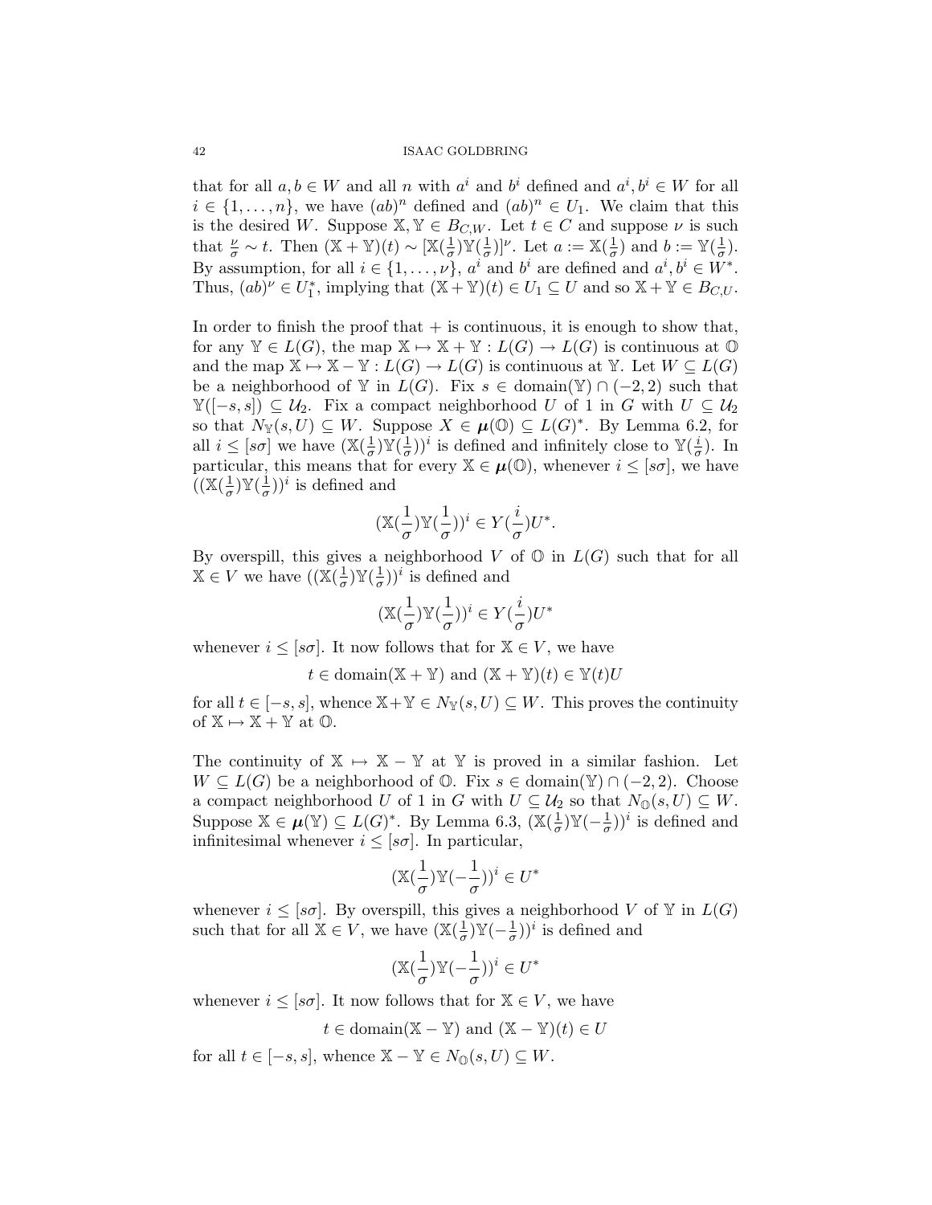that for all $a, b \in W$ and all $n$ with $a^i$ and $b^i$ defined and $a^i, b^i \in W$ for all $i \in \{1, \ldots, n\}$, we have $(ab)^n$ defined and $(ab)^n \in U_1$. We claim that this is the desired $W$. Suppose $\mathbb{X}, \mathbb{Y} \in B_{C,W}$. Let $t \in C$ and suppose $\nu$ is such that $\frac{\nu}{\sigma} \sim t$. Then $(\mathbb{X} + \mathbb{Y})(t) \sim [\mathbb{X}(\frac{1}{\sigma})\mathbb{Y}(\frac{1}{\sigma})]^\nu$. Let $a := \mathbb{X}(\frac{1}{\sigma})$ and $b := \mathbb{Y}(\frac{1}{\sigma})$. By assumption, for all $i \in \{1, \ldots, \nu\}$, $a^i$ and $b^i$ are defined and $a^i, b^i \in W^*$. Thus, $(ab)^\nu \in U_1^*$, implying that $(\mathbb{X} + \mathbb{Y})(t) \in U_1 \subseteq U$ and so $\mathbb{X} + \mathbb{Y} \in B_{C,U}$.

In order to finish the proof that $+$ is continuous, it is enough to show that, for any $\mathbb{Y} \in L(G)$, the map $\mathbb{X} \mapsto \mathbb{X} + \mathbb{Y} : L(G) \to L(G)$ is continuous at $\mathbb{O}$ and the map $\mathbb{X} \mapsto \mathbb{X} - \mathbb{Y} : L(G) \to L(G)$ is continuous at $\mathbb{Y}$. Let $W \subseteq L(G)$ be a neighborhood of $\mathbb{Y}$ in $L(G)$. Fix $s \in \text{domain}(\mathbb{Y}) \cap (-2, 2)$ such that $\mathbb{Y}([-s, s]) \subseteq \mathcal{U}_2$. Fix a compact neighborhood $U$ of 1 in $G$ with $U \subseteq \mathcal{U}_2$ so that $N_{\mathbb{Y}}(s, U) \subseteq W$. Suppose $X \in \boldsymbol{\mu}(\mathbb{O}) \subseteq L(G)^*$. By Lemma 6.2, for all $i \leq [s\sigma]$ we have $(\mathbb{X}(\frac{1}{\sigma})\mathbb{Y}(\frac{1}{\sigma}))^i$ is defined and infinitely close to $\mathbb{Y}(\frac{i}{\sigma})$. In particular, this means that for every $\mathbb{X} \in \boldsymbol{\mu}(\mathbb{O})$, whenever $i \leq [s\sigma]$, we have $((\mathbb{X}(\frac{1}{\sigma})\mathbb{Y}(\frac{1}{\sigma}))^i$ is defined and

$$(\mathbb{X}(\frac{1}{\sigma})\mathbb{Y}(\frac{1}{\sigma}))^i \in Y(\frac{i}{\sigma})U^*.$$

By overspill, this gives a neighborhood $V$ of $\mathbb{O}$ in $L(G)$ such that for all $\mathbb{X} \in V$ we have $((\mathbb{X}(\frac{1}{\sigma})\mathbb{Y}(\frac{1}{\sigma}))^i$ is defined and

$$(\mathbb{X}(\frac{1}{\sigma})\mathbb{Y}(\frac{1}{\sigma}))^i \in Y(\frac{i}{\sigma})U^*$$

whenever $i \leq [s\sigma]$. It now follows that for $\mathbb{X} \in V$, we have

$$t \in \text{domain}(\mathbb{X} + \mathbb{Y}) \text{ and } (\mathbb{X} + \mathbb{Y})(t) \in \mathbb{Y}(t)U$$

for all $t \in [-s, s]$, whence $\mathbb{X} + \mathbb{Y} \in N_{\mathbb{Y}}(s, U) \subseteq W$. This proves the continuity of $\mathbb{X} \mapsto \mathbb{X} + \mathbb{Y}$ at $\mathbb{O}$.

The continuity of $\mathbb{X} \mapsto \mathbb{X} - \mathbb{Y}$ at $\mathbb{Y}$ is proved in a similar fashion. Let $W \subseteq L(G)$ be a neighborhood of $\mathbb{O}$. Fix $s \in \text{domain}(\mathbb{Y}) \cap (-2, 2)$. Choose a compact neighborhood $U$ of 1 in $G$ with $U \subseteq \mathcal{U}_2$ so that $N_{\mathbb{O}}(s, U) \subseteq W$. Suppose $\mathbb{X} \in \boldsymbol{\mu}(\mathbb{Y}) \subseteq L(G)^*$. By Lemma 6.3, $(\mathbb{X}(\frac{1}{\sigma})\mathbb{Y}(-\frac{1}{\sigma}))^i$ is defined and infinitesimal whenever $i \leq [s\sigma]$. In particular,

$$(\mathbb{X}(\frac{1}{\sigma})\mathbb{Y}(-\frac{1}{\sigma}))^i \in U^*$$

whenever $i \leq [s\sigma]$. By overspill, this gives a neighborhood $V$ of $\mathbb{Y}$ in $L(G)$ such that for all $\mathbb{X} \in V$, we have $(\mathbb{X}(\frac{1}{\sigma})\mathbb{Y}(-\frac{1}{\sigma}))^i$ is defined and

$$(\mathbb{X}(\frac{1}{\sigma})\mathbb{Y}(-\frac{1}{\sigma}))^i \in U^*$$

whenever $i \leq [s\sigma]$. It now follows that for $\mathbb{X} \in V$, we have

$$t \in \text{domain}(\mathbb{X} - \mathbb{Y}) \text{ and } (\mathbb{X} - \mathbb{Y})(t) \in U$$

for all $t \in [-s, s]$, whence $\mathbb{X} - \mathbb{Y} \in N_{\mathbb{O}}(s, U) \subseteq W$.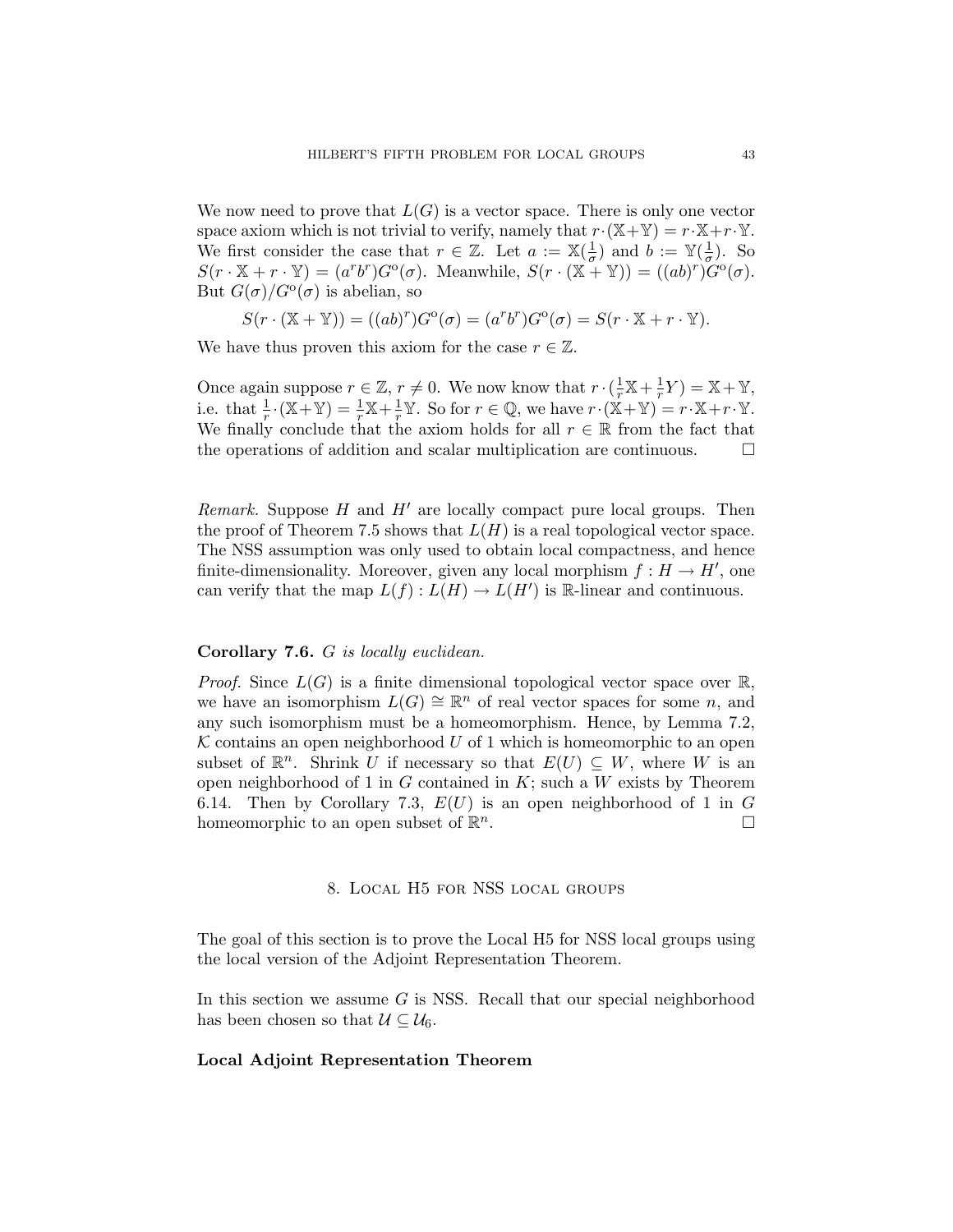We now need to prove that $L(G)$ is a vector space. There is only one vector space axiom which is not trivial to verify, namely that $r\cdot(\mathbb{X}+\mathbb{Y}) = r\cdot\mathbb{X}+r\cdot\mathbb{Y}$. We first consider the case that $r \in \mathbb{Z}$. Let $a := \mathbb{X}(\frac{1}{\sigma})$ and $b := \mathbb{Y}(\frac{1}{\sigma})$. So $S(r\cdot\mathbb{X}+r\cdot\mathbb{Y}) = (a^r b^r)G^{\text{o}}(\sigma)$. Meanwhile, $S(r\cdot(\mathbb{X}+\mathbb{Y})) = ((ab)^r)G^{\text{o}}(\sigma)$. But $G(\sigma)/G^{\text{o}}(\sigma)$ is abelian, so

$$S(r\cdot(\mathbb{X}+\mathbb{Y})) = ((ab)^r)G^{\text{o}}(\sigma) = (a^r b^r)G^{\text{o}}(\sigma) = S(r\cdot\mathbb{X}+r\cdot\mathbb{Y}).$$

We have thus proven this axiom for the case $r \in \mathbb{Z}$.

Once again suppose $r \in \mathbb{Z}$, $r \neq 0$. We now know that $r\cdot(\frac{1}{r}\mathbb{X}+\frac{1}{r}Y) = \mathbb{X}+\mathbb{Y}$, i.e. that $\frac{1}{r}\cdot(\mathbb{X}+\mathbb{Y}) = \frac{1}{r}\mathbb{X}+\frac{1}{r}\mathbb{Y}$. So for $r \in \mathbb{Q}$, we have $r\cdot(\mathbb{X}+\mathbb{Y}) = r\cdot\mathbb{X}+r\cdot\mathbb{Y}$. We finally conclude that the axiom holds for all $r \in \mathbb{R}$ from the fact that the operations of addition and scalar multiplication are continuous. ☐

*Remark.* Suppose $H$ and $H'$ are locally compact pure local groups. Then the proof of Theorem 7.5 shows that $L(H)$ is a real topological vector space. The NSS assumption was only used to obtain local compactness, and hence finite-dimensionality. Moreover, given any local morphism $f : H \to H'$, one can verify that the map $L(f) : L(H) \to L(H')$ is $\mathbb{R}$-linear and continuous.

**Corollary 7.6.** *$G$ is locally euclidean.*

*Proof.* Since $L(G)$ is a finite dimensional topological vector space over $\mathbb{R}$, we have an isomorphism $L(G) \cong \mathbb{R}^n$ of real vector spaces for some $n$, and any such isomorphism must be a homeomorphism. Hence, by Lemma 7.2, $\mathcal{K}$ contains an open neighborhood $U$ of 1 which is homeomorphic to an open subset of $\mathbb{R}^n$. Shrink $U$ if necessary so that $E(U) \subseteq W$, where $W$ is an open neighborhood of 1 in $G$ contained in $K$; such a $W$ exists by Theorem 6.14. Then by Corollary 7.3, $E(U)$ is an open neighborhood of 1 in $G$ homeomorphic to an open subset of $\mathbb{R}^n$. ☐

## 8. Local H5 for NSS local groups

The goal of this section is to prove the Local H5 for NSS local groups using the local version of the Adjoint Representation Theorem.

In this section we assume $G$ is NSS. Recall that our special neighborhood has been chosen so that $\mathcal{U} \subseteq \mathcal{U}_6$.

**Local Adjoint Representation Theorem**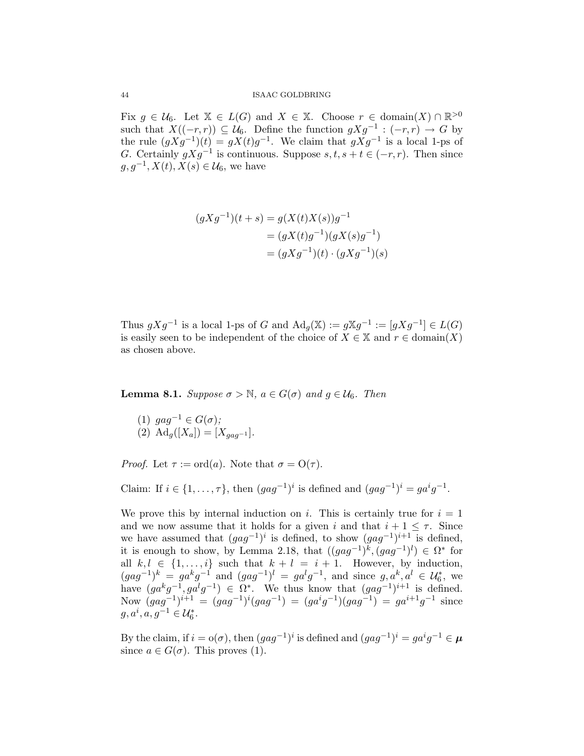Fix $g \in \mathcal{U}_6$. Let $\mathbb{X} \in L(G)$ and $X \in \mathbb{X}$. Choose $r \in \text{domain}(X) \cap \mathbb{R}^{>0}$ such that $X((-r,r)) \subseteq \mathcal{U}_6$. Define the function $gXg^{-1} : (-r,r) \to G$ by the rule $(gXg^{-1})(t) = gX(t)g^{-1}$. We claim that $gXg^{-1}$ is a local 1-ps of $G$. Certainly $gXg^{-1}$ is continuous. Suppose $s,t,s+t \in (-r,r)$. Then since $g, g^{-1}, X(t), X(s) \in \mathcal{U}_6$, we have

$$
\begin{aligned}
(gXg^{-1})(t+s) &= g(X(t)X(s))g^{-1} \\
&= (gX(t)g^{-1})(gX(s)g^{-1}) \\
&= (gXg^{-1})(t) \cdot (gXg^{-1})(s)
\end{aligned}
$$

Thus $gXg^{-1}$ is a local 1-ps of $G$ and $\text{Ad}_g(\mathbb{X}) := g\mathbb{X}g^{-1} := [gXg^{-1}] \in L(G)$ is easily seen to be independent of the choice of $X \in \mathbb{X}$ and $r \in \text{domain}(X)$ as chosen above.

**Lemma 8.1.** *Suppose $\sigma > \mathbb{N}$, $a \in G(\sigma)$ and $g \in \mathcal{U}_6$. Then*

1. $gag^{-1} \in G(\sigma)$;
2. $\text{Ad}_g([X_a]) = [X_{gag^{-1}}]$.

*Proof.* Let $\tau := \text{ord}(a)$. Note that $\sigma = \text{O}(\tau)$.

Claim: If $i \in \{1, \ldots, \tau\}$, then $(gag^{-1})^i$ is defined and $(gag^{-1})^i = ga^ig^{-1}$.

We prove this by internal induction on $i$. This is certainly true for $i = 1$ and we now assume that it holds for a given $i$ and that $i+1 \leq \tau$. Since we have assumed that $(gag^{-1})^i$ is defined, to show $(gag^{-1})^{i+1}$ is defined, it is enough to show, by Lemma 2.18, that $((gag^{-1})^k, (gag^{-1})^l) \in \Omega^*$ for all $k, l \in \{1, \ldots, i\}$ such that $k + l = i + 1$. However, by induction, $(gag^{-1})^k = ga^kg^{-1}$ and $(gag^{-1})^l = ga^lg^{-1}$, and since $g, a^k, a^l \in \mathcal{U}_6^*$, we have $(ga^kg^{-1}, ga^lg^{-1}) \in \Omega^*$. We thus know that $(gag^{-1})^{i+1}$ is defined. Now $(gag^{-1})^{i+1} = (gag^{-1})^i(gag^{-1}) = (ga^ig^{-1})(gag^{-1}) = ga^{i+1}g^{-1}$ since $g, a^i, a, g^{-1} \in \mathcal{U}_6^*$.

By the claim, if $i = \text{o}(\sigma)$, then $(gag^{-1})^i$ is defined and $(gag^{-1})^i = ga^ig^{-1} \in \boldsymbol{\mu}$ since $a \in G(\sigma)$. This proves (1).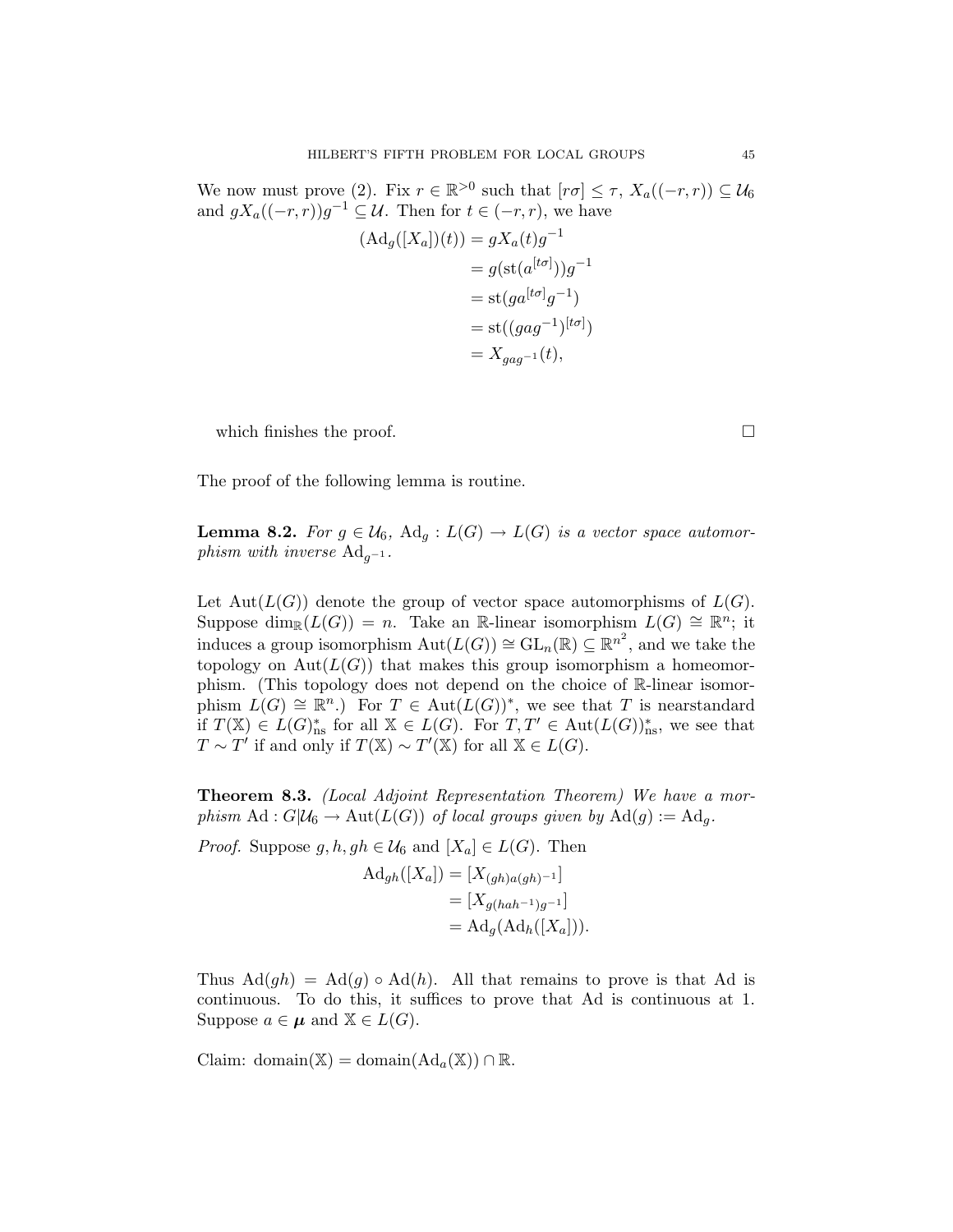We now must prove (2). Fix $r \in \mathbb{R}^{>0}$ such that $[r\sigma] \leq \tau$, $X_a((-r,r)) \subseteq \mathcal{U}_6$ and $gX_a((-r,r))g^{-1} \subseteq \mathcal{U}$. Then for $t \in (-r,r)$, we have

$$\begin{aligned}
(\mathrm{Ad}_g([X_a])(t)) &= gX_a(t)g^{-1} \\
&= g(\mathrm{st}(a^{[t\sigma]}))g^{-1} \\
&= \mathrm{st}(ga^{[t\sigma]}g^{-1}) \\
&= \mathrm{st}((gag^{-1})^{[t\sigma]}) \\
&= X_{gag^{-1}}(t),
\end{aligned}$$

which finishes the proof. □

The proof of the following lemma is routine.

**Lemma 8.2.** *For $g \in \mathcal{U}_6$, $\mathrm{Ad}_g : L(G) \to L(G)$ is a vector space automorphism with inverse $\mathrm{Ad}_{g^{-1}}$.*

Let $\mathrm{Aut}(L(G))$ denote the group of vector space automorphisms of $L(G)$. Suppose $\dim_{\mathbb{R}}(L(G)) = n$. Take an $\mathbb{R}$-linear isomorphism $L(G) \cong \mathbb{R}^n$; it induces a group isomorphism $\mathrm{Aut}(L(G)) \cong \mathrm{GL}_n(\mathbb{R}) \subseteq \mathbb{R}^{n^2}$, and we take the topology on $\mathrm{Aut}(L(G))$ that makes this group isomorphism a homeomorphism. (This topology does not depend on the choice of $\mathbb{R}$-linear isomorphism $L(G) \cong \mathbb{R}^n$.) For $T \in \mathrm{Aut}(L(G))^*$, we see that $T$ is nearstandard if $T(\mathbb{X}) \in L(G)^*_{\mathrm{ns}}$ for all $\mathbb{X} \in L(G)$. For $T, T' \in \mathrm{Aut}(L(G))^*_{\mathrm{ns}}$, we see that $T \sim T'$ if and only if $T(\mathbb{X}) \sim T'(\mathbb{X})$ for all $\mathbb{X} \in L(G)$.

**Theorem 8.3.** *(Local Adjoint Representation Theorem) We have a morphism $\mathrm{Ad} : G|\mathcal{U}_6 \to \mathrm{Aut}(L(G))$ of local groups given by $\mathrm{Ad}(g) := \mathrm{Ad}_g$.*

*Proof.* Suppose $g, h, gh \in \mathcal{U}_6$ and $[X_a] \in L(G)$. Then

$$\begin{aligned}
\mathrm{Ad}_{gh}([X_a]) &= [X_{(gh)a(gh)^{-1}}] \\
&= [X_{g(hah^{-1})g^{-1}}] \\
&= \mathrm{Ad}_g(\mathrm{Ad}_h([X_a])).
\end{aligned}$$

Thus $\mathrm{Ad}(gh) = \mathrm{Ad}(g) \circ \mathrm{Ad}(h)$. All that remains to prove is that Ad is continuous. To do this, it suffices to prove that Ad is continuous at 1. Suppose $a \in \boldsymbol{\mu}$ and $\mathbb{X} \in L(G)$.

Claim: $\mathrm{domain}(\mathbb{X}) = \mathrm{domain}(\mathrm{Ad}_a(\mathbb{X})) \cap \mathbb{R}$.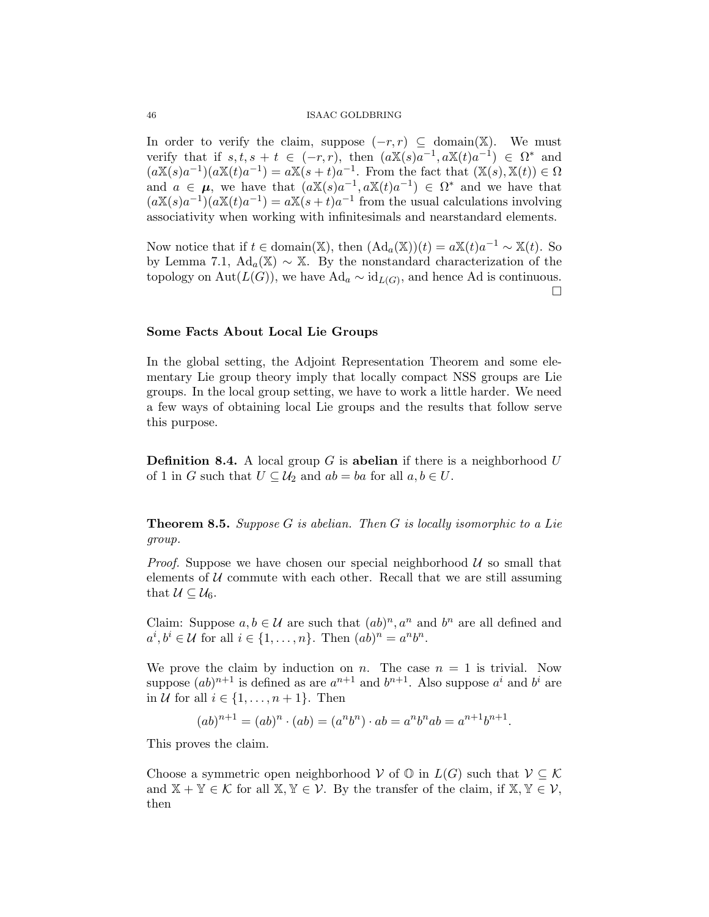In order to verify the claim, suppose $(-r, r) \subseteq \text{domain}(\mathbb{X})$. We must verify that if $s, t, s+t \in (-r, r)$, then $(a\mathbb{X}(s)a^{-1}, a\mathbb{X}(t)a^{-1}) \in \Omega^*$ and $(a\mathbb{X}(s)a^{-1})(a\mathbb{X}(t)a^{-1}) = a\mathbb{X}(s+t)a^{-1}$. From the fact that $(\mathbb{X}(s), \mathbb{X}(t)) \in \Omega$ and $a \in \boldsymbol{\mu}$, we have that $(a\mathbb{X}(s)a^{-1}, a\mathbb{X}(t)a^{-1}) \in \Omega^*$ and we have that $(a\mathbb{X}(s)a^{-1})(a\mathbb{X}(t)a^{-1}) = a\mathbb{X}(s+t)a^{-1}$ from the usual calculations involving associativity when working with infinitesimals and nearstandard elements.

Now notice that if $t \in \text{domain}(\mathbb{X})$, then $(\text{Ad}_a(\mathbb{X}))(t) = a\mathbb{X}(t)a^{-1} \sim \mathbb{X}(t)$. So by Lemma 7.1, $\text{Ad}_a(\mathbb{X}) \sim \mathbb{X}$. By the nonstandard characterization of the topology on $\text{Aut}(L(G))$, we have $\text{Ad}_a \sim \text{id}_{L(G)}$, and hence Ad is continuous. □

**Some Facts About Local Lie Groups**

In the global setting, the Adjoint Representation Theorem and some elementary Lie group theory imply that locally compact NSS groups are Lie groups. In the local group setting, we have to work a little harder. We need a few ways of obtaining local Lie groups and the results that follow serve this purpose.

**Definition 8.4.** A local group $G$ is **abelian** if there is a neighborhood $U$ of 1 in $G$ such that $U \subseteq \mathcal{U}_2$ and $ab = ba$ for all $a, b \in U$.

**Theorem 8.5.** *Suppose $G$ is abelian. Then $G$ is locally isomorphic to a Lie group.*

*Proof.* Suppose we have chosen our special neighborhood $\mathcal{U}$ so small that elements of $\mathcal{U}$ commute with each other. Recall that we are still assuming that $\mathcal{U} \subseteq \mathcal{U}_6$.

Claim: Suppose $a, b \in \mathcal{U}$ are such that $(ab)^n, a^n$ and $b^n$ are all defined and $a^i, b^i \in \mathcal{U}$ for all $i \in \{1, \ldots, n\}$. Then $(ab)^n = a^n b^n$.

We prove the claim by induction on $n$. The case $n = 1$ is trivial. Now suppose $(ab)^{n+1}$ is defined as are $a^{n+1}$ and $b^{n+1}$. Also suppose $a^i$ and $b^i$ are in $\mathcal{U}$ for all $i \in \{1, \ldots, n+1\}$. Then

$$(ab)^{n+1} = (ab)^n \cdot (ab) = (a^n b^n) \cdot ab = a^n b^n ab = a^{n+1} b^{n+1}.$$

This proves the claim.

Choose a symmetric open neighborhood $\mathcal{V}$ of $\mathbb{O}$ in $L(G)$ such that $\mathcal{V} \subseteq \mathcal{K}$ and $\mathbb{X} + \mathbb{Y} \in \mathcal{K}$ for all $\mathbb{X}, \mathbb{Y} \in \mathcal{V}$. By the transfer of the claim, if $\mathbb{X}, \mathbb{Y} \in \mathcal{V}$, then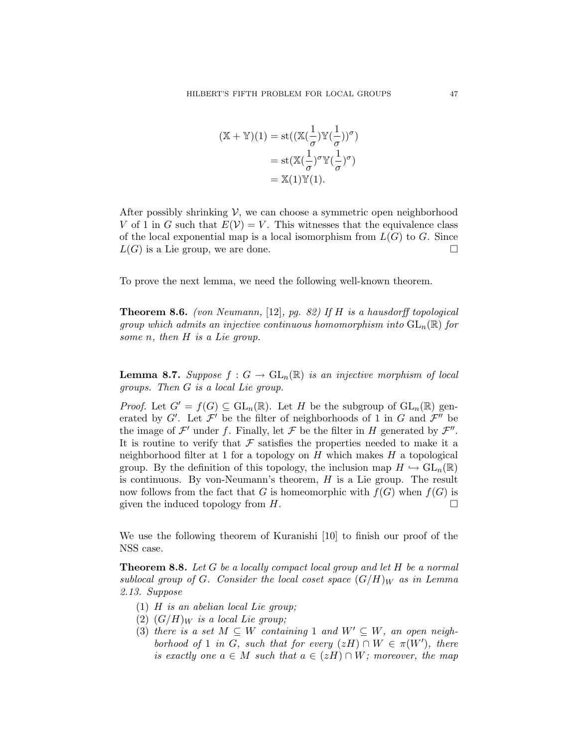$$
\begin{aligned}
(\mathbb{X}+\mathbb{Y})(1) &= \mathrm{st}((\mathbb{X}(\frac{1}{\sigma})\mathbb{Y}(\frac{1}{\sigma}))^{\sigma}) \\
&= \mathrm{st}(\mathbb{X}(\frac{1}{\sigma})^{\sigma}\mathbb{Y}(\frac{1}{\sigma})^{\sigma}) \\
&= \mathbb{X}(1)\mathbb{Y}(1).
\end{aligned}
$$

After possibly shrinking $\mathcal{V}$, we can choose a symmetric open neighborhood $V$ of 1 in $G$ such that $E(\mathcal{V}) = V$. This witnesses that the equivalence class of the local exponential map is a local isomorphism from $L(G)$ to $G$. Since $L(G)$ is a Lie group, we are done. □

To prove the next lemma, we need the following well-known theorem.

**Theorem 8.6.** *(von Neumann, [12], pg. 82) If $H$ is a hausdorff topological group which admits an injective continuous homomorphism into $\mathrm{GL}_n(\mathbb{R})$ for some $n$, then $H$ is a Lie group.*

**Lemma 8.7.** *Suppose $f : G \to \mathrm{GL}_n(\mathbb{R})$ is an injective morphism of local groups. Then $G$ is a local Lie group.*

*Proof.* Let $G' = f(G) \subseteq \mathrm{GL}_n(\mathbb{R})$. Let $H$ be the subgroup of $\mathrm{GL}_n(\mathbb{R})$ generated by $G'$. Let $\mathcal{F}'$ be the filter of neighborhoods of 1 in $G$ and $\mathcal{F}''$ be the image of $\mathcal{F}'$ under $f$. Finally, let $\mathcal{F}$ be the filter in $H$ generated by $\mathcal{F}''$. It is routine to verify that $\mathcal{F}$ satisfies the properties needed to make it a neighborhood filter at 1 for a topology on $H$ which makes $H$ a topological group. By the definition of this topology, the inclusion map $H \hookrightarrow \mathrm{GL}_n(\mathbb{R})$ is continuous. By von-Neumann's theorem, $H$ is a Lie group. The result now follows from the fact that $G$ is homeomorphic with $f(G)$ when $f(G)$ is given the induced topology from $H$. □

We use the following theorem of Kuranishi [10] to finish our proof of the NSS case.

**Theorem 8.8.** *Let $G$ be a locally compact local group and let $H$ be a normal sublocal group of $G$. Consider the local coset space $(G/H)_W$ as in Lemma 2.13. Suppose*

1. *$H$ is an abelian local Lie group;*
2. *$(G/H)_W$ is a local Lie group;*
3. *there is a set $M \subseteq W$ containing 1 and $W' \subseteq W$, an open neighborhood of 1 in $G$, such that for every $(zH) \cap W \in \pi(W')$, there is exactly one $a \in M$ such that $a \in (zH) \cap W$; moreover, the map*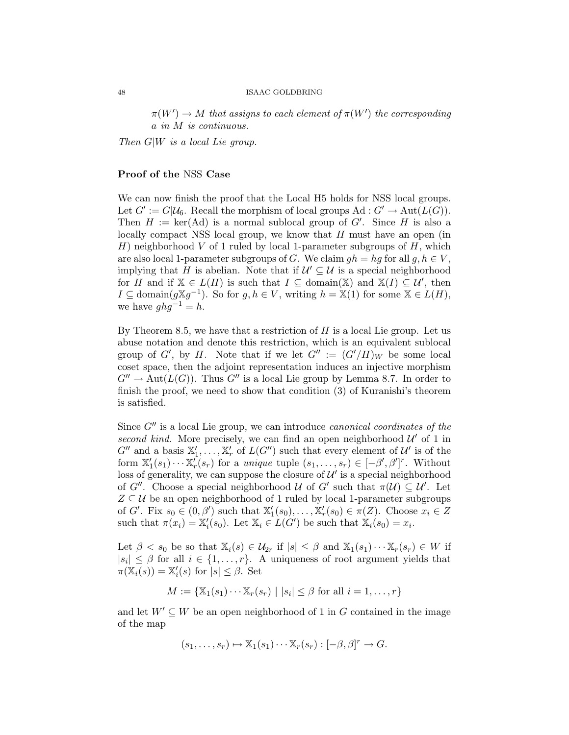*$\pi(W') \to M$ that assigns to each element of $\pi(W')$ the corresponding $a$ in $M$ is continuous.*

*Then $G|W$ is a local Lie group.*

**Proof of the NSS Case**

We can now finish the proof that the Local H5 holds for NSS local groups. Let $G' := G|\mathcal{U}_6$. Recall the morphism of local groups $\mathrm{Ad} : G' \to \mathrm{Aut}(L(G))$. Then $H := \ker(\mathrm{Ad})$ is a normal sublocal group of $G'$. Since $H$ is also a locally compact NSS local group, we know that $H$ must have an open (in $H$) neighborhood $V$ of 1 ruled by local 1-parameter subgroups of $H$, which are also local 1-parameter subgroups of $G$. We claim $gh = hg$ for all $g, h \in V$, implying that $H$ is abelian. Note that if $\mathcal{U}' \subseteq \mathcal{U}$ is a special neighborhood for $H$ and if $\mathbb{X} \in L(H)$ is such that $I \subseteq \mathrm{domain}(\mathbb{X})$ and $\mathbb{X}(I) \subseteq \mathcal{U}'$, then $I \subseteq \mathrm{domain}(g\mathbb{X}g^{-1})$. So for $g, h \in V$, writing $h = \mathbb{X}(1)$ for some $\mathbb{X} \in L(H)$, we have $ghg^{-1} = h$.

By Theorem 8.5, we have that a restriction of $H$ is a local Lie group. Let us abuse notation and denote this restriction, which is an equivalent sublocal group of $G'$, by $H$. Note that if we let $G'' := (G'/H)_W$ be some local coset space, then the adjoint representation induces an injective morphism $G'' \to \mathrm{Aut}(L(G))$. Thus $G''$ is a local Lie group by Lemma 8.7. In order to finish the proof, we need to show that condition (3) of Kuranishi's theorem is satisfied.

Since $G''$ is a local Lie group, we can introduce *canonical coordinates of the second kind*. More precisely, we can find an open neighborhood $\mathcal{U}'$ of 1 in $G''$ and a basis $\mathbb{X}'_1, \ldots, \mathbb{X}'_r$ of $L(G'')$ such that every element of $\mathcal{U}'$ is of the form $\mathbb{X}'_1(s_1) \cdots \mathbb{X}'_r(s_r)$ for a *unique* tuple $(s_1, \ldots, s_r) \in [-\beta', \beta']^r$. Without loss of generality, we can suppose the closure of $\mathcal{U}'$ is a special neighborhood of $G''$. Choose a special neighborhood $\mathcal{U}$ of $G'$ such that $\pi(\mathcal{U}) \subseteq \mathcal{U}'$. Let $Z \subseteq \mathcal{U}$ be an open neighborhood of 1 ruled by local 1-parameter subgroups of $G'$. Fix $s_0 \in (0, \beta')$ such that $\mathbb{X}'_1(s_0), \ldots, \mathbb{X}'_r(s_0) \in \pi(Z)$. Choose $x_i \in Z$ such that $\pi(x_i) = \mathbb{X}'_i(s_0)$. Let $\mathbb{X}_i \in L(G')$ be such that $\mathbb{X}_i(s_0) = x_i$.

Let $\beta < s_0$ be so that $\mathbb{X}_i(s) \in \mathcal{U}_{2r}$ if $|s| \leq \beta$ and $\mathbb{X}_1(s_1) \cdots \mathbb{X}_r(s_r) \in W$ if $|s_i| \leq \beta$ for all $i \in \{1, \ldots, r\}$. A uniqueness of root argument yields that $\pi(\mathbb{X}_i(s)) = \mathbb{X}'_i(s)$ for $|s| \leq \beta$. Set

$$M := \{\mathbb{X}_1(s_1) \cdots \mathbb{X}_r(s_r) \mid |s_i| \leq \beta \text{ for all } i = 1, \ldots, r\}$$

and let $W' \subseteq W$ be an open neighborhood of 1 in $G$ contained in the image of the map

$$(s_1, \ldots, s_r) \mapsto \mathbb{X}_1(s_1) \cdots \mathbb{X}_r(s_r) : [-\beta, \beta]^r \to G.$$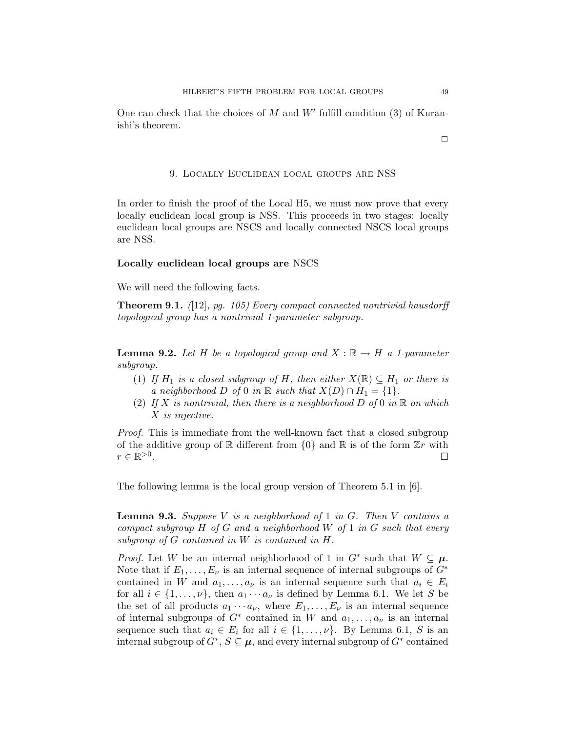One can check that the choices of $M$ and $W'$ fulfill condition (3) of Kuranishi's theorem.

□

## 9. Locally Euclidean local groups are NSS

In order to finish the proof of the Local H5, we must now prove that every locally euclidean local group is NSS. This proceeds in two stages: locally euclidean local groups are NSCS and locally connected NSCS local groups are NSS.

### Locally euclidean local groups are NSCS

We will need the following facts.

**Theorem 9.1.** *([12], pg. 105) Every compact connected nontrivial hausdorff topological group has a nontrivial 1-parameter subgroup.*

**Lemma 9.2.** *Let $H$ be a topological group and $X : \mathbb{R} \to H$ a 1-parameter subgroup.*

1. *If $H_1$ is a closed subgroup of $H$, then either $X(\mathbb{R}) \subseteq H_1$ or there is a neighborhood $D$ of $0$ in $\mathbb{R}$ such that $X(D) \cap H_1 = \{1\}$.*
2. *If $X$ is nontrivial, then there is a neighborhood $D$ of $0$ in $\mathbb{R}$ on which $X$ is injective.*

*Proof.* This is immediate from the well-known fact that a closed subgroup of the additive group of $\mathbb{R}$ different from $\{0\}$ and $\mathbb{R}$ is of the form $\mathbb{Z}r$ with $r \in \mathbb{R}^{>0}$. □

The following lemma is the local group version of Theorem 5.1 in [6].

**Lemma 9.3.** *Suppose $V$ is a neighborhood of $1$ in $G$. Then $V$ contains a compact subgroup $H$ of $G$ and a neighborhood $W$ of $1$ in $G$ such that every subgroup of $G$ contained in $W$ is contained in $H$.*

*Proof.* Let $W$ be an internal neighborhood of 1 in $G^*$ such that $W \subseteq \boldsymbol{\mu}$. Note that if $E_1, \ldots, E_\nu$ is an internal sequence of internal subgroups of $G^*$ contained in $W$ and $a_1, \ldots, a_\nu$ is an internal sequence such that $a_i \in E_i$ for all $i \in \{1, \ldots, \nu\}$, then $a_1 \cdots a_\nu$ is defined by Lemma 6.1. We let $S$ be the set of all products $a_1 \cdots a_\nu$, where $E_1, \ldots, E_\nu$ is an internal sequence of internal subgroups of $G^*$ contained in $W$ and $a_1, \ldots, a_\nu$ is an internal sequence such that $a_i \in E_i$ for all $i \in \{1, \ldots, \nu\}$. By Lemma 6.1, $S$ is an internal subgroup of $G^*$, $S \subseteq \boldsymbol{\mu}$, and every internal subgroup of $G^*$ contained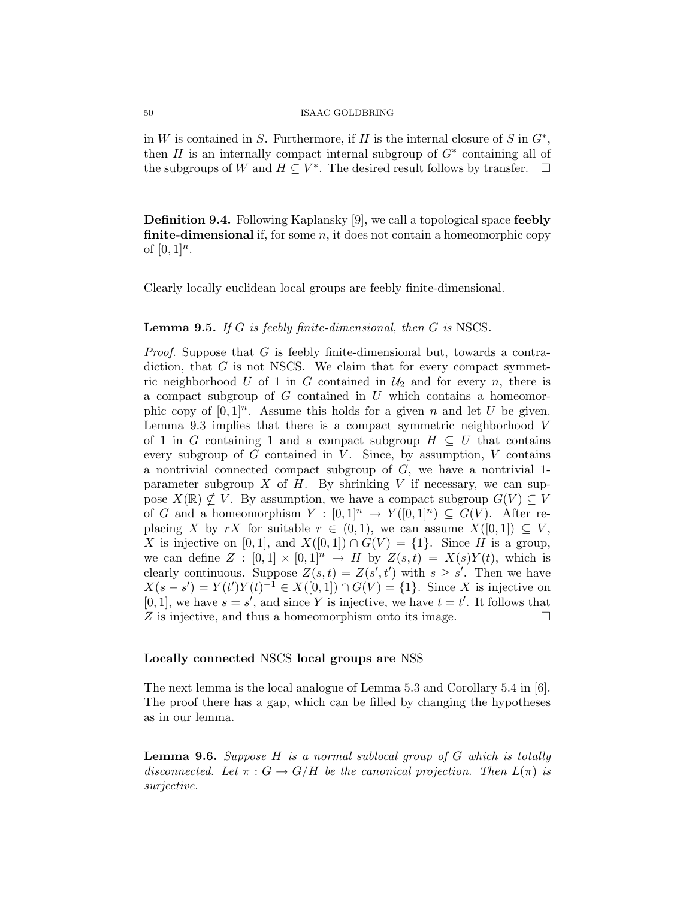in $W$ is contained in $S$. Furthermore, if $H$ is the internal closure of $S$ in $G^*$, then $H$ is an internally compact internal subgroup of $G^*$ containing all of the subgroups of $W$ and $H \subseteq V^*$. The desired result follows by transfer. $\square$

**Definition 9.4.** Following Kaplansky [9], we call a topological space **feebly finite-dimensional** if, for some $n$, it does not contain a homeomorphic copy of $[0,1]^n$.

Clearly locally euclidean local groups are feebly finite-dimensional.

**Lemma 9.5.** *If $G$ is feebly finite-dimensional, then $G$ is* NSCS*.*

*Proof.* Suppose that $G$ is feebly finite-dimensional but, towards a contradiction, that $G$ is not NSCS. We claim that for every compact symmetric neighborhood $U$ of 1 in $G$ contained in $\mathcal{U}_2$ and for every $n$, there is a compact subgroup of $G$ contained in $U$ which contains a homeomorphic copy of $[0,1]^n$. Assume this holds for a given $n$ and let $U$ be given. Lemma 9.3 implies that there is a compact symmetric neighborhood $V$ of 1 in $G$ containing 1 and a compact subgroup $H \subseteq U$ that contains every subgroup of $G$ contained in $V$. Since, by assumption, $V$ contains a nontrivial connected compact subgroup of $G$, we have a nontrivial 1-parameter subgroup $X$ of $H$. By shrinking $V$ if necessary, we can suppose $X(\mathbb{R}) \nsubseteq V$. By assumption, we have a compact subgroup $G(V) \subseteq V$ of $G$ and a homeomorphism $Y : [0,1]^n \to Y([0,1]^n) \subseteq G(V)$. After replacing $X$ by $rX$ for suitable $r \in (0,1)$, we can assume $X([0,1]) \subseteq V$, $X$ is injective on $[0,1]$, and $X([0,1]) \cap G(V) = \{1\}$. Since $H$ is a group, we can define $Z : [0,1] \times [0,1]^n \to H$ by $Z(s,t) = X(s)Y(t)$, which is clearly continuous. Suppose $Z(s,t) = Z(s',t')$ with $s \geq s'$. Then we have $X(s-s') = Y(t')Y(t)^{-1} \in X([0,1]) \cap G(V) = \{1\}$. Since $X$ is injective on $[0,1]$, we have $s = s'$, and since $Y$ is injective, we have $t = t'$. It follows that $Z$ is injective, and thus a homeomorphism onto its image. $\square$

### Locally connected NSCS local groups are NSS

The next lemma is the local analogue of Lemma 5.3 and Corollary 5.4 in [6]. The proof there has a gap, which can be filled by changing the hypotheses as in our lemma.

**Lemma 9.6.** *Suppose $H$ is a normal sublocal group of $G$ which is totally disconnected. Let $\pi : G \to G/H$ be the canonical projection. Then $L(\pi)$ is surjective.*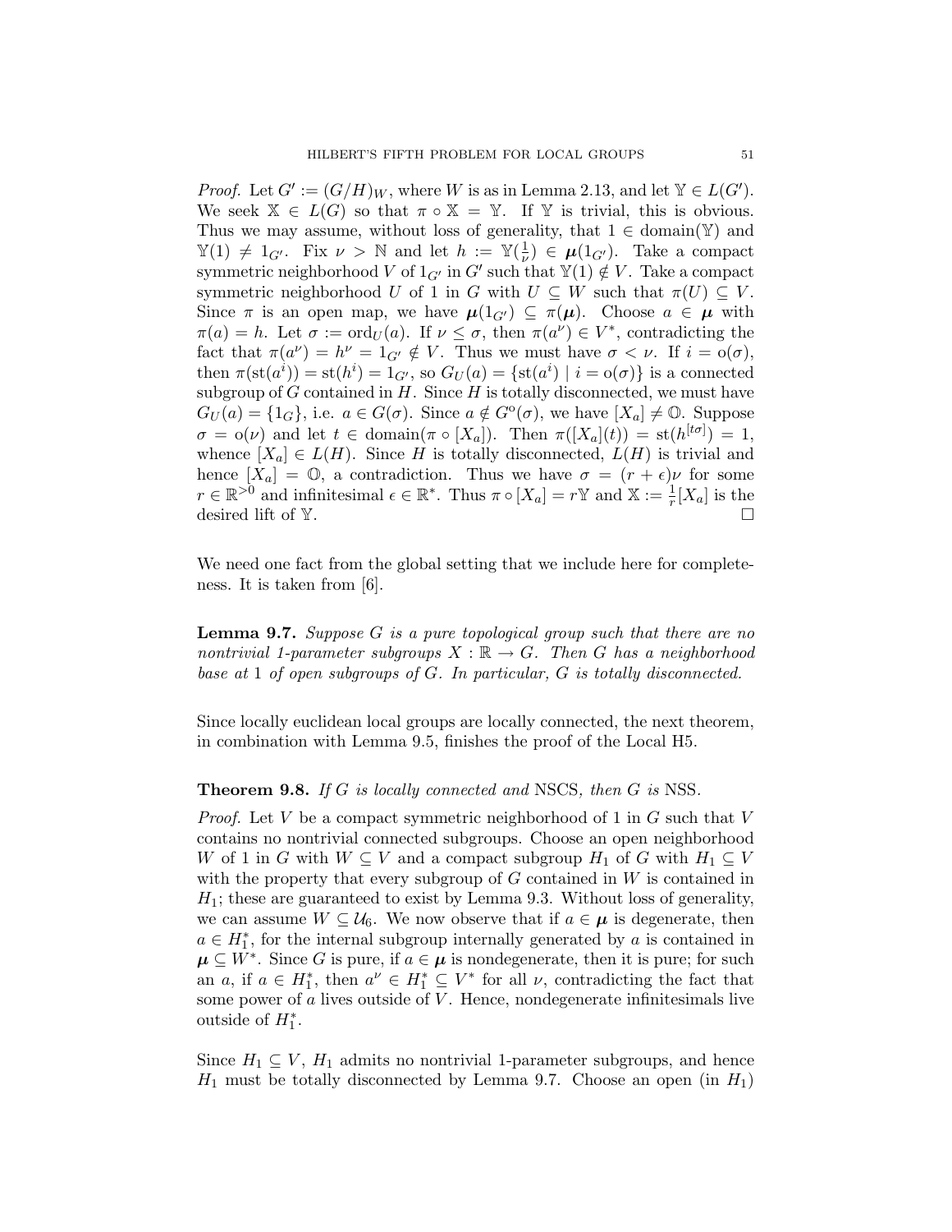*Proof.* Let $G' := (G/H)_W$, where $W$ is as in Lemma 2.13, and let $\mathbb{Y} \in L(G')$. We seek $\mathbb{X} \in L(G)$ so that $\pi \circ \mathbb{X} = \mathbb{Y}$. If $\mathbb{Y}$ is trivial, this is obvious. Thus we may assume, without loss of generality, that $1 \in \text{domain}(\mathbb{Y})$ and $\mathbb{Y}(1) \neq 1_{G'}$. Fix $\nu > \mathbb{N}$ and let $h := \mathbb{Y}(\frac{1}{\nu}) \in \boldsymbol{\mu}(1_{G'})$. Take a compact symmetric neighborhood $V$ of $1_{G'}$ in $G'$ such that $\mathbb{Y}(1) \notin V$. Take a compact symmetric neighborhood $U$ of 1 in $G$ with $U \subseteq W$ such that $\pi(U) \subseteq V$. Since $\pi$ is an open map, we have $\boldsymbol{\mu}(1_{G'}) \subseteq \pi(\boldsymbol{\mu})$. Choose $a \in \boldsymbol{\mu}$ with $\pi(a) = h$. Let $\sigma := \text{ord}_U(a)$. If $\nu \leq \sigma$, then $\pi(a^\nu) \in V^*$, contradicting the fact that $\pi(a^\nu) = h^\nu = 1_{G'} \notin V$. Thus we must have $\sigma < \nu$. If $i = \text{o}(\sigma)$, then $\pi(\text{st}(a^i)) = \text{st}(h^i) = 1_{G'}$, so $G_U(a) = \{\text{st}(a^i) \mid i = \text{o}(\sigma)\}$ is a connected subgroup of $G$ contained in $H$. Since $H$ is totally disconnected, we must have $G_U(a) = \{1_G\}$, i.e. $a \in G(\sigma)$. Since $a \notin G^{\text{o}}(\sigma)$, we have $[X_a] \neq \mathbb{O}$. Suppose $\sigma = \text{o}(\nu)$ and let $t \in \text{domain}(\pi \circ [X_a])$. Then $\pi([X_a](t)) = \text{st}(h^{[t\sigma]}) = 1$, whence $[X_a] \in L(H)$. Since $H$ is totally disconnected, $L(H)$ is trivial and hence $[X_a] = \mathbb{O}$, a contradiction. Thus we have $\sigma = (r + \epsilon)\nu$ for some $r \in \mathbb{R}^{>0}$ and infinitesimal $\epsilon \in \mathbb{R}^*$. Thus $\pi \circ [X_a] = r\mathbb{Y}$ and $\mathbb{X} := \frac{1}{r}[X_a]$ is the desired lift of $\mathbb{Y}$. $\square$

We need one fact from the global setting that we include here for completeness. It is taken from [6].

**Lemma 9.7.** *Suppose $G$ is a pure topological group such that there are no nontrivial 1-parameter subgroups $X : \mathbb{R} \to G$. Then $G$ has a neighborhood base at 1 of open subgroups of $G$. In particular, $G$ is totally disconnected.*

Since locally euclidean local groups are locally connected, the next theorem, in combination with Lemma 9.5, finishes the proof of the Local H5.

**Theorem 9.8.** *If $G$ is locally connected and* NSCS*, then $G$ is* NSS.

*Proof.* Let $V$ be a compact symmetric neighborhood of 1 in $G$ such that $V$ contains no nontrivial connected subgroups. Choose an open neighborhood $W$ of 1 in $G$ with $W \subseteq V$ and a compact subgroup $H_1$ of $G$ with $H_1 \subseteq V$ with the property that every subgroup of $G$ contained in $W$ is contained in $H_1$; these are guaranteed to exist by Lemma 9.3. Without loss of generality, we can assume $W \subseteq \mathcal{U}_6$. We now observe that if $a \in \boldsymbol{\mu}$ is degenerate, then $a \in H_1^*$, for the internal subgroup internally generated by $a$ is contained in $\boldsymbol{\mu} \subseteq W^*$. Since $G$ is pure, if $a \in \boldsymbol{\mu}$ is nondegenerate, then it is pure; for such an $a$, if $a \in H_1^*$, then $a^\nu \in H_1^* \subseteq V^*$ for all $\nu$, contradicting the fact that some power of $a$ lives outside of $V$. Hence, nondegenerate infinitesimals live outside of $H_1^*$.

Since $H_1 \subseteq V$, $H_1$ admits no nontrivial 1-parameter subgroups, and hence $H_1$ must be totally disconnected by Lemma 9.7. Choose an open (in $H_1$)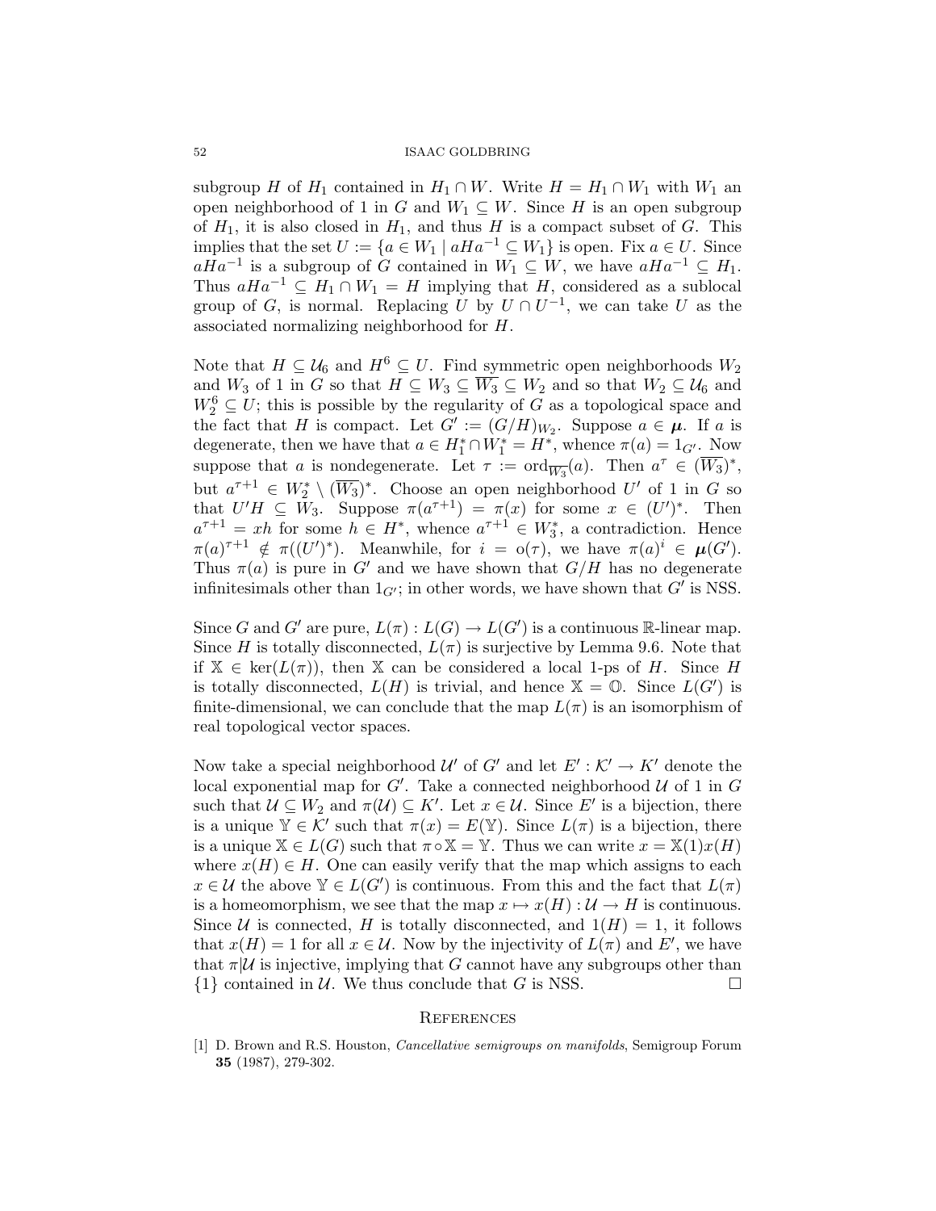subgroup $H$ of $H_1$ contained in $H_1 \cap W$. Write $H = H_1 \cap W_1$ with $W_1$ an open neighborhood of 1 in $G$ and $W_1 \subseteq W$. Since $H$ is an open subgroup of $H_1$, it is also closed in $H_1$, and thus $H$ is a compact subset of $G$. This implies that the set $U := \{a \in W_1 \mid aHa^{-1} \subseteq W_1\}$ is open. Fix $a \in U$. Since $aHa^{-1}$ is a subgroup of $G$ contained in $W_1 \subseteq W$, we have $aHa^{-1} \subseteq H_1$. Thus $aHa^{-1} \subseteq H_1 \cap W_1 = H$ implying that $H$, considered as a sublocal group of $G$, is normal. Replacing $U$ by $U \cap U^{-1}$, we can take $U$ as the associated normalizing neighborhood for $H$.

Note that $H \subseteq \mathcal{U}_6$ and $H^6 \subseteq U$. Find symmetric open neighborhoods $W_2$ and $W_3$ of 1 in $G$ so that $H \subseteq W_3 \subseteq \overline{W_3} \subseteq W_2$ and so that $W_2 \subseteq \mathcal{U}_6$ and $W_2^6 \subseteq U$; this is possible by the regularity of $G$ as a topological space and the fact that $H$ is compact. Let $G' := (G/H)_{W_2}$. Suppose $a \in \boldsymbol{\mu}$. If $a$ is degenerate, then we have that $a \in H_1^* \cap W_1^* = H^*$, whence $\pi(a) = 1_{G'}$. Now suppose that $a$ is nondegenerate. Let $\tau := \operatorname{ord}_{\overline{W_3}}(a)$. Then $a^\tau \in (\overline{W_3})^*$, but $a^{\tau+1} \in W_2^* \setminus (\overline{W_3})^*$. Choose an open neighborhood $U'$ of 1 in $G$ so that $U'H \subseteq W_3$. Suppose $\pi(a^{\tau+1}) = \pi(x)$ for some $x \in (U')^*$. Then $a^{\tau+1} = xh$ for some $h \in H^*$, whence $a^{\tau+1} \in W_3^*$, a contradiction. Hence $\pi(a)^{\tau+1} \notin \pi((U')^*)$. Meanwhile, for $i = o(\tau)$, we have $\pi(a)^i \in \boldsymbol{\mu}(G')$. Thus $\pi(a)$ is pure in $G'$ and we have shown that $G/H$ has no degenerate infinitesimals other than $1_{G'}$; in other words, we have shown that $G'$ is NSS.

Since $G$ and $G'$ are pure, $L(\pi) : L(G) \to L(G')$ is a continuous $\mathbb{R}$-linear map. Since $H$ is totally disconnected, $L(\pi)$ is surjective by Lemma 9.6. Note that if $\mathbb{X} \in \ker(L(\pi))$, then $\mathbb{X}$ can be considered a local 1-ps of $H$. Since $H$ is totally disconnected, $L(H)$ is trivial, and hence $\mathbb{X} = \mathbb{O}$. Since $L(G')$ is finite-dimensional, we can conclude that the map $L(\pi)$ is an isomorphism of real topological vector spaces.

Now take a special neighborhood $\mathcal{U}'$ of $G'$ and let $E' : \mathcal{K}' \to K'$ denote the local exponential map for $G'$. Take a connected neighborhood $\mathcal{U}$ of 1 in $G$ such that $\mathcal{U} \subseteq W_2$ and $\pi(\mathcal{U}) \subseteq K'$. Let $x \in \mathcal{U}$. Since $E'$ is a bijection, there is a unique $\mathbb{Y} \in \mathcal{K}'$ such that $\pi(x) = E(\mathbb{Y})$. Since $L(\pi)$ is a bijection, there is a unique $\mathbb{X} \in L(G)$ such that $\pi \circ \mathbb{X} = \mathbb{Y}$. Thus we can write $x = \mathbb{X}(1)x(H)$ where $x(H) \in H$. One can easily verify that the map which assigns to each $x \in \mathcal{U}$ the above $\mathbb{Y} \in L(G')$ is continuous. From this and the fact that $L(\pi)$ is a homeomorphism, we see that the map $x \mapsto x(H) : \mathcal{U} \to H$ is continuous. Since $\mathcal{U}$ is connected, $H$ is totally disconnected, and $1(H) = 1$, it follows that $x(H) = 1$ for all $x \in \mathcal{U}$. Now by the injectivity of $L(\pi)$ and $E'$, we have that $\pi|\mathcal{U}$ is injective, implying that $G$ cannot have any subgroups other than $\{1\}$ contained in $\mathcal{U}$. We thus conclude that $G$ is NSS. $\square$

## References

[1] D. Brown and R.S. Houston, *Cancellative semigroups on manifolds*, Semigroup Forum **35** (1987), 279-302.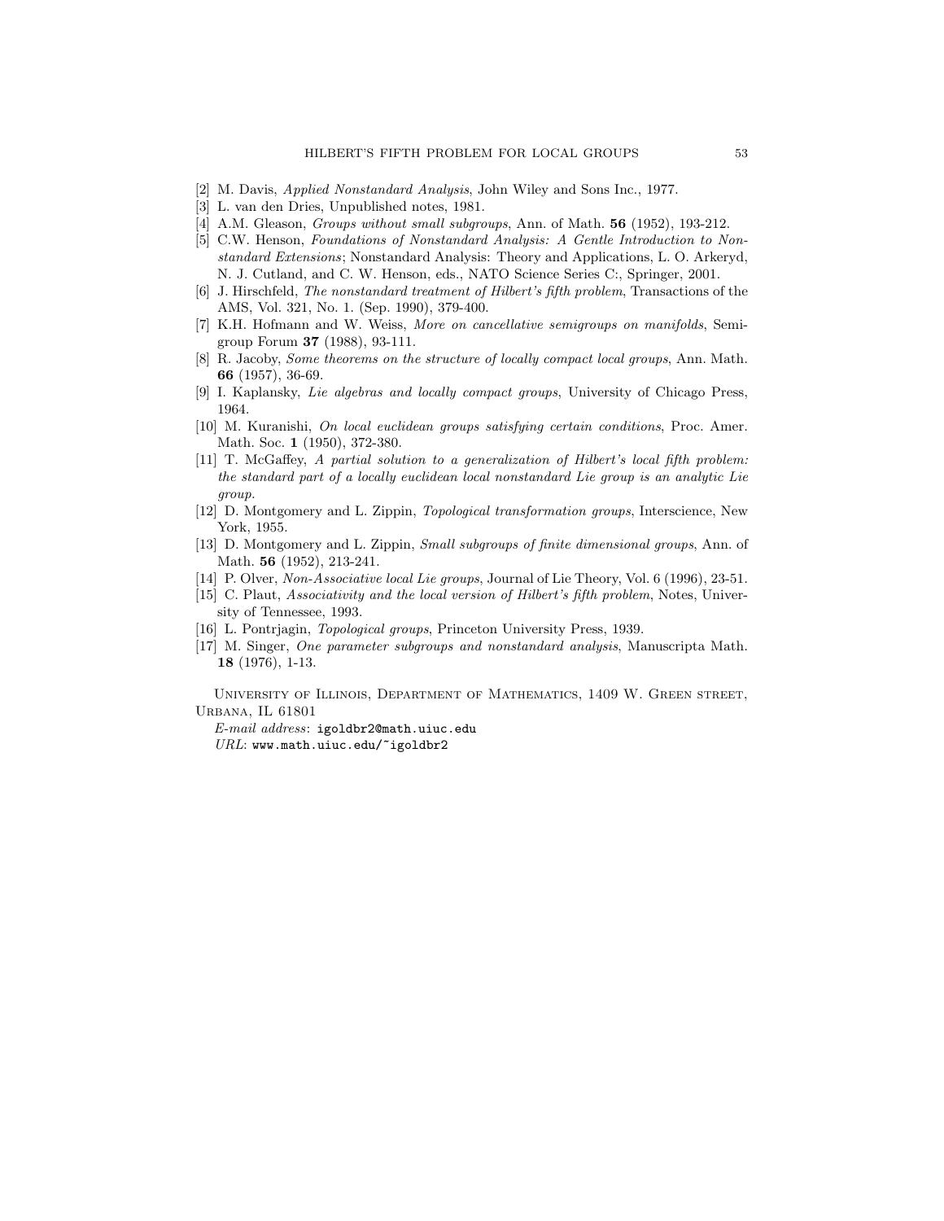[2] M. Davis, *Applied Nonstandard Analysis*, John Wiley and Sons Inc., 1977.

[3] L. van den Dries, Unpublished notes, 1981.

[4] A.M. Gleason, *Groups without small subgroups*, Ann. of Math. **56** (1952), 193-212.

[5] C.W. Henson, *Foundations of Nonstandard Analysis: A Gentle Introduction to Nonstandard Extensions*; Nonstandard Analysis: Theory and Applications, L. O. Arkeryd, N. J. Cutland, and C. W. Henson, eds., NATO Science Series C:, Springer, 2001.

[6] J. Hirschfeld, *The nonstandard treatment of Hilbert's fifth problem*, Transactions of the AMS, Vol. 321, No. 1. (Sep. 1990), 379-400.

[7] K.H. Hofmann and W. Weiss, *More on cancellative semigroups on manifolds*, Semigroup Forum **37** (1988), 93-111.

[8] R. Jacoby, *Some theorems on the structure of locally compact local groups*, Ann. Math. **66** (1957), 36-69.

[9] I. Kaplansky, *Lie algebras and locally compact groups*, University of Chicago Press, 1964.

[10] M. Kuranishi, *On local euclidean groups satisfying certain conditions*, Proc. Amer. Math. Soc. **1** (1950), 372-380.

[11] T. McGaffey, *A partial solution to a generalization of Hilbert's local fifth problem: the standard part of a locally euclidean local nonstandard Lie group is an analytic Lie group.*

[12] D. Montgomery and L. Zippin, *Topological transformation groups*, Interscience, New York, 1955.

[13] D. Montgomery and L. Zippin, *Small subgroups of finite dimensional groups*, Ann. of Math. **56** (1952), 213-241.

[14] P. Olver, *Non-Associative local Lie groups*, Journal of Lie Theory, Vol. 6 (1996), 23-51.

[15] C. Plaut, *Associativity and the local version of Hilbert's fifth problem*, Notes, University of Tennessee, 1993.

[16] L. Pontrjagin, *Topological groups*, Princeton University Press, 1939.

[17] M. Singer, *One parameter subgroups and nonstandard analysis*, Manuscripta Math. **18** (1976), 1-13.

University of Illinois, Department of Mathematics, 1409 W. Green street, Urbana, IL 61801

*E-mail address*: igoldbr2@math.uiuc.edu

*URL*: www.math.uiuc.edu/~igoldbr2